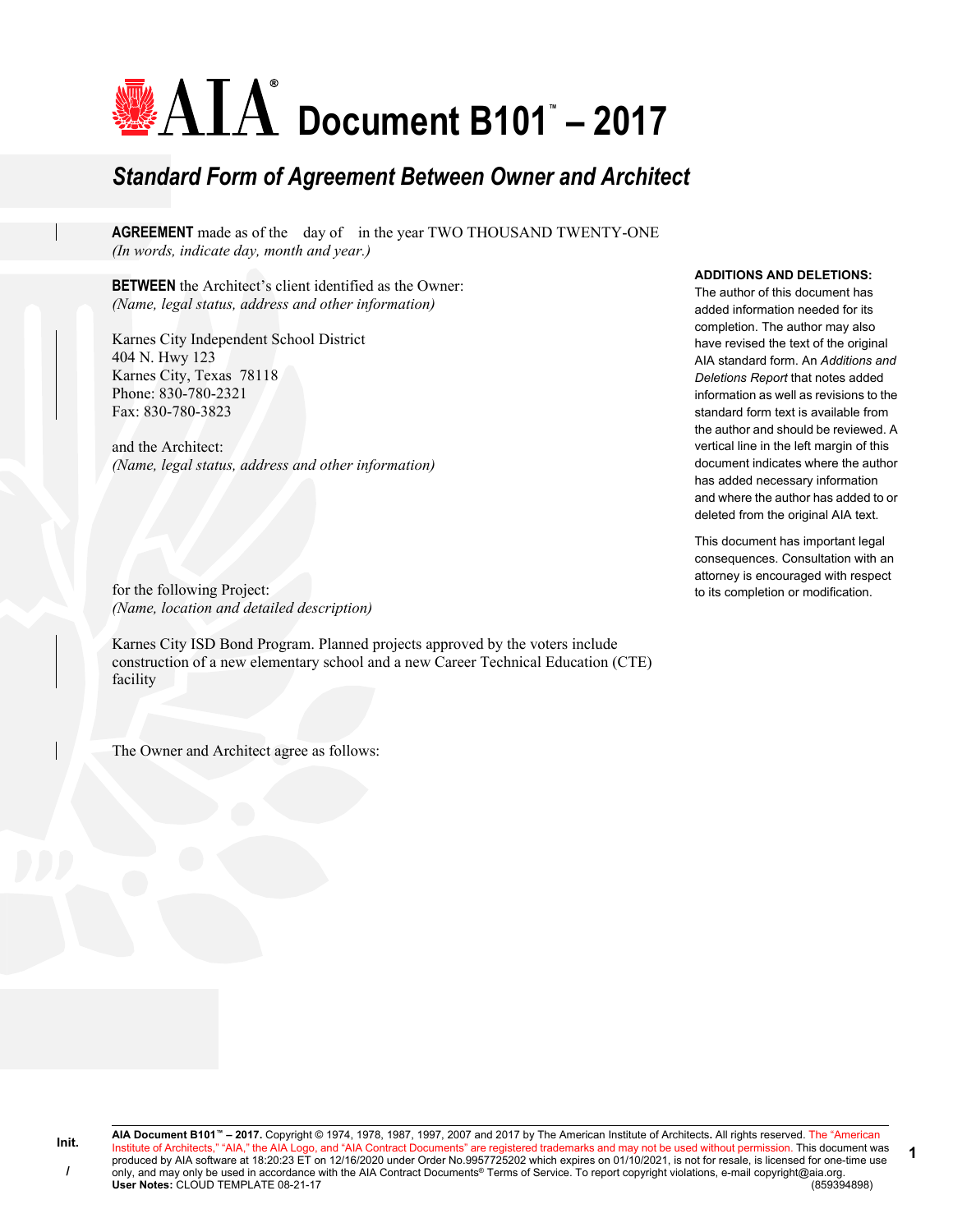# AIA Document B101™ – 2017

## *Standard Form of Agreement Between Owner and Architect*

**AGREEMENT** made as of the day of in the year TWO THOUSAND TWENTY-ONE
*(In words, indicate day, month and year.)*

**BETWEEN** the Architect's client identified as the Owner:
*(Name, legal status, address and other information)*

Karnes City Independent School District
404 N. Hwy 123
Karnes City, Texas 78118
Phone: 830-780-2321
Fax: 830-780-3823

and the Architect:
*(Name, legal status, address and other information)*

for the following Project:
*(Name, location and detailed description)*

Karnes City ISD Bond Program. Planned projects approved by the voters include construction of a new elementary school and a new Career Technical Education (CTE) facility

The Owner and Architect agree as follows:

**ADDITIONS AND DELETIONS:**
The author of this document has added information needed for its completion. The author may also have revised the text of the original AIA standard form. An *Additions and Deletions Report* that notes added information as well as revisions to the standard form text is available from the author and should be reviewed. A vertical line in the left margin of this document indicates where the author has added necessary information and where the author has added to or deleted from the original AIA text.

This document has important legal consequences. Consultation with an attorney is encouraged with respect to its completion or modification.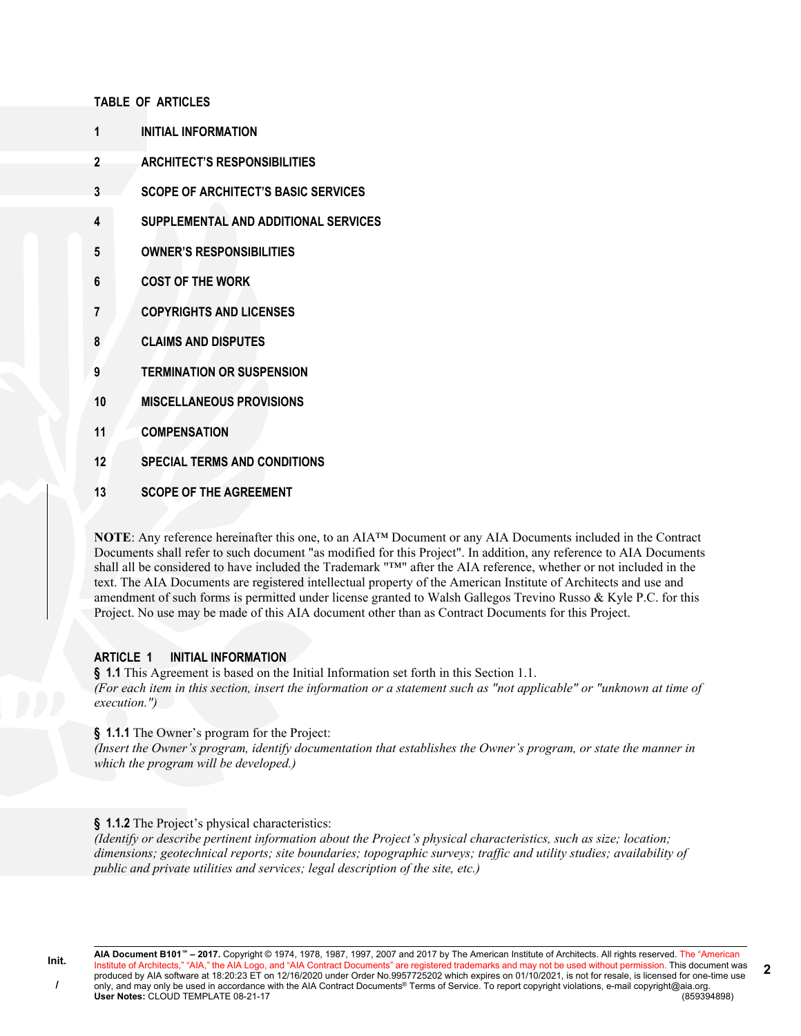## TABLE OF ARTICLES

| | |
|---|---|
| **1** | **INITIAL INFORMATION** |
| **2** | **ARCHITECT'S RESPONSIBILITIES** |
| **3** | **SCOPE OF ARCHITECT'S BASIC SERVICES** |
| **4** | **SUPPLEMENTAL AND ADDITIONAL SERVICES** |
| **5** | **OWNER'S RESPONSIBILITIES** |
| **6** | **COST OF THE WORK** |
| **7** | **COPYRIGHTS AND LICENSES** |
| **8** | **CLAIMS AND DISPUTES** |
| **9** | **TERMINATION OR SUSPENSION** |
| **10** | **MISCELLANEOUS PROVISIONS** |
| **11** | **COMPENSATION** |
| **12** | **SPECIAL TERMS AND CONDITIONS** |
| **13** | **SCOPE OF THE AGREEMENT** |

**NOTE**: Any reference hereinafter this one, to an AIA™ Document or any AIA Documents included in the Contract Documents shall refer to such document "as modified for this Project". In addition, any reference to AIA Documents shall all be considered to have included the Trademark "™" after the AIA reference, whether or not included in the text. The AIA Documents are registered intellectual property of the American Institute of Architects and use and amendment of such forms is permitted under license granted to Walsh Gallegos Trevino Russo & Kyle P.C. for this Project. No use may be made of this AIA document other than as Contract Documents for this Project.

## ARTICLE 1 INITIAL INFORMATION

**§ 1.1** This Agreement is based on the Initial Information set forth in this Section 1.1.
*(For each item in this section, insert the information or a statement such as "not applicable" or "unknown at time of execution.")*

**§ 1.1.1** The Owner's program for the Project:
*(Insert the Owner's program, identify documentation that establishes the Owner's program, or state the manner in which the program will be developed.)*

**§ 1.1.2** The Project's physical characteristics:
*(Identify or describe pertinent information about the Project's physical characteristics, such as size; location; dimensions; geotechnical reports; site boundaries; topographic surveys; traffic and utility studies; availability of public and private utilities and services; legal description of the site, etc.)*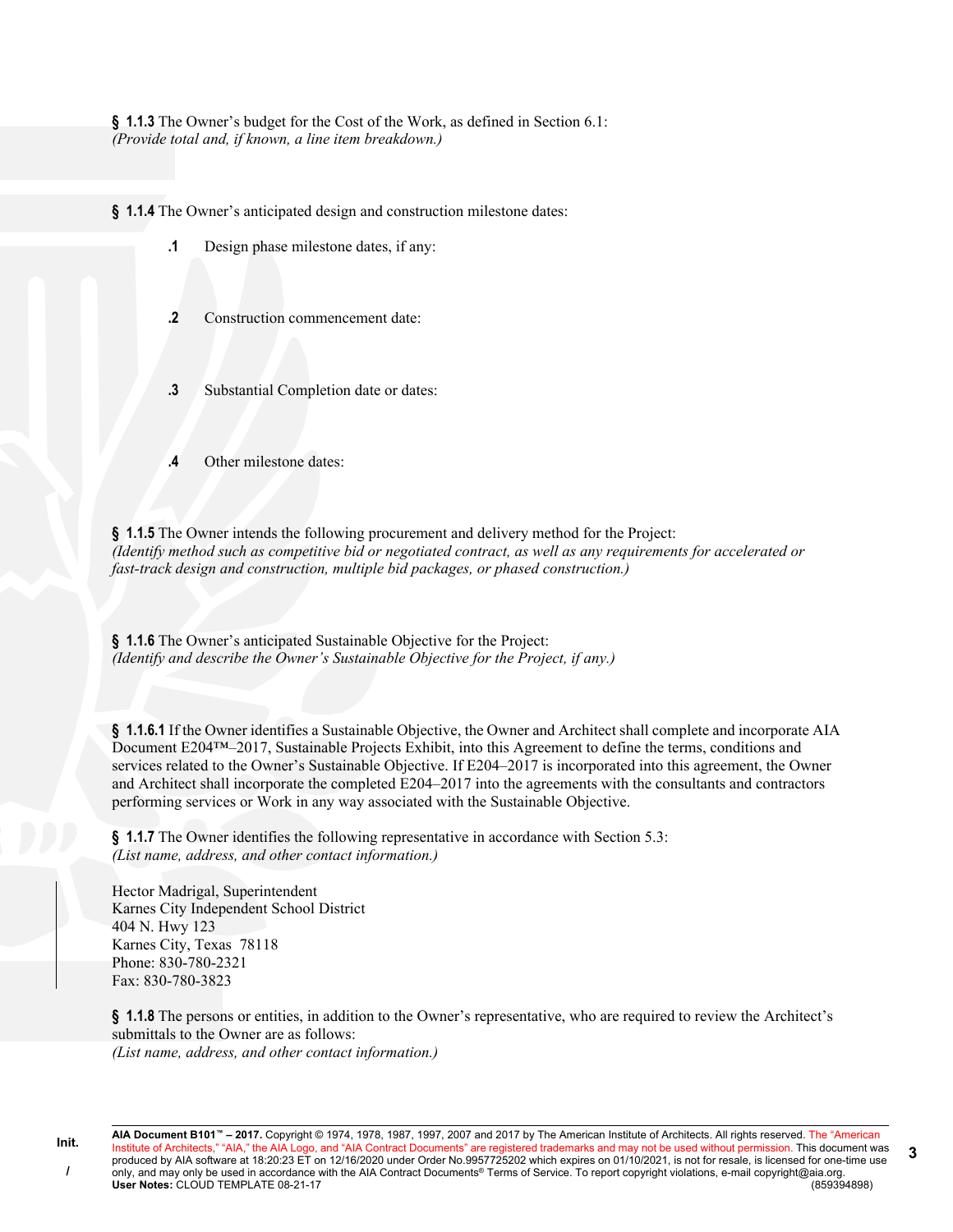**§ 1.1.3** The Owner's budget for the Cost of the Work, as defined in Section 6.1:
*(Provide total and, if known, a line item breakdown.)*

**§ 1.1.4** The Owner's anticipated design and construction milestone dates:

**.1** Design phase milestone dates, if any:

**.2** Construction commencement date:

**.3** Substantial Completion date or dates:

**.4** Other milestone dates:

**§ 1.1.5** The Owner intends the following procurement and delivery method for the Project:
*(Identify method such as competitive bid or negotiated contract, as well as any requirements for accelerated or fast-track design and construction, multiple bid packages, or phased construction.)*

**§ 1.1.6** The Owner's anticipated Sustainable Objective for the Project:
*(Identify and describe the Owner's Sustainable Objective for the Project, if any.)*

**§ 1.1.6.1** If the Owner identifies a Sustainable Objective, the Owner and Architect shall complete and incorporate AIA Document E204™–2017, Sustainable Projects Exhibit, into this Agreement to define the terms, conditions and services related to the Owner's Sustainable Objective. If E204–2017 is incorporated into this agreement, the Owner and Architect shall incorporate the completed E204–2017 into the agreements with the consultants and contractors performing services or Work in any way associated with the Sustainable Objective.

**§ 1.1.7** The Owner identifies the following representative in accordance with Section 5.3:
*(List name, address, and other contact information.)*

Hector Madrigal, Superintendent
Karnes City Independent School District
404 N. Hwy 123
Karnes City, Texas 78118
Phone: 830-780-2321
Fax: 830-780-3823

**§ 1.1.8** The persons or entities, in addition to the Owner's representative, who are required to review the Architect's submittals to the Owner are as follows:
*(List name, address, and other contact information.)*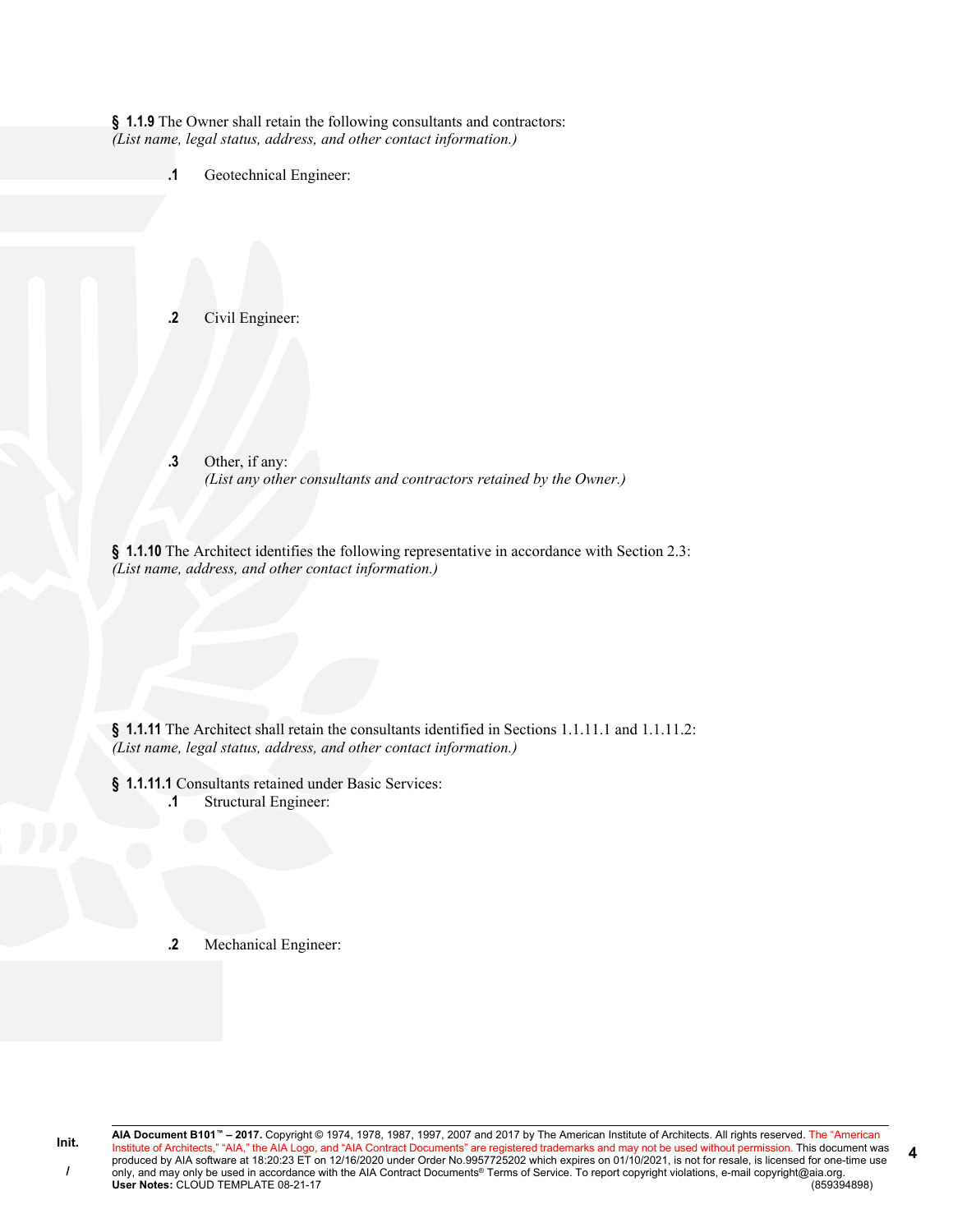**§ 1.1.9** The Owner shall retain the following consultants and contractors:
*(List name, legal status, address, and other contact information.)*

**.1** Geotechnical Engineer:

**.2** Civil Engineer:

**.3** Other, if any:
*(List any other consultants and contractors retained by the Owner.)*

**§ 1.1.10** The Architect identifies the following representative in accordance with Section 2.3:
*(List name, address, and other contact information.)*

**§ 1.1.11** The Architect shall retain the consultants identified in Sections 1.1.11.1 and 1.1.11.2:
*(List name, legal status, address, and other contact information.)*

**§ 1.1.11.1** Consultants retained under Basic Services:

**.1** Structural Engineer:

**.2** Mechanical Engineer: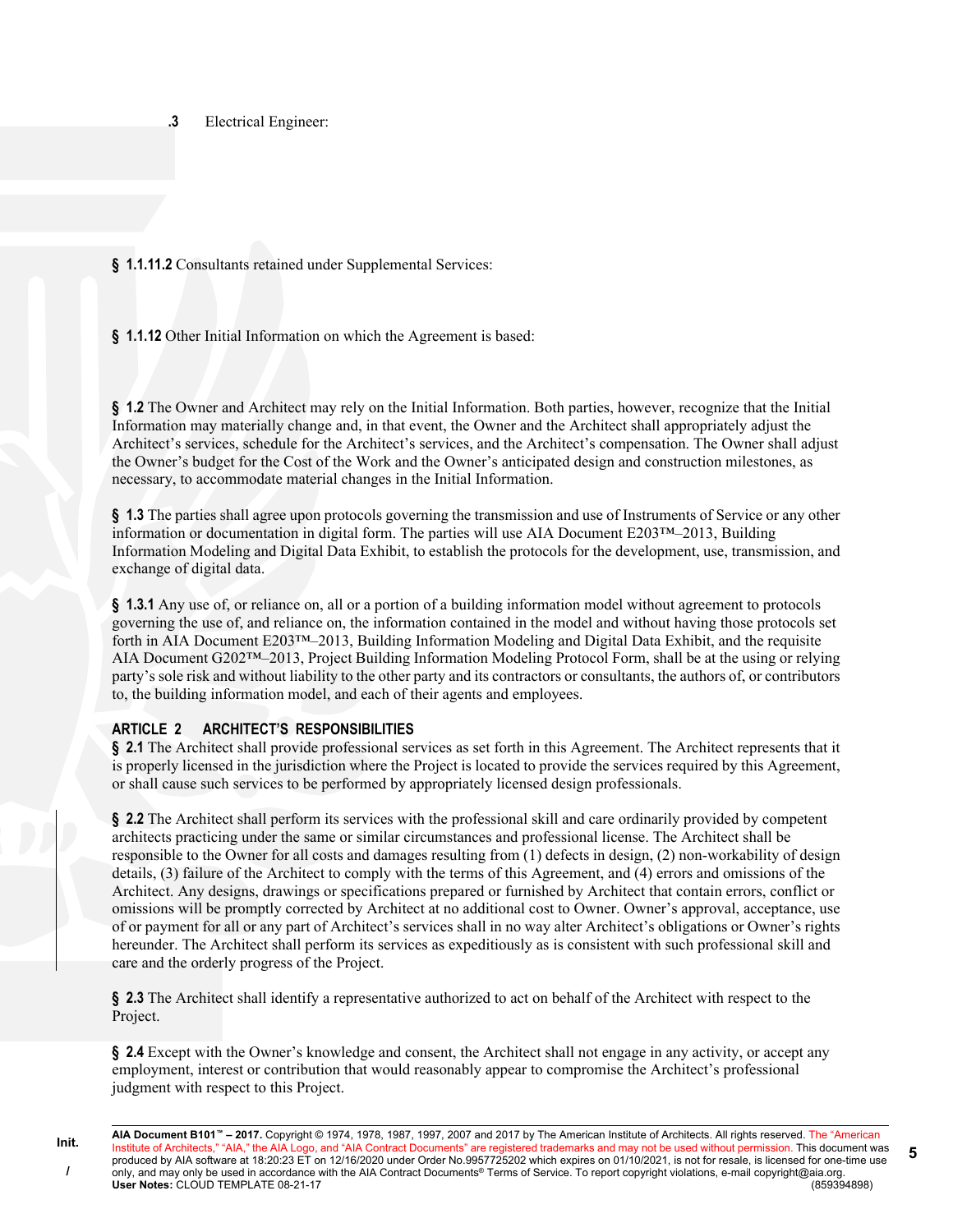.3 Electrical Engineer:

**§ 1.1.11.2** Consultants retained under Supplemental Services:

**§ 1.1.12** Other Initial Information on which the Agreement is based:

**§ 1.2** The Owner and Architect may rely on the Initial Information. Both parties, however, recognize that the Initial Information may materially change and, in that event, the Owner and the Architect shall appropriately adjust the Architect's services, schedule for the Architect's services, and the Architect's compensation. The Owner shall adjust the Owner's budget for the Cost of the Work and the Owner's anticipated design and construction milestones, as necessary, to accommodate material changes in the Initial Information.

**§ 1.3** The parties shall agree upon protocols governing the transmission and use of Instruments of Service or any other information or documentation in digital form. The parties will use AIA Document E203™–2013, Building Information Modeling and Digital Data Exhibit, to establish the protocols for the development, use, transmission, and exchange of digital data.

**§ 1.3.1** Any use of, or reliance on, all or a portion of a building information model without agreement to protocols governing the use of, and reliance on, the information contained in the model and without having those protocols set forth in AIA Document E203™–2013, Building Information Modeling and Digital Data Exhibit, and the requisite AIA Document G202™–2013, Project Building Information Modeling Protocol Form, shall be at the using or relying party's sole risk and without liability to the other party and its contractors or consultants, the authors of, or contributors to, the building information model, and each of their agents and employees.

## ARTICLE 2 ARCHITECT'S RESPONSIBILITIES

**§ 2.1** The Architect shall provide professional services as set forth in this Agreement. The Architect represents that it is properly licensed in the jurisdiction where the Project is located to provide the services required by this Agreement, or shall cause such services to be performed by appropriately licensed design professionals.

**§ 2.2** The Architect shall perform its services with the professional skill and care ordinarily provided by competent architects practicing under the same or similar circumstances and professional license. The Architect shall be responsible to the Owner for all costs and damages resulting from (1) defects in design, (2) non-workability of design details, (3) failure of the Architect to comply with the terms of this Agreement, and (4) errors and omissions of the Architect. Any designs, drawings or specifications prepared or furnished by Architect that contain errors, conflict or omissions will be promptly corrected by Architect at no additional cost to Owner. Owner's approval, acceptance, use of or payment for all or any part of Architect's services shall in no way alter Architect's obligations or Owner's rights hereunder. The Architect shall perform its services as expeditiously as is consistent with such professional skill and care and the orderly progress of the Project.

**§ 2.3** The Architect shall identify a representative authorized to act on behalf of the Architect with respect to the Project.

**§ 2.4** Except with the Owner's knowledge and consent, the Architect shall not engage in any activity, or accept any employment, interest or contribution that would reasonably appear to compromise the Architect's professional judgment with respect to this Project.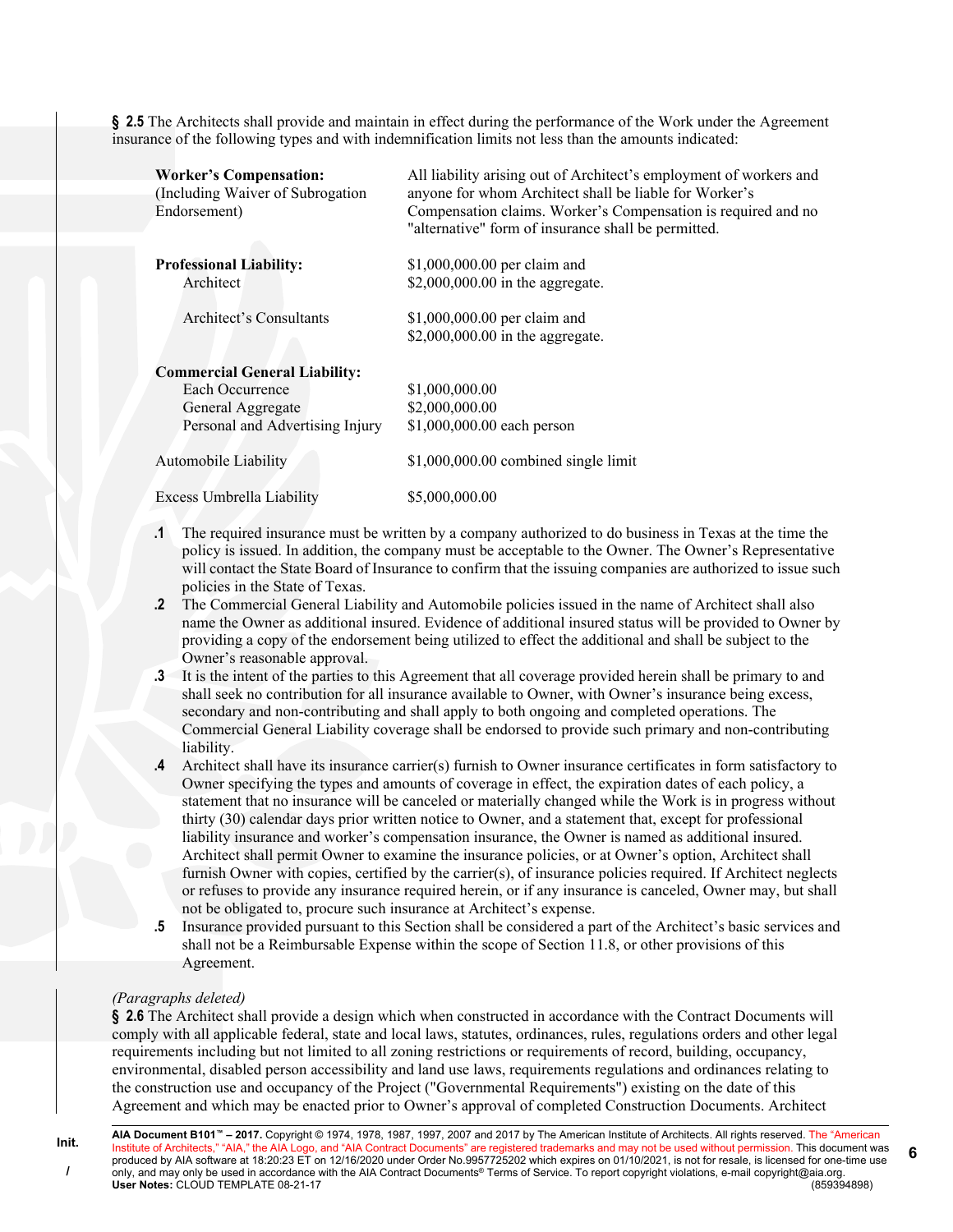**§ 2.5** The Architects shall provide and maintain in effect during the performance of the Work under the Agreement insurance of the following types and with indemnification limits not less than the amounts indicated:

| | |
|---|---|
| **Worker's Compensation:** (Including Waiver of Subrogation Endorsement) | All liability arising out of Architect's employment of workers and anyone for whom Architect shall be liable for Worker's Compensation claims. Worker's Compensation is required and no "alternative" form of insurance shall be permitted. |
| **Professional Liability:** | |
| Architect | $1,000,000.00 per claim and $2,000,000.00 in the aggregate. |
| Architect's Consultants | $1,000,000.00 per claim and $2,000,000.00 in the aggregate. |
| **Commercial General Liability:** | |
| Each Occurrence | $1,000,000.00 |
| General Aggregate | $2,000,000.00 |
| Personal and Advertising Injury | $1,000,000.00 each person |
| Automobile Liability | $1,000,000.00 combined single limit |
| Excess Umbrella Liability | $5,000,000.00 |

**.1** The required insurance must be written by a company authorized to do business in Texas at the time the policy is issued. In addition, the company must be acceptable to the Owner. The Owner's Representative will contact the State Board of Insurance to confirm that the issuing companies are authorized to issue such policies in the State of Texas.

**.2** The Commercial General Liability and Automobile policies issued in the name of Architect shall also name the Owner as additional insured. Evidence of additional insured status will be provided to Owner by providing a copy of the endorsement being utilized to effect the additional and shall be subject to the Owner's reasonable approval.

**.3** It is the intent of the parties to this Agreement that all coverage provided herein shall be primary to and shall seek no contribution for all insurance available to Owner, with Owner's insurance being excess, secondary and non-contributing and shall apply to both ongoing and completed operations. The Commercial General Liability coverage shall be endorsed to provide such primary and non-contributing liability.

**.4** Architect shall have its insurance carrier(s) furnish to Owner insurance certificates in form satisfactory to Owner specifying the types and amounts of coverage in effect, the expiration dates of each policy, a statement that no insurance will be canceled or materially changed while the Work is in progress without thirty (30) calendar days prior written notice to Owner, and a statement that, except for professional liability insurance and worker's compensation insurance, the Owner is named as additional insured. Architect shall permit Owner to examine the insurance policies, or at Owner's option, Architect shall furnish Owner with copies, certified by the carrier(s), of insurance policies required. If Architect neglects or refuses to provide any insurance required herein, or if any insurance is canceled, Owner may, but shall not be obligated to, procure such insurance at Architect's expense.

**.5** Insurance provided pursuant to this Section shall be considered a part of the Architect's basic services and shall not be a Reimbursable Expense within the scope of Section 11.8, or other provisions of this Agreement.

*(Paragraphs deleted)*

**§ 2.6** The Architect shall provide a design which when constructed in accordance with the Contract Documents will comply with all applicable federal, state and local laws, statutes, ordinances, rules, regulations orders and other legal requirements including but not limited to all zoning restrictions or requirements of record, building, occupancy, environmental, disabled person accessibility and land use laws, requirements regulations and ordinances relating to the construction use and occupancy of the Project ("Governmental Requirements") existing on the date of this Agreement and which may be enacted prior to Owner's approval of completed Construction Documents. Architect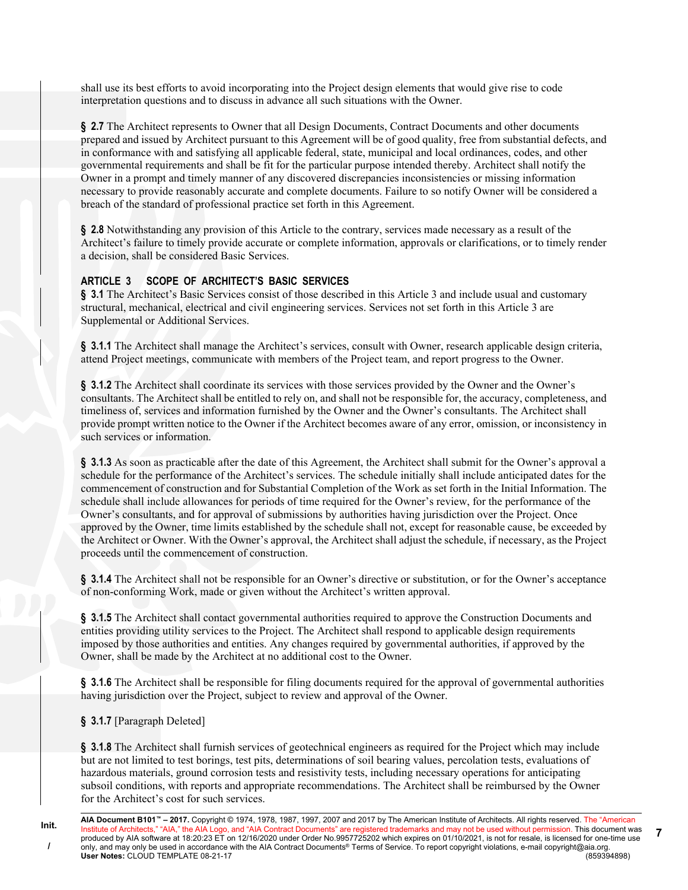shall use its best efforts to avoid incorporating into the Project design elements that would give rise to code interpretation questions and to discuss in advance all such situations with the Owner.

**§ 2.7** The Architect represents to Owner that all Design Documents, Contract Documents and other documents prepared and issued by Architect pursuant to this Agreement will be of good quality, free from substantial defects, and in conformance with and satisfying all applicable federal, state, municipal and local ordinances, codes, and other governmental requirements and shall be fit for the particular purpose intended thereby. Architect shall notify the Owner in a prompt and timely manner of any discovered discrepancies inconsistencies or missing information necessary to provide reasonably accurate and complete documents. Failure to so notify Owner will be considered a breach of the standard of professional practice set forth in this Agreement.

**§ 2.8** Notwithstanding any provision of this Article to the contrary, services made necessary as a result of the Architect's failure to timely provide accurate or complete information, approvals or clarifications, or to timely render a decision, shall be considered Basic Services.

## ARTICLE 3 SCOPE OF ARCHITECT'S BASIC SERVICES

**§ 3.1** The Architect's Basic Services consist of those described in this Article 3 and include usual and customary structural, mechanical, electrical and civil engineering services. Services not set forth in this Article 3 are Supplemental or Additional Services.

**§ 3.1.1** The Architect shall manage the Architect's services, consult with Owner, research applicable design criteria, attend Project meetings, communicate with members of the Project team, and report progress to the Owner.

**§ 3.1.2** The Architect shall coordinate its services with those services provided by the Owner and the Owner's consultants. The Architect shall be entitled to rely on, and shall not be responsible for, the accuracy, completeness, and timeliness of, services and information furnished by the Owner and the Owner's consultants. The Architect shall provide prompt written notice to the Owner if the Architect becomes aware of any error, omission, or inconsistency in such services or information.

**§ 3.1.3** As soon as practicable after the date of this Agreement, the Architect shall submit for the Owner's approval a schedule for the performance of the Architect's services. The schedule initially shall include anticipated dates for the commencement of construction and for Substantial Completion of the Work as set forth in the Initial Information. The schedule shall include allowances for periods of time required for the Owner's review, for the performance of the Owner's consultants, and for approval of submissions by authorities having jurisdiction over the Project. Once approved by the Owner, time limits established by the schedule shall not, except for reasonable cause, be exceeded by the Architect or Owner. With the Owner's approval, the Architect shall adjust the schedule, if necessary, as the Project proceeds until the commencement of construction.

**§ 3.1.4** The Architect shall not be responsible for an Owner's directive or substitution, or for the Owner's acceptance of non-conforming Work, made or given without the Architect's written approval.

**§ 3.1.5** The Architect shall contact governmental authorities required to approve the Construction Documents and entities providing utility services to the Project. The Architect shall respond to applicable design requirements imposed by those authorities and entities. Any changes required by governmental authorities, if approved by the Owner, shall be made by the Architect at no additional cost to the Owner.

**§ 3.1.6** The Architect shall be responsible for filing documents required for the approval of governmental authorities having jurisdiction over the Project, subject to review and approval of the Owner.

**§ 3.1.7** [Paragraph Deleted]

**§ 3.1.8** The Architect shall furnish services of geotechnical engineers as required for the Project which may include but are not limited to test borings, test pits, determinations of soil bearing values, percolation tests, evaluations of hazardous materials, ground corrosion tests and resistivity tests, including necessary operations for anticipating subsoil conditions, with reports and appropriate recommendations. The Architect shall be reimbursed by the Owner for the Architect's cost for such services.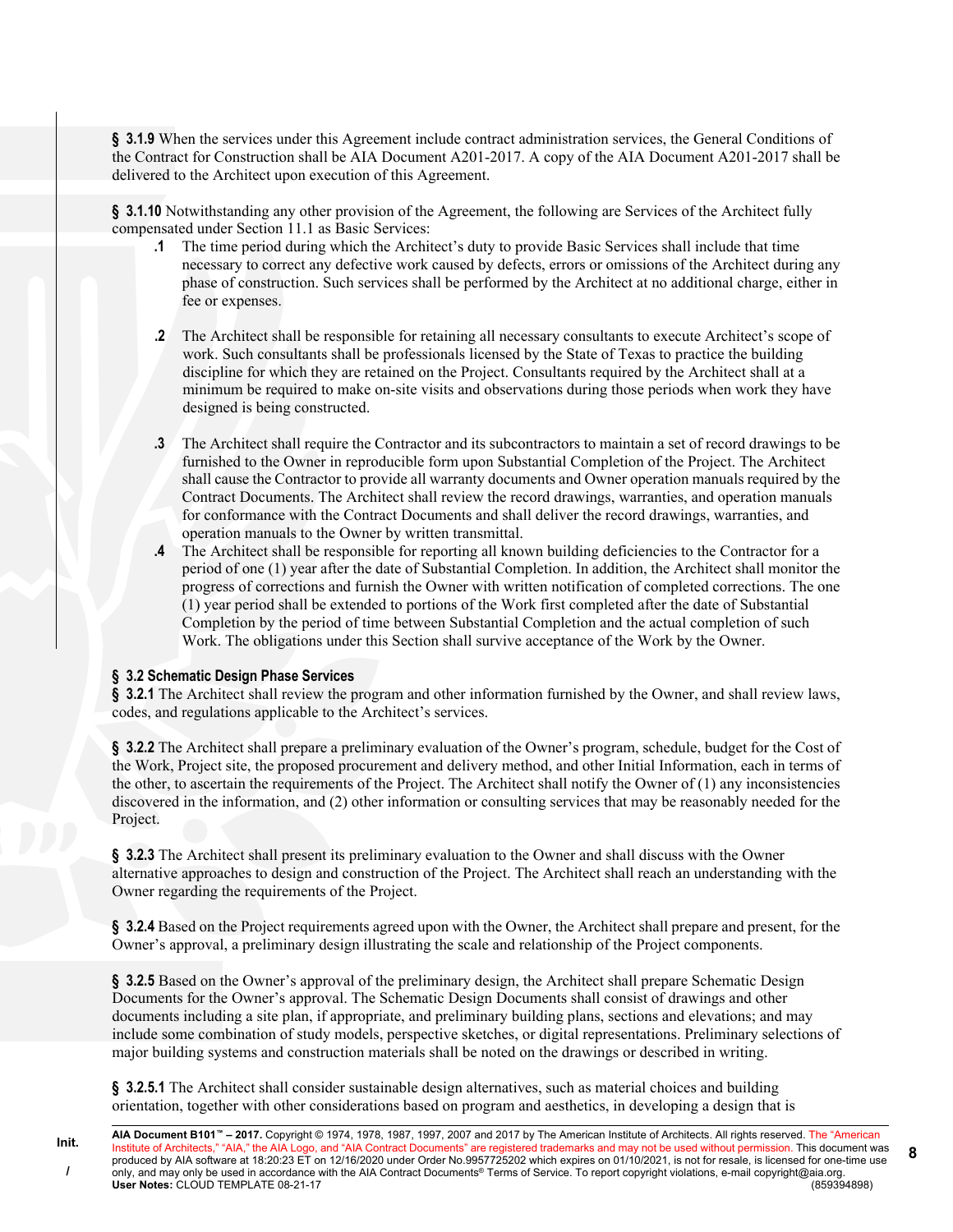**§ 3.1.9** When the services under this Agreement include contract administration services, the General Conditions of the Contract for Construction shall be AIA Document A201-2017. A copy of the AIA Document A201-2017 shall be delivered to the Architect upon execution of this Agreement.

**§ 3.1.10** Notwithstanding any other provision of the Agreement, the following are Services of the Architect fully compensated under Section 11.1 as Basic Services:

**.1** The time period during which the Architect's duty to provide Basic Services shall include that time necessary to correct any defective work caused by defects, errors or omissions of the Architect during any phase of construction. Such services shall be performed by the Architect at no additional charge, either in fee or expenses.

**.2** The Architect shall be responsible for retaining all necessary consultants to execute Architect's scope of work. Such consultants shall be professionals licensed by the State of Texas to practice the building discipline for which they are retained on the Project. Consultants required by the Architect shall at a minimum be required to make on-site visits and observations during those periods when work they have designed is being constructed.

**.3** The Architect shall require the Contractor and its subcontractors to maintain a set of record drawings to be furnished to the Owner in reproducible form upon Substantial Completion of the Project. The Architect shall cause the Contractor to provide all warranty documents and Owner operation manuals required by the Contract Documents. The Architect shall review the record drawings, warranties, and operation manuals for conformance with the Contract Documents and shall deliver the record drawings, warranties, and operation manuals to the Owner by written transmittal.

**.4** The Architect shall be responsible for reporting all known building deficiencies to the Contractor for a period of one (1) year after the date of Substantial Completion. In addition, the Architect shall monitor the progress of corrections and furnish the Owner with written notification of completed corrections. The one (1) year period shall be extended to portions of the Work first completed after the date of Substantial Completion by the period of time between Substantial Completion and the actual completion of such Work. The obligations under this Section shall survive acceptance of the Work by the Owner.

## § 3.2 Schematic Design Phase Services

**§ 3.2.1** The Architect shall review the program and other information furnished by the Owner, and shall review laws, codes, and regulations applicable to the Architect's services.

**§ 3.2.2** The Architect shall prepare a preliminary evaluation of the Owner's program, schedule, budget for the Cost of the Work, Project site, the proposed procurement and delivery method, and other Initial Information, each in terms of the other, to ascertain the requirements of the Project. The Architect shall notify the Owner of (1) any inconsistencies discovered in the information, and (2) other information or consulting services that may be reasonably needed for the Project.

**§ 3.2.3** The Architect shall present its preliminary evaluation to the Owner and shall discuss with the Owner alternative approaches to design and construction of the Project. The Architect shall reach an understanding with the Owner regarding the requirements of the Project.

**§ 3.2.4** Based on the Project requirements agreed upon with the Owner, the Architect shall prepare and present, for the Owner's approval, a preliminary design illustrating the scale and relationship of the Project components.

**§ 3.2.5** Based on the Owner's approval of the preliminary design, the Architect shall prepare Schematic Design Documents for the Owner's approval. The Schematic Design Documents shall consist of drawings and other documents including a site plan, if appropriate, and preliminary building plans, sections and elevations; and may include some combination of study models, perspective sketches, or digital representations. Preliminary selections of major building systems and construction materials shall be noted on the drawings or described in writing.

**§ 3.2.5.1** The Architect shall consider sustainable design alternatives, such as material choices and building orientation, together with other considerations based on program and aesthetics, in developing a design that is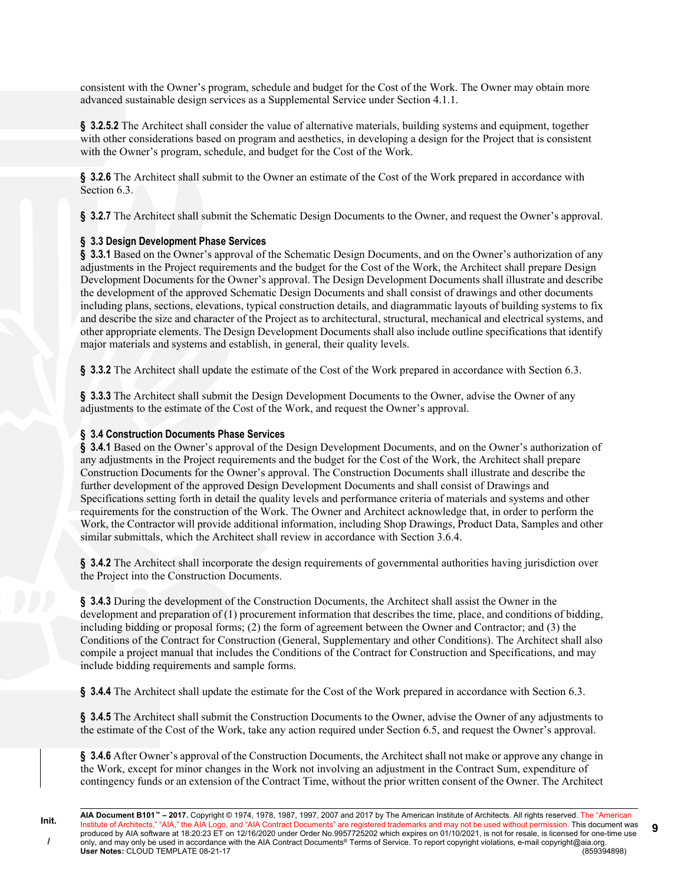consistent with the Owner's program, schedule and budget for the Cost of the Work. The Owner may obtain more advanced sustainable design services as a Supplemental Service under Section 4.1.1.

**§ 3.2.5.2** The Architect shall consider the value of alternative materials, building systems and equipment, together with other considerations based on program and aesthetics, in developing a design for the Project that is consistent with the Owner's program, schedule, and budget for the Cost of the Work.

**§ 3.2.6** The Architect shall submit to the Owner an estimate of the Cost of the Work prepared in accordance with Section 6.3.

**§ 3.2.7** The Architect shall submit the Schematic Design Documents to the Owner, and request the Owner's approval.

### § 3.3 Design Development Phase Services

**§ 3.3.1** Based on the Owner's approval of the Schematic Design Documents, and on the Owner's authorization of any adjustments in the Project requirements and the budget for the Cost of the Work, the Architect shall prepare Design Development Documents for the Owner's approval. The Design Development Documents shall illustrate and describe the development of the approved Schematic Design Documents and shall consist of drawings and other documents including plans, sections, elevations, typical construction details, and diagrammatic layouts of building systems to fix and describe the size and character of the Project as to architectural, structural, mechanical and electrical systems, and other appropriate elements. The Design Development Documents shall also include outline specifications that identify major materials and systems and establish, in general, their quality levels.

**§ 3.3.2** The Architect shall update the estimate of the Cost of the Work prepared in accordance with Section 6.3.

**§ 3.3.3** The Architect shall submit the Design Development Documents to the Owner, advise the Owner of any adjustments to the estimate of the Cost of the Work, and request the Owner's approval.

### § 3.4 Construction Documents Phase Services

**§ 3.4.1** Based on the Owner's approval of the Design Development Documents, and on the Owner's authorization of any adjustments in the Project requirements and the budget for the Cost of the Work, the Architect shall prepare Construction Documents for the Owner's approval. The Construction Documents shall illustrate and describe the further development of the approved Design Development Documents and shall consist of Drawings and Specifications setting forth in detail the quality levels and performance criteria of materials and systems and other requirements for the construction of the Work. The Owner and Architect acknowledge that, in order to perform the Work, the Contractor will provide additional information, including Shop Drawings, Product Data, Samples and other similar submittals, which the Architect shall review in accordance with Section 3.6.4.

**§ 3.4.2** The Architect shall incorporate the design requirements of governmental authorities having jurisdiction over the Project into the Construction Documents.

**§ 3.4.3** During the development of the Construction Documents, the Architect shall assist the Owner in the development and preparation of (1) procurement information that describes the time, place, and conditions of bidding, including bidding or proposal forms; (2) the form of agreement between the Owner and Contractor; and (3) the Conditions of the Contract for Construction (General, Supplementary and other Conditions). The Architect shall also compile a project manual that includes the Conditions of the Contract for Construction and Specifications, and may include bidding requirements and sample forms.

**§ 3.4.4** The Architect shall update the estimate for the Cost of the Work prepared in accordance with Section 6.3.

**§ 3.4.5** The Architect shall submit the Construction Documents to the Owner, advise the Owner of any adjustments to the estimate of the Cost of the Work, take any action required under Section 6.5, and request the Owner's approval.

**§ 3.4.6** After Owner's approval of the Construction Documents, the Architect shall not make or approve any change in the Work, except for minor changes in the Work not involving an adjustment in the Contract Sum, expenditure of contingency funds or an extension of the Contract Time, without the prior written consent of the Owner. The Architect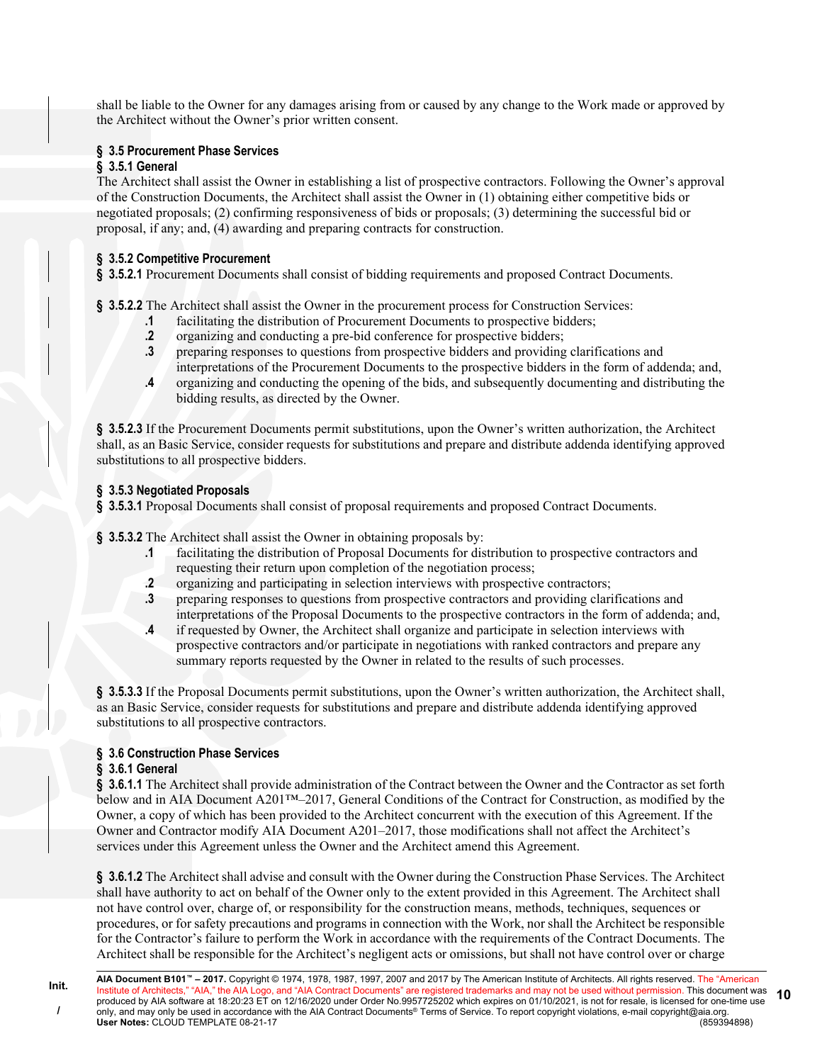shall be liable to the Owner for any damages arising from or caused by any change to the Work made or approved by the Architect without the Owner's prior written consent.

### § 3.5 Procurement Phase Services

### § 3.5.1 General

The Architect shall assist the Owner in establishing a list of prospective contractors. Following the Owner's approval of the Construction Documents, the Architect shall assist the Owner in (1) obtaining either competitive bids or negotiated proposals; (2) confirming responsiveness of bids or proposals; (3) determining the successful bid or proposal, if any; and, (4) awarding and preparing contracts for construction.

### § 3.5.2 Competitive Procurement

**§ 3.5.2.1** Procurement Documents shall consist of bidding requirements and proposed Contract Documents.

**§ 3.5.2.2** The Architect shall assist the Owner in the procurement process for Construction Services:

- **.1** facilitating the distribution of Procurement Documents to prospective bidders;
- **.2** organizing and conducting a pre-bid conference for prospective bidders;
- **.3** preparing responses to questions from prospective bidders and providing clarifications and interpretations of the Procurement Documents to the prospective bidders in the form of addenda; and,
- **.4** organizing and conducting the opening of the bids, and subsequently documenting and distributing the bidding results, as directed by the Owner.

**§ 3.5.2.3** If the Procurement Documents permit substitutions, upon the Owner's written authorization, the Architect shall, as an Basic Service, consider requests for substitutions and prepare and distribute addenda identifying approved substitutions to all prospective bidders.

### § 3.5.3 Negotiated Proposals

**§ 3.5.3.1** Proposal Documents shall consist of proposal requirements and proposed Contract Documents.

**§ 3.5.3.2** The Architect shall assist the Owner in obtaining proposals by:

- **.1** facilitating the distribution of Proposal Documents for distribution to prospective contractors and requesting their return upon completion of the negotiation process;
- **.2** organizing and participating in selection interviews with prospective contractors;
- **.3** preparing responses to questions from prospective contractors and providing clarifications and interpretations of the Proposal Documents to the prospective contractors in the form of addenda; and,
- **.4** if requested by Owner, the Architect shall organize and participate in selection interviews with prospective contractors and/or participate in negotiations with ranked contractors and prepare any summary reports requested by the Owner in related to the results of such processes.

**§ 3.5.3.3** If the Proposal Documents permit substitutions, upon the Owner's written authorization, the Architect shall, as an Basic Service, consider requests for substitutions and prepare and distribute addenda identifying approved substitutions to all prospective contractors.

### § 3.6 Construction Phase Services

### § 3.6.1 General

**§ 3.6.1.1** The Architect shall provide administration of the Contract between the Owner and the Contractor as set forth below and in AIA Document A201™–2017, General Conditions of the Contract for Construction, as modified by the Owner, a copy of which has been provided to the Architect concurrent with the execution of this Agreement. If the Owner and Contractor modify AIA Document A201–2017, those modifications shall not affect the Architect's services under this Agreement unless the Owner and the Architect amend this Agreement.

**§ 3.6.1.2** The Architect shall advise and consult with the Owner during the Construction Phase Services. The Architect shall have authority to act on behalf of the Owner only to the extent provided in this Agreement. The Architect shall not have control over, charge of, or responsibility for the construction means, methods, techniques, sequences or procedures, or for safety precautions and programs in connection with the Work, nor shall the Architect be responsible for the Contractor's failure to perform the Work in accordance with the requirements of the Contract Documents. The Architect shall be responsible for the Architect's negligent acts or omissions, but shall not have control over or charge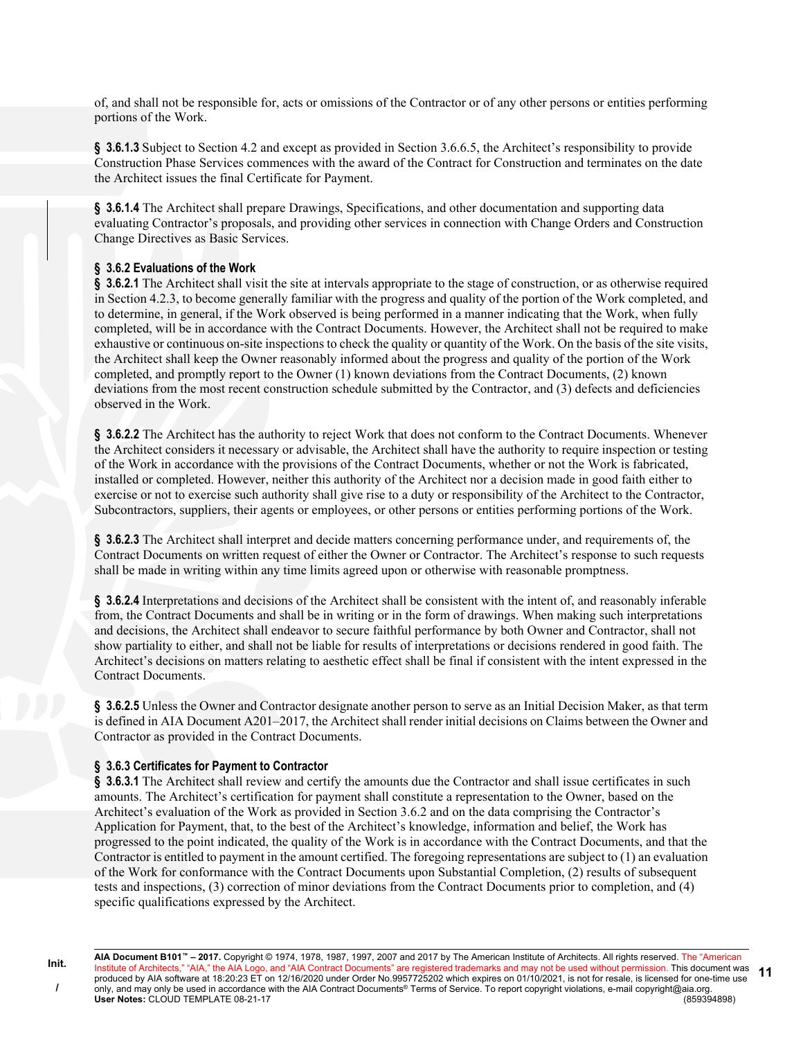of, and shall not be responsible for, acts or omissions of the Contractor or of any other persons or entities performing portions of the Work.

**§ 3.6.1.3** Subject to Section 4.2 and except as provided in Section 3.6.6.5, the Architect's responsibility to provide Construction Phase Services commences with the award of the Contract for Construction and terminates on the date the Architect issues the final Certificate for Payment.

**§ 3.6.1.4** The Architect shall prepare Drawings, Specifications, and other documentation and supporting data evaluating Contractor's proposals, and providing other services in connection with Change Orders and Construction Change Directives as Basic Services.

**§ 3.6.2 Evaluations of the Work**

**§ 3.6.2.1** The Architect shall visit the site at intervals appropriate to the stage of construction, or as otherwise required in Section 4.2.3, to become generally familiar with the progress and quality of the portion of the Work completed, and to determine, in general, if the Work observed is being performed in a manner indicating that the Work, when fully completed, will be in accordance with the Contract Documents. However, the Architect shall not be required to make exhaustive or continuous on-site inspections to check the quality or quantity of the Work. On the basis of the site visits, the Architect shall keep the Owner reasonably informed about the progress and quality of the portion of the Work completed, and promptly report to the Owner (1) known deviations from the Contract Documents, (2) known deviations from the most recent construction schedule submitted by the Contractor, and (3) defects and deficiencies observed in the Work.

**§ 3.6.2.2** The Architect has the authority to reject Work that does not conform to the Contract Documents. Whenever the Architect considers it necessary or advisable, the Architect shall have the authority to require inspection or testing of the Work in accordance with the provisions of the Contract Documents, whether or not the Work is fabricated, installed or completed. However, neither this authority of the Architect nor a decision made in good faith either to exercise or not to exercise such authority shall give rise to a duty or responsibility of the Architect to the Contractor, Subcontractors, suppliers, their agents or employees, or other persons or entities performing portions of the Work.

**§ 3.6.2.3** The Architect shall interpret and decide matters concerning performance under, and requirements of, the Contract Documents on written request of either the Owner or Contractor. The Architect's response to such requests shall be made in writing within any time limits agreed upon or otherwise with reasonable promptness.

**§ 3.6.2.4** Interpretations and decisions of the Architect shall be consistent with the intent of, and reasonably inferable from, the Contract Documents and shall be in writing or in the form of drawings. When making such interpretations and decisions, the Architect shall endeavor to secure faithful performance by both Owner and Contractor, shall not show partiality to either, and shall not be liable for results of interpretations or decisions rendered in good faith. The Architect's decisions on matters relating to aesthetic effect shall be final if consistent with the intent expressed in the Contract Documents.

**§ 3.6.2.5** Unless the Owner and Contractor designate another person to serve as an Initial Decision Maker, as that term is defined in AIA Document A201–2017, the Architect shall render initial decisions on Claims between the Owner and Contractor as provided in the Contract Documents.

**§ 3.6.3 Certificates for Payment to Contractor**

**§ 3.6.3.1** The Architect shall review and certify the amounts due the Contractor and shall issue certificates in such amounts. The Architect's certification for payment shall constitute a representation to the Owner, based on the Architect's evaluation of the Work as provided in Section 3.6.2 and on the data comprising the Contractor's Application for Payment, that, to the best of the Architect's knowledge, information and belief, the Work has progressed to the point indicated, the quality of the Work is in accordance with the Contract Documents, and that the Contractor is entitled to payment in the amount certified. The foregoing representations are subject to (1) an evaluation of the Work for conformance with the Contract Documents upon Substantial Completion, (2) results of subsequent tests and inspections, (3) correction of minor deviations from the Contract Documents prior to completion, and (4) specific qualifications expressed by the Architect.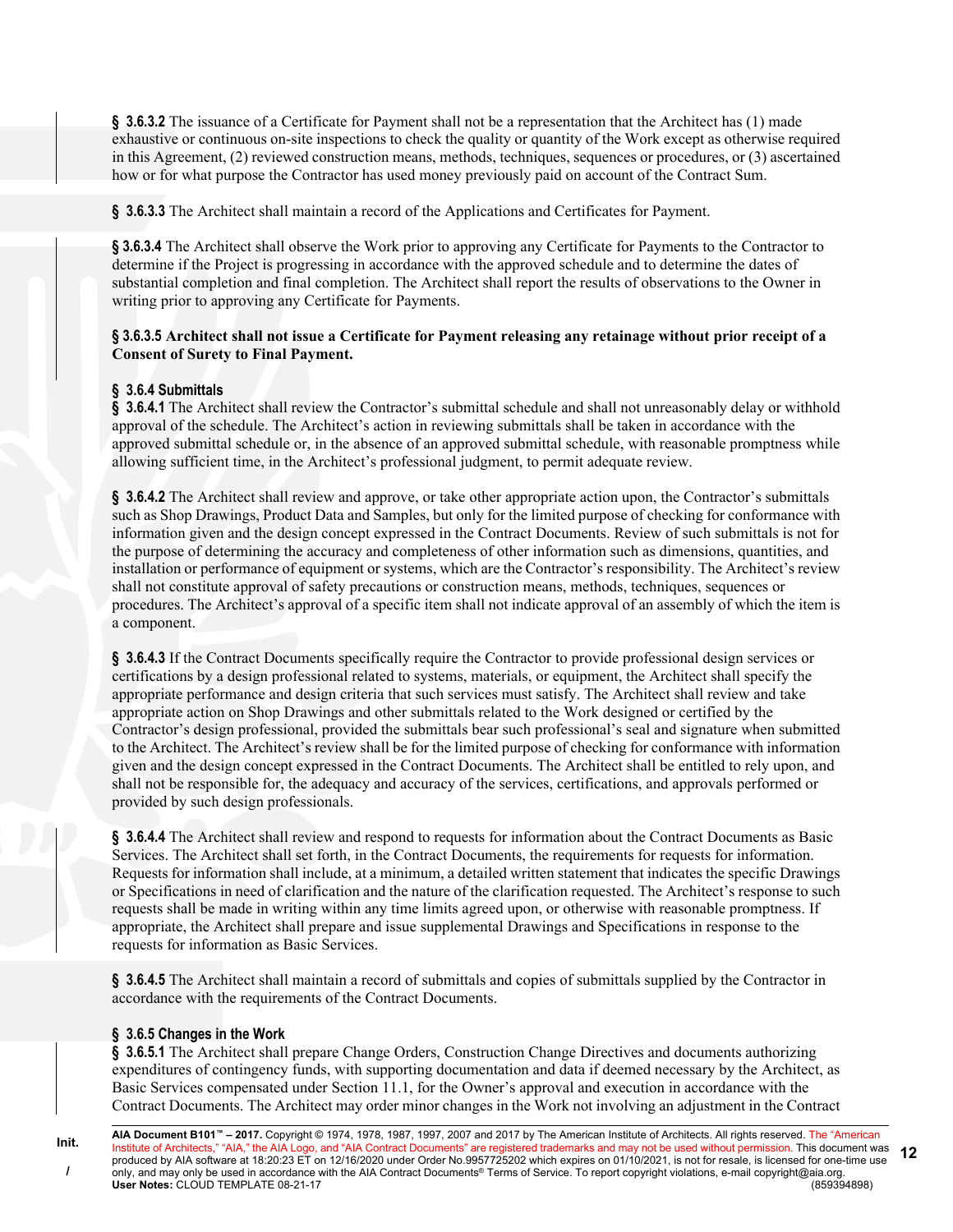**§ 3.6.3.2** The issuance of a Certificate for Payment shall not be a representation that the Architect has (1) made exhaustive or continuous on-site inspections to check the quality or quantity of the Work except as otherwise required in this Agreement, (2) reviewed construction means, methods, techniques, sequences or procedures, or (3) ascertained how or for what purpose the Contractor has used money previously paid on account of the Contract Sum.

**§ 3.6.3.3** The Architect shall maintain a record of the Applications and Certificates for Payment.

**§ 3.6.3.4** The Architect shall observe the Work prior to approving any Certificate for Payments to the Contractor to determine if the Project is progressing in accordance with the approved schedule and to determine the dates of substantial completion and final completion. The Architect shall report the results of observations to the Owner in writing prior to approving any Certificate for Payments.

**§ 3.6.3.5 Architect shall not issue a Certificate for Payment releasing any retainage without prior receipt of a Consent of Surety to Final Payment.**

**§ 3.6.4 Submittals**

**§ 3.6.4.1** The Architect shall review the Contractor's submittal schedule and shall not unreasonably delay or withhold approval of the schedule. The Architect's action in reviewing submittals shall be taken in accordance with the approved submittal schedule or, in the absence of an approved submittal schedule, with reasonable promptness while allowing sufficient time, in the Architect's professional judgment, to permit adequate review.

**§ 3.6.4.2** The Architect shall review and approve, or take other appropriate action upon, the Contractor's submittals such as Shop Drawings, Product Data and Samples, but only for the limited purpose of checking for conformance with information given and the design concept expressed in the Contract Documents. Review of such submittals is not for the purpose of determining the accuracy and completeness of other information such as dimensions, quantities, and installation or performance of equipment or systems, which are the Contractor's responsibility. The Architect's review shall not constitute approval of safety precautions or construction means, methods, techniques, sequences or procedures. The Architect's approval of a specific item shall not indicate approval of an assembly of which the item is a component.

**§ 3.6.4.3** If the Contract Documents specifically require the Contractor to provide professional design services or certifications by a design professional related to systems, materials, or equipment, the Architect shall specify the appropriate performance and design criteria that such services must satisfy. The Architect shall review and take appropriate action on Shop Drawings and other submittals related to the Work designed or certified by the Contractor's design professional, provided the submittals bear such professional's seal and signature when submitted to the Architect. The Architect's review shall be for the limited purpose of checking for conformance with information given and the design concept expressed in the Contract Documents. The Architect shall be entitled to rely upon, and shall not be responsible for, the adequacy and accuracy of the services, certifications, and approvals performed or provided by such design professionals.

**§ 3.6.4.4** The Architect shall review and respond to requests for information about the Contract Documents as Basic Services. The Architect shall set forth, in the Contract Documents, the requirements for requests for information. Requests for information shall include, at a minimum, a detailed written statement that indicates the specific Drawings or Specifications in need of clarification and the nature of the clarification requested. The Architect's response to such requests shall be made in writing within any time limits agreed upon, or otherwise with reasonable promptness. If appropriate, the Architect shall prepare and issue supplemental Drawings and Specifications in response to the requests for information as Basic Services.

**§ 3.6.4.5** The Architect shall maintain a record of submittals and copies of submittals supplied by the Contractor in accordance with the requirements of the Contract Documents.

**§ 3.6.5 Changes in the Work**

**§ 3.6.5.1** The Architect shall prepare Change Orders, Construction Change Directives and documents authorizing expenditures of contingency funds, with supporting documentation and data if deemed necessary by the Architect, as Basic Services compensated under Section 11.1, for the Owner's approval and execution in accordance with the Contract Documents. The Architect may order minor changes in the Work not involving an adjustment in the Contract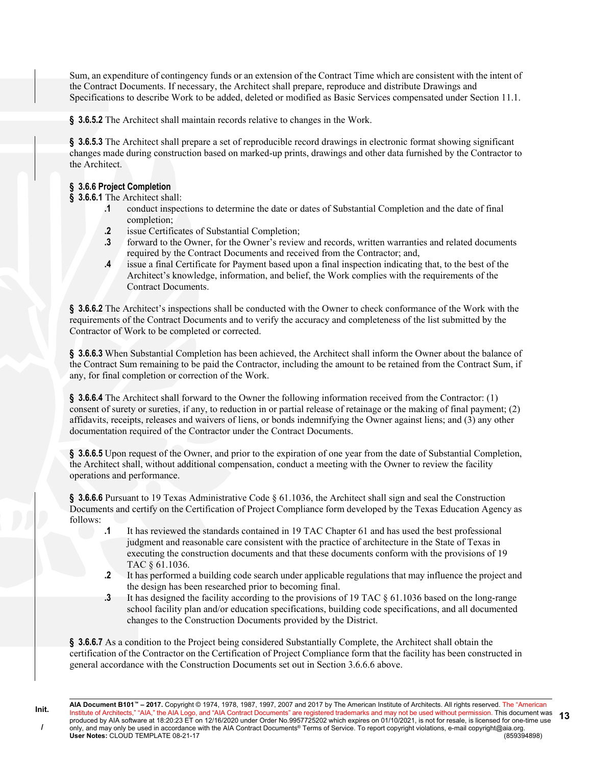Sum, an expenditure of contingency funds or an extension of the Contract Time which are consistent with the intent of the Contract Documents. If necessary, the Architect shall prepare, reproduce and distribute Drawings and Specifications to describe Work to be added, deleted or modified as Basic Services compensated under Section 11.1.

**§ 3.6.5.2** The Architect shall maintain records relative to changes in the Work.

**§ 3.6.5.3** The Architect shall prepare a set of reproducible record drawings in electronic format showing significant changes made during construction based on marked-up prints, drawings and other data furnished by the Contractor to the Architect.

**§ 3.6.6 Project Completion**

**§ 3.6.6.1** The Architect shall:

- **.1** conduct inspections to determine the date or dates of Substantial Completion and the date of final completion;
- **.2** issue Certificates of Substantial Completion;
- **.3** forward to the Owner, for the Owner's review and records, written warranties and related documents required by the Contract Documents and received from the Contractor; and,
- **.4** issue a final Certificate for Payment based upon a final inspection indicating that, to the best of the Architect's knowledge, information, and belief, the Work complies with the requirements of the Contract Documents.

**§ 3.6.6.2** The Architect's inspections shall be conducted with the Owner to check conformance of the Work with the requirements of the Contract Documents and to verify the accuracy and completeness of the list submitted by the Contractor of Work to be completed or corrected.

**§ 3.6.6.3** When Substantial Completion has been achieved, the Architect shall inform the Owner about the balance of the Contract Sum remaining to be paid the Contractor, including the amount to be retained from the Contract Sum, if any, for final completion or correction of the Work.

**§ 3.6.6.4** The Architect shall forward to the Owner the following information received from the Contractor: (1) consent of surety or sureties, if any, to reduction in or partial release of retainage or the making of final payment; (2) affidavits, receipts, releases and waivers of liens, or bonds indemnifying the Owner against liens; and (3) any other documentation required of the Contractor under the Contract Documents.

**§ 3.6.6.5** Upon request of the Owner, and prior to the expiration of one year from the date of Substantial Completion, the Architect shall, without additional compensation, conduct a meeting with the Owner to review the facility operations and performance.

**§ 3.6.6.6** Pursuant to 19 Texas Administrative Code § 61.1036, the Architect shall sign and seal the Construction Documents and certify on the Certification of Project Compliance form developed by the Texas Education Agency as follows:

- **.1** It has reviewed the standards contained in 19 TAC Chapter 61 and has used the best professional judgment and reasonable care consistent with the practice of architecture in the State of Texas in executing the construction documents and that these documents conform with the provisions of 19 TAC § 61.1036.
- **.2** It has performed a building code search under applicable regulations that may influence the project and the design has been researched prior to becoming final.
- **.3** It has designed the facility according to the provisions of 19 TAC § 61.1036 based on the long-range school facility plan and/or education specifications, building code specifications, and all documented changes to the Construction Documents provided by the District.

**§ 3.6.6.7** As a condition to the Project being considered Substantially Complete, the Architect shall obtain the certification of the Contractor on the Certification of Project Compliance form that the facility has been constructed in general accordance with the Construction Documents set out in Section 3.6.6.6 above.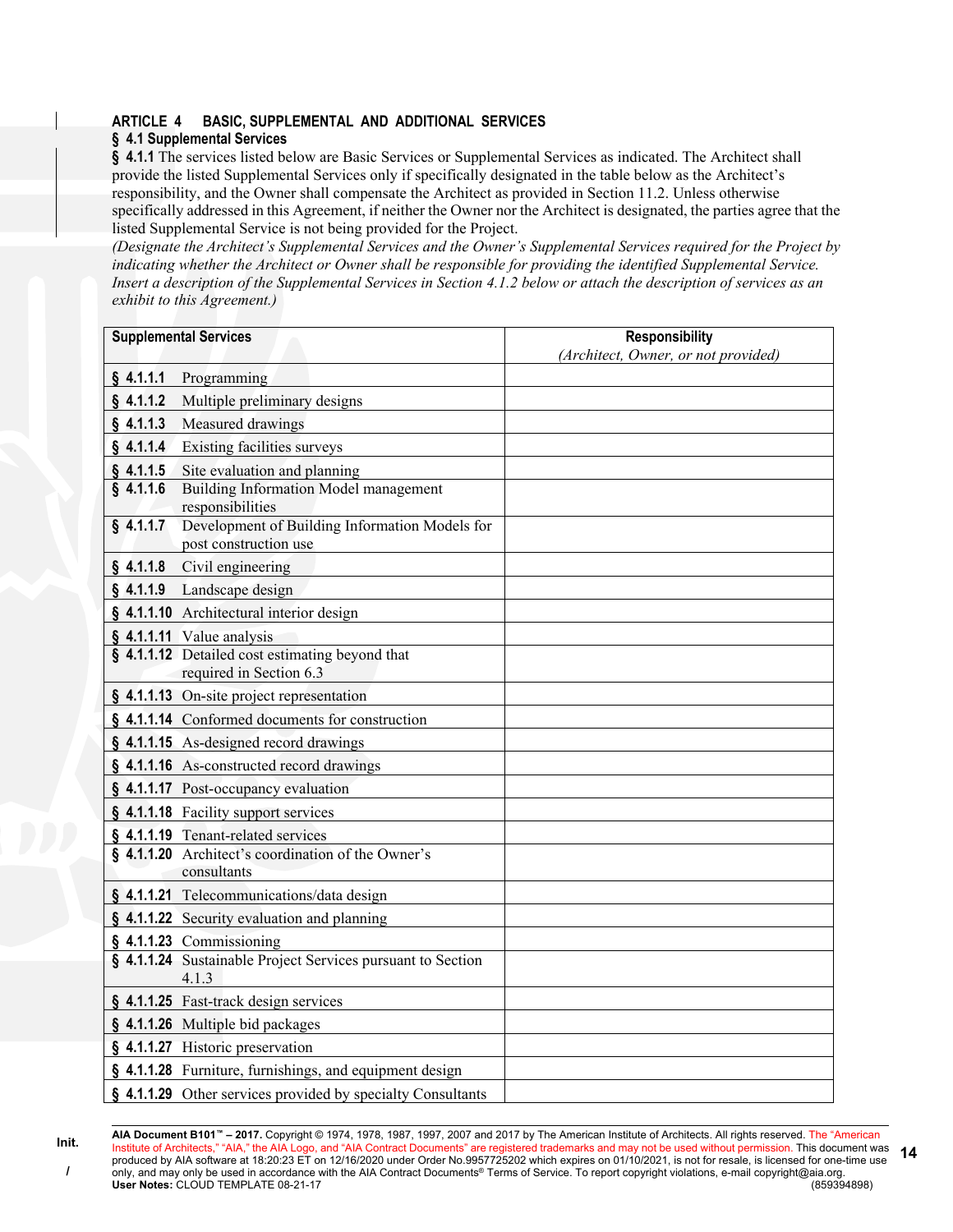## ARTICLE 4 BASIC, SUPPLEMENTAL AND ADDITIONAL SERVICES

### § 4.1 Supplemental Services

**§ 4.1.1** The services listed below are Basic Services or Supplemental Services as indicated. The Architect shall provide the listed Supplemental Services only if specifically designated in the table below as the Architect's responsibility, and the Owner shall compensate the Architect as provided in Section 11.2. Unless otherwise specifically addressed in this Agreement, if neither the Owner nor the Architect is designated, the parties agree that the listed Supplemental Service is not being provided for the Project.

*(Designate the Architect's Supplemental Services and the Owner's Supplemental Services required for the Project by indicating whether the Architect or Owner shall be responsible for providing the identified Supplemental Service. Insert a description of the Supplemental Services in Section 4.1.2 below or attach the description of services as an exhibit to this Agreement.)*

| **Supplemental Services** | **Responsibility** *(Architect, Owner, or not provided)* |
|---|---|
| **§ 4.1.1.1** Programming | |
| **§ 4.1.1.2** Multiple preliminary designs | |
| **§ 4.1.1.3** Measured drawings | |
| **§ 4.1.1.4** Existing facilities surveys | |
| **§ 4.1.1.5** Site evaluation and planning | |
| **§ 4.1.1.6** Building Information Model management responsibilities | |
| **§ 4.1.1.7** Development of Building Information Models for post construction use | |
| **§ 4.1.1.8** Civil engineering | |
| **§ 4.1.1.9** Landscape design | |
| **§ 4.1.1.10** Architectural interior design | |
| **§ 4.1.1.11** Value analysis | |
| **§ 4.1.1.12** Detailed cost estimating beyond that required in Section 6.3 | |
| **§ 4.1.1.13** On-site project representation | |
| **§ 4.1.1.14** Conformed documents for construction | |
| **§ 4.1.1.15** As-designed record drawings | |
| **§ 4.1.1.16** As-constructed record drawings | |
| **§ 4.1.1.17** Post-occupancy evaluation | |
| **§ 4.1.1.18** Facility support services | |
| **§ 4.1.1.19** Tenant-related services | |
| **§ 4.1.1.20** Architect's coordination of the Owner's consultants | |
| **§ 4.1.1.21** Telecommunications/data design | |
| **§ 4.1.1.22** Security evaluation and planning | |
| **§ 4.1.1.23** Commissioning | |
| **§ 4.1.1.24** Sustainable Project Services pursuant to Section 4.1.3 | |
| **§ 4.1.1.25** Fast-track design services | |
| **§ 4.1.1.26** Multiple bid packages | |
| **§ 4.1.1.27** Historic preservation | |
| **§ 4.1.1.28** Furniture, furnishings, and equipment design | |
| **§ 4.1.1.29** Other services provided by specialty Consultants | |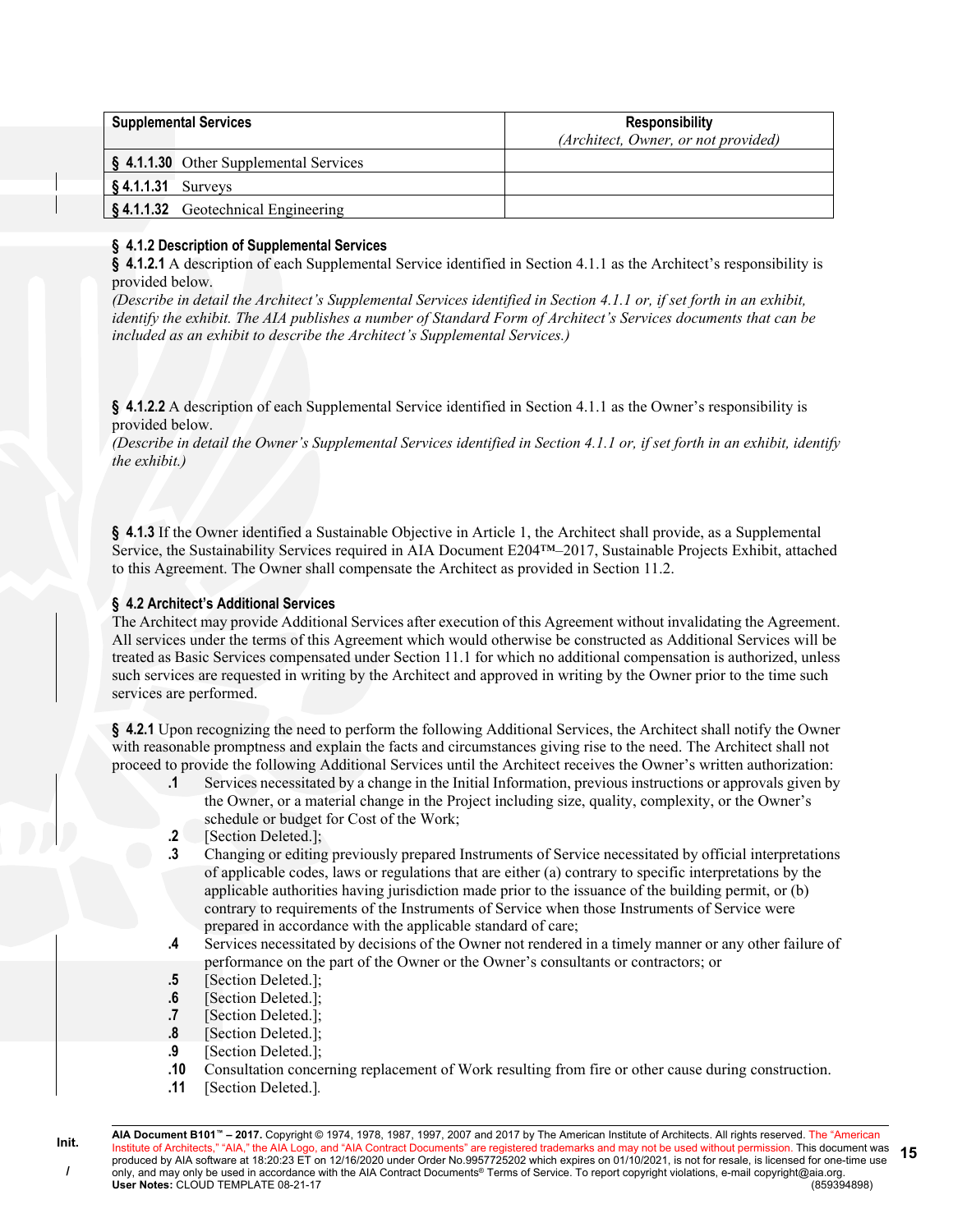| Supplemental Services | Responsibility (Architect, Owner, or not provided) |
|---|---|
| **§ 4.1.1.30** Other Supplemental Services | |
| **§ 4.1.1.31** Surveys | |
| **§ 4.1.1.32** Geotechnical Engineering | |

### § 4.1.2 Description of Supplemental Services

**§ 4.1.2.1** A description of each Supplemental Service identified in Section 4.1.1 as the Architect's responsibility is provided below.

*(Describe in detail the Architect's Supplemental Services identified in Section 4.1.1 or, if set forth in an exhibit, identify the exhibit. The AIA publishes a number of Standard Form of Architect's Services documents that can be included as an exhibit to describe the Architect's Supplemental Services.)*

**§ 4.1.2.2** A description of each Supplemental Service identified in Section 4.1.1 as the Owner's responsibility is provided below.

*(Describe in detail the Owner's Supplemental Services identified in Section 4.1.1 or, if set forth in an exhibit, identify the exhibit.)*

**§ 4.1.3** If the Owner identified a Sustainable Objective in Article 1, the Architect shall provide, as a Supplemental Service, the Sustainability Services required in AIA Document E204™–2017, Sustainable Projects Exhibit, attached to this Agreement. The Owner shall compensate the Architect as provided in Section 11.2.

### § 4.2 Architect's Additional Services

The Architect may provide Additional Services after execution of this Agreement without invalidating the Agreement. All services under the terms of this Agreement which would otherwise be constructed as Additional Services will be treated as Basic Services compensated under Section 11.1 for which no additional compensation is authorized, unless such services are requested in writing by the Architect and approved in writing by the Owner prior to the time such services are performed.

**§ 4.2.1** Upon recognizing the need to perform the following Additional Services, the Architect shall notify the Owner with reasonable promptness and explain the facts and circumstances giving rise to the need. The Architect shall not proceed to provide the following Additional Services until the Architect receives the Owner's written authorization:

- **.1** Services necessitated by a change in the Initial Information, previous instructions or approvals given by the Owner, or a material change in the Project including size, quality, complexity, or the Owner's schedule or budget for Cost of the Work;
- **.2** [Section Deleted.];
- **.3** Changing or editing previously prepared Instruments of Service necessitated by official interpretations of applicable codes, laws or regulations that are either (a) contrary to specific interpretations by the applicable authorities having jurisdiction made prior to the issuance of the building permit, or (b) contrary to requirements of the Instruments of Service when those Instruments of Service were prepared in accordance with the applicable standard of care;
- **.4** Services necessitated by decisions of the Owner not rendered in a timely manner or any other failure of performance on the part of the Owner or the Owner's consultants or contractors; or
- **.5** [Section Deleted.];
- **.6** [Section Deleted.];
- **.7** [Section Deleted.];
- **.8** [Section Deleted.];
- **.9** [Section Deleted.];
- **.10** Consultation concerning replacement of Work resulting from fire or other cause during construction.
- **.11** [Section Deleted.].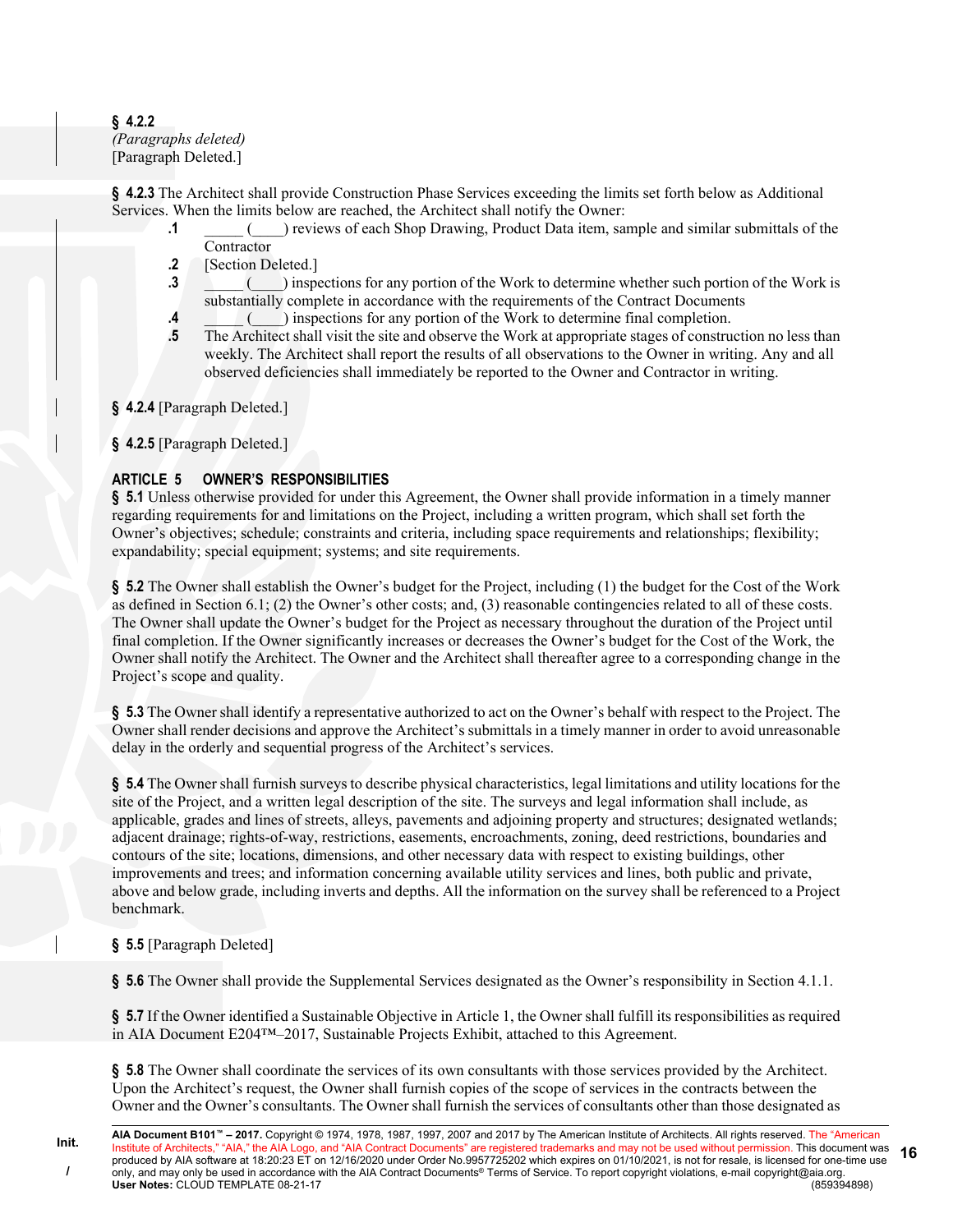**§ 4.2.2**
*(Paragraphs deleted)*
[Paragraph Deleted.]

**§ 4.2.3** The Architect shall provide Construction Phase Services exceeding the limits set forth below as Additional Services. When the limits below are reached, the Architect shall notify the Owner:

**.1** _____ (____) reviews of each Shop Drawing, Product Data item, sample and similar submittals of the Contractor

**.2** [Section Deleted.]

**.3** _____ (____) inspections for any portion of the Work to determine whether such portion of the Work is substantially complete in accordance with the requirements of the Contract Documents

**.4** _____ (____) inspections for any portion of the Work to determine final completion.

**.5** The Architect shall visit the site and observe the Work at appropriate stages of construction no less than weekly. The Architect shall report the results of all observations to the Owner in writing. Any and all observed deficiencies shall immediately be reported to the Owner and Contractor in writing.

**§ 4.2.4** [Paragraph Deleted.]

**§ 4.2.5** [Paragraph Deleted.]

## ARTICLE 5 OWNER'S RESPONSIBILITIES

**§ 5.1** Unless otherwise provided for under this Agreement, the Owner shall provide information in a timely manner regarding requirements for and limitations on the Project, including a written program, which shall set forth the Owner's objectives; schedule; constraints and criteria, including space requirements and relationships; flexibility; expandability; special equipment; systems; and site requirements.

**§ 5.2** The Owner shall establish the Owner's budget for the Project, including (1) the budget for the Cost of the Work as defined in Section 6.1; (2) the Owner's other costs; and, (3) reasonable contingencies related to all of these costs. The Owner shall update the Owner's budget for the Project as necessary throughout the duration of the Project until final completion. If the Owner significantly increases or decreases the Owner's budget for the Cost of the Work, the Owner shall notify the Architect. The Owner and the Architect shall thereafter agree to a corresponding change in the Project's scope and quality.

**§ 5.3** The Owner shall identify a representative authorized to act on the Owner's behalf with respect to the Project. The Owner shall render decisions and approve the Architect's submittals in a timely manner in order to avoid unreasonable delay in the orderly and sequential progress of the Architect's services.

**§ 5.4** The Owner shall furnish surveys to describe physical characteristics, legal limitations and utility locations for the site of the Project, and a written legal description of the site. The surveys and legal information shall include, as applicable, grades and lines of streets, alleys, pavements and adjoining property and structures; designated wetlands; adjacent drainage; rights-of-way, restrictions, easements, encroachments, zoning, deed restrictions, boundaries and contours of the site; locations, dimensions, and other necessary data with respect to existing buildings, other improvements and trees; and information concerning available utility services and lines, both public and private, above and below grade, including inverts and depths. All the information on the survey shall be referenced to a Project benchmark.

**§ 5.5** [Paragraph Deleted]

**§ 5.6** The Owner shall provide the Supplemental Services designated as the Owner's responsibility in Section 4.1.1.

**§ 5.7** If the Owner identified a Sustainable Objective in Article 1, the Owner shall fulfill its responsibilities as required in AIA Document E204™–2017, Sustainable Projects Exhibit, attached to this Agreement.

**§ 5.8** The Owner shall coordinate the services of its own consultants with those services provided by the Architect. Upon the Architect's request, the Owner shall furnish copies of the scope of services in the contracts between the Owner and the Owner's consultants. The Owner shall furnish the services of consultants other than those designated as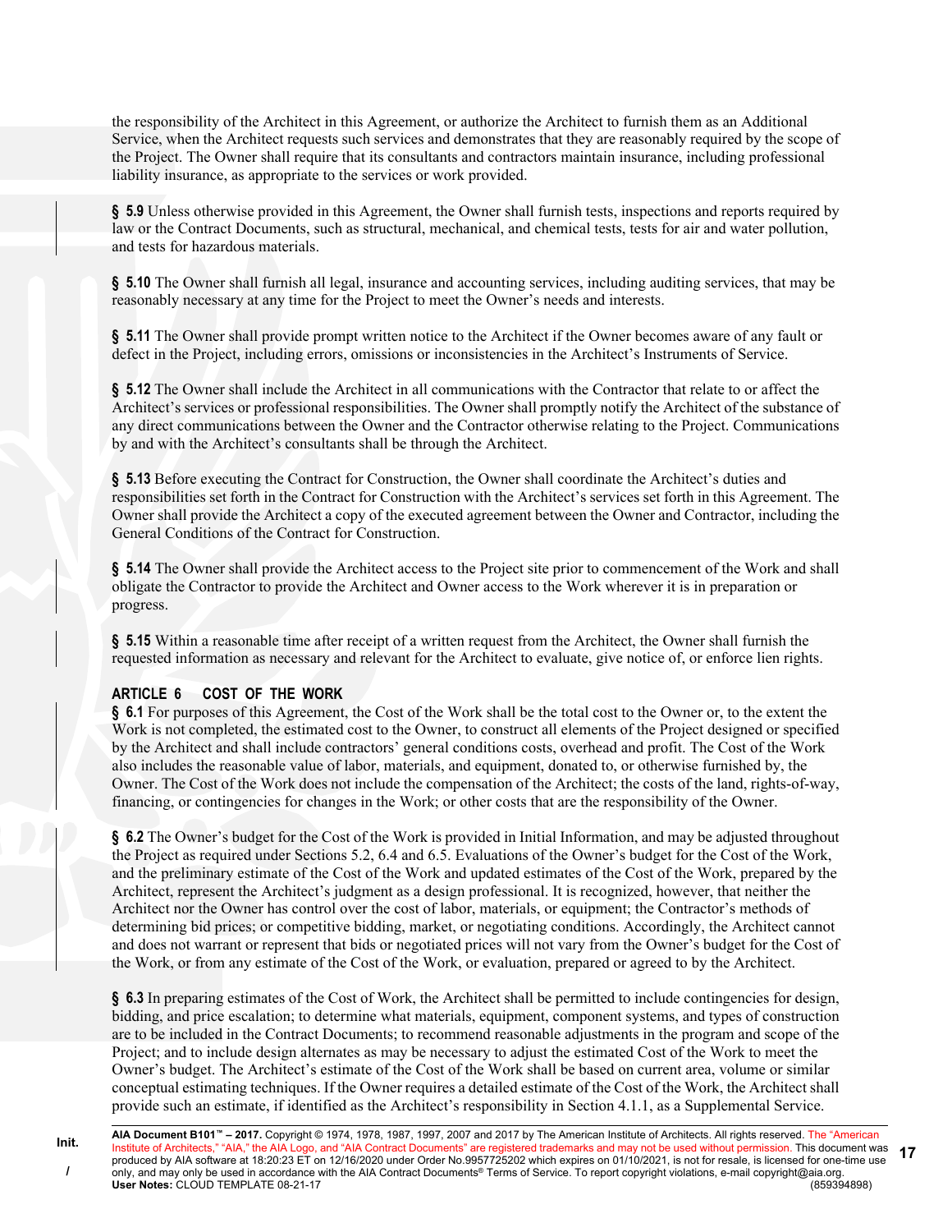the responsibility of the Architect in this Agreement, or authorize the Architect to furnish them as an Additional Service, when the Architect requests such services and demonstrates that they are reasonably required by the scope of the Project. The Owner shall require that its consultants and contractors maintain insurance, including professional liability insurance, as appropriate to the services or work provided.

**§ 5.9** Unless otherwise provided in this Agreement, the Owner shall furnish tests, inspections and reports required by law or the Contract Documents, such as structural, mechanical, and chemical tests, tests for air and water pollution, and tests for hazardous materials.

**§ 5.10** The Owner shall furnish all legal, insurance and accounting services, including auditing services, that may be reasonably necessary at any time for the Project to meet the Owner's needs and interests.

**§ 5.11** The Owner shall provide prompt written notice to the Architect if the Owner becomes aware of any fault or defect in the Project, including errors, omissions or inconsistencies in the Architect's Instruments of Service.

**§ 5.12** The Owner shall include the Architect in all communications with the Contractor that relate to or affect the Architect's services or professional responsibilities. The Owner shall promptly notify the Architect of the substance of any direct communications between the Owner and the Contractor otherwise relating to the Project. Communications by and with the Architect's consultants shall be through the Architect.

**§ 5.13** Before executing the Contract for Construction, the Owner shall coordinate the Architect's duties and responsibilities set forth in the Contract for Construction with the Architect's services set forth in this Agreement. The Owner shall provide the Architect a copy of the executed agreement between the Owner and Contractor, including the General Conditions of the Contract for Construction.

**§ 5.14** The Owner shall provide the Architect access to the Project site prior to commencement of the Work and shall obligate the Contractor to provide the Architect and Owner access to the Work wherever it is in preparation or progress.

**§ 5.15** Within a reasonable time after receipt of a written request from the Architect, the Owner shall furnish the requested information as necessary and relevant for the Architect to evaluate, give notice of, or enforce lien rights.

## ARTICLE 6 COST OF THE WORK

**§ 6.1** For purposes of this Agreement, the Cost of the Work shall be the total cost to the Owner or, to the extent the Work is not completed, the estimated cost to the Owner, to construct all elements of the Project designed or specified by the Architect and shall include contractors' general conditions costs, overhead and profit. The Cost of the Work also includes the reasonable value of labor, materials, and equipment, donated to, or otherwise furnished by, the Owner. The Cost of the Work does not include the compensation of the Architect; the costs of the land, rights-of-way, financing, or contingencies for changes in the Work; or other costs that are the responsibility of the Owner.

**§ 6.2** The Owner's budget for the Cost of the Work is provided in Initial Information, and may be adjusted throughout the Project as required under Sections 5.2, 6.4 and 6.5. Evaluations of the Owner's budget for the Cost of the Work, and the preliminary estimate of the Cost of the Work and updated estimates of the Cost of the Work, prepared by the Architect, represent the Architect's judgment as a design professional. It is recognized, however, that neither the Architect nor the Owner has control over the cost of labor, materials, or equipment; the Contractor's methods of determining bid prices; or competitive bidding, market, or negotiating conditions. Accordingly, the Architect cannot and does not warrant or represent that bids or negotiated prices will not vary from the Owner's budget for the Cost of the Work, or from any estimate of the Cost of the Work, or evaluation, prepared or agreed to by the Architect.

**§ 6.3** In preparing estimates of the Cost of Work, the Architect shall be permitted to include contingencies for design, bidding, and price escalation; to determine what materials, equipment, component systems, and types of construction are to be included in the Contract Documents; to recommend reasonable adjustments in the program and scope of the Project; and to include design alternates as may be necessary to adjust the estimated Cost of the Work to meet the Owner's budget. The Architect's estimate of the Cost of the Work shall be based on current area, volume or similar conceptual estimating techniques. If the Owner requires a detailed estimate of the Cost of the Work, the Architect shall provide such an estimate, if identified as the Architect's responsibility in Section 4.1.1, as a Supplemental Service.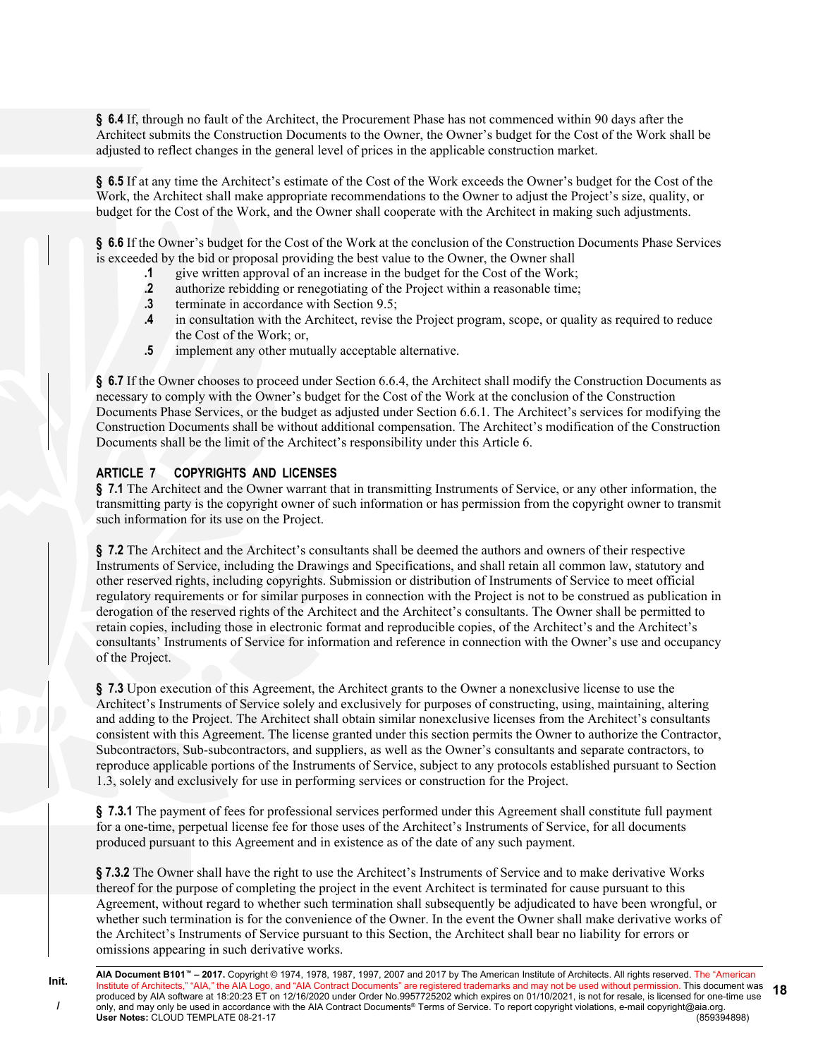**§ 6.4** If, through no fault of the Architect, the Procurement Phase has not commenced within 90 days after the Architect submits the Construction Documents to the Owner, the Owner's budget for the Cost of the Work shall be adjusted to reflect changes in the general level of prices in the applicable construction market.

**§ 6.5** If at any time the Architect's estimate of the Cost of the Work exceeds the Owner's budget for the Cost of the Work, the Architect shall make appropriate recommendations to the Owner to adjust the Project's size, quality, or budget for the Cost of the Work, and the Owner shall cooperate with the Architect in making such adjustments.

**§ 6.6** If the Owner's budget for the Cost of the Work at the conclusion of the Construction Documents Phase Services is exceeded by the bid or proposal providing the best value to the Owner, the Owner shall

- **.1** give written approval of an increase in the budget for the Cost of the Work;
- **.2** authorize rebidding or renegotiating of the Project within a reasonable time;
- **.3** terminate in accordance with Section 9.5;
- **.4** in consultation with the Architect, revise the Project program, scope, or quality as required to reduce the Cost of the Work; or,
- **.5** implement any other mutually acceptable alternative.

**§ 6.7** If the Owner chooses to proceed under Section 6.6.4, the Architect shall modify the Construction Documents as necessary to comply with the Owner's budget for the Cost of the Work at the conclusion of the Construction Documents Phase Services, or the budget as adjusted under Section 6.6.1. The Architect's services for modifying the Construction Documents shall be without additional compensation. The Architect's modification of the Construction Documents shall be the limit of the Architect's responsibility under this Article 6.

## ARTICLE 7 COPYRIGHTS AND LICENSES

**§ 7.1** The Architect and the Owner warrant that in transmitting Instruments of Service, or any other information, the transmitting party is the copyright owner of such information or has permission from the copyright owner to transmit such information for its use on the Project.

**§ 7.2** The Architect and the Architect's consultants shall be deemed the authors and owners of their respective Instruments of Service, including the Drawings and Specifications, and shall retain all common law, statutory and other reserved rights, including copyrights. Submission or distribution of Instruments of Service to meet official regulatory requirements or for similar purposes in connection with the Project is not to be construed as publication in derogation of the reserved rights of the Architect and the Architect's consultants. The Owner shall be permitted to retain copies, including those in electronic format and reproducible copies, of the Architect's and the Architect's consultants' Instruments of Service for information and reference in connection with the Owner's use and occupancy of the Project.

**§ 7.3** Upon execution of this Agreement, the Architect grants to the Owner a nonexclusive license to use the Architect's Instruments of Service solely and exclusively for purposes of constructing, using, maintaining, altering and adding to the Project. The Architect shall obtain similar nonexclusive licenses from the Architect's consultants consistent with this Agreement. The license granted under this section permits the Owner to authorize the Contractor, Subcontractors, Sub-subcontractors, and suppliers, as well as the Owner's consultants and separate contractors, to reproduce applicable portions of the Instruments of Service, subject to any protocols established pursuant to Section 1.3, solely and exclusively for use in performing services or construction for the Project.

**§ 7.3.1** The payment of fees for professional services performed under this Agreement shall constitute full payment for a one-time, perpetual license fee for those uses of the Architect's Instruments of Service, for all documents produced pursuant to this Agreement and in existence as of the date of any such payment.

**§ 7.3.2** The Owner shall have the right to use the Architect's Instruments of Service and to make derivative Works thereof for the purpose of completing the project in the event Architect is terminated for cause pursuant to this Agreement, without regard to whether such termination shall subsequently be adjudicated to have been wrongful, or whether such termination is for the convenience of the Owner. In the event the Owner shall make derivative works of the Architect's Instruments of Service pursuant to this Section, the Architect shall bear no liability for errors or omissions appearing in such derivative works.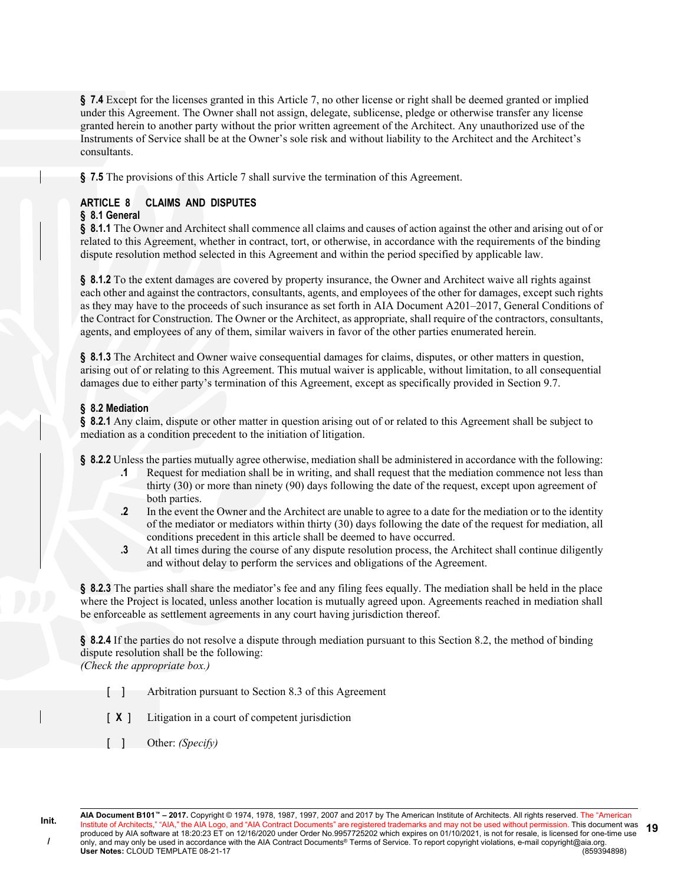**§ 7.4** Except for the licenses granted in this Article 7, no other license or right shall be deemed granted or implied under this Agreement. The Owner shall not assign, delegate, sublicense, pledge or otherwise transfer any license granted herein to another party without the prior written agreement of the Architect. Any unauthorized use of the Instruments of Service shall be at the Owner's sole risk and without liability to the Architect and the Architect's consultants.

**§ 7.5** The provisions of this Article 7 shall survive the termination of this Agreement.

## ARTICLE 8 CLAIMS AND DISPUTES

### § 8.1 General

**§ 8.1.1** The Owner and Architect shall commence all claims and causes of action against the other and arising out of or related to this Agreement, whether in contract, tort, or otherwise, in accordance with the requirements of the binding dispute resolution method selected in this Agreement and within the period specified by applicable law.

**§ 8.1.2** To the extent damages are covered by property insurance, the Owner and Architect waive all rights against each other and against the contractors, consultants, agents, and employees of the other for damages, except such rights as they may have to the proceeds of such insurance as set forth in AIA Document A201–2017, General Conditions of the Contract for Construction. The Owner or the Architect, as appropriate, shall require of the contractors, consultants, agents, and employees of any of them, similar waivers in favor of the other parties enumerated herein.

**§ 8.1.3** The Architect and Owner waive consequential damages for claims, disputes, or other matters in question, arising out of or relating to this Agreement. This mutual waiver is applicable, without limitation, to all consequential damages due to either party's termination of this Agreement, except as specifically provided in Section 9.7.

### § 8.2 Mediation

**§ 8.2.1** Any claim, dispute or other matter in question arising out of or related to this Agreement shall be subject to mediation as a condition precedent to the initiation of litigation.

**§ 8.2.2** Unless the parties mutually agree otherwise, mediation shall be administered in accordance with the following:

- **.1** Request for mediation shall be in writing, and shall request that the mediation commence not less than thirty (30) or more than ninety (90) days following the date of the request, except upon agreement of both parties.
- **.2** In the event the Owner and the Architect are unable to agree to a date for the mediation or to the identity of the mediator or mediators within thirty (30) days following the date of the request for mediation, all conditions precedent in this article shall be deemed to have occurred.
- **.3** At all times during the course of any dispute resolution process, the Architect shall continue diligently and without delay to perform the services and obligations of the Agreement.

**§ 8.2.3** The parties shall share the mediator's fee and any filing fees equally. The mediation shall be held in the place where the Project is located, unless another location is mutually agreed upon. Agreements reached in mediation shall be enforceable as settlement agreements in any court having jurisdiction thereof.

**§ 8.2.4** If the parties do not resolve a dispute through mediation pursuant to this Section 8.2, the method of binding dispute resolution shall be the following:
*(Check the appropriate box.)*

[ ] Arbitration pursuant to Section 8.3 of this Agreement

[ X ] Litigation in a court of competent jurisdiction

[ ] Other: *(Specify)*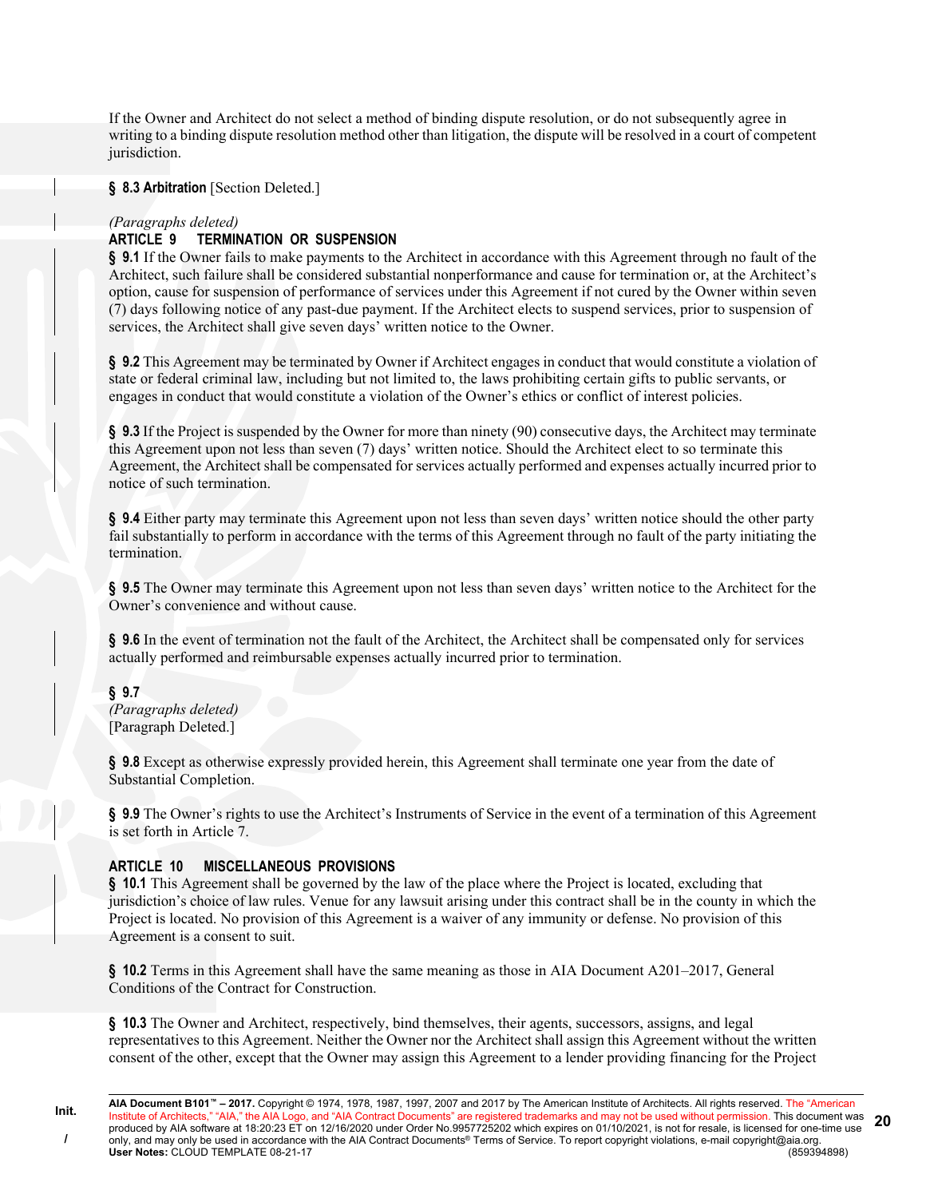If the Owner and Architect do not select a method of binding dispute resolution, or do not subsequently agree in writing to a binding dispute resolution method other than litigation, the dispute will be resolved in a court of competent jurisdiction.

**§ 8.3 Arbitration** [Section Deleted.]

*(Paragraphs deleted)*

## ARTICLE 9 TERMINATION OR SUSPENSION

**§ 9.1** If the Owner fails to make payments to the Architect in accordance with this Agreement through no fault of the Architect, such failure shall be considered substantial nonperformance and cause for termination or, at the Architect's option, cause for suspension of performance of services under this Agreement if not cured by the Owner within seven (7) days following notice of any past-due payment. If the Architect elects to suspend services, prior to suspension of services, the Architect shall give seven days' written notice to the Owner.

**§ 9.2** This Agreement may be terminated by Owner if Architect engages in conduct that would constitute a violation of state or federal criminal law, including but not limited to, the laws prohibiting certain gifts to public servants, or engages in conduct that would constitute a violation of the Owner's ethics or conflict of interest policies.

**§ 9.3** If the Project is suspended by the Owner for more than ninety (90) consecutive days, the Architect may terminate this Agreement upon not less than seven (7) days' written notice. Should the Architect elect to so terminate this Agreement, the Architect shall be compensated for services actually performed and expenses actually incurred prior to notice of such termination.

**§ 9.4** Either party may terminate this Agreement upon not less than seven days' written notice should the other party fail substantially to perform in accordance with the terms of this Agreement through no fault of the party initiating the termination.

**§ 9.5** The Owner may terminate this Agreement upon not less than seven days' written notice to the Architect for the Owner's convenience and without cause.

**§ 9.6** In the event of termination not the fault of the Architect, the Architect shall be compensated only for services actually performed and reimbursable expenses actually incurred prior to termination.

**§ 9.7**
*(Paragraphs deleted)*
[Paragraph Deleted.]

**§ 9.8** Except as otherwise expressly provided herein, this Agreement shall terminate one year from the date of Substantial Completion.

**§ 9.9** The Owner's rights to use the Architect's Instruments of Service in the event of a termination of this Agreement is set forth in Article 7.

## ARTICLE 10 MISCELLANEOUS PROVISIONS

**§ 10.1** This Agreement shall be governed by the law of the place where the Project is located, excluding that jurisdiction's choice of law rules. Venue for any lawsuit arising under this contract shall be in the county in which the Project is located. No provision of this Agreement is a waiver of any immunity or defense. No provision of this Agreement is a consent to suit.

**§ 10.2** Terms in this Agreement shall have the same meaning as those in AIA Document A201–2017, General Conditions of the Contract for Construction.

**§ 10.3** The Owner and Architect, respectively, bind themselves, their agents, successors, assigns, and legal representatives to this Agreement. Neither the Owner nor the Architect shall assign this Agreement without the written consent of the other, except that the Owner may assign this Agreement to a lender providing financing for the Project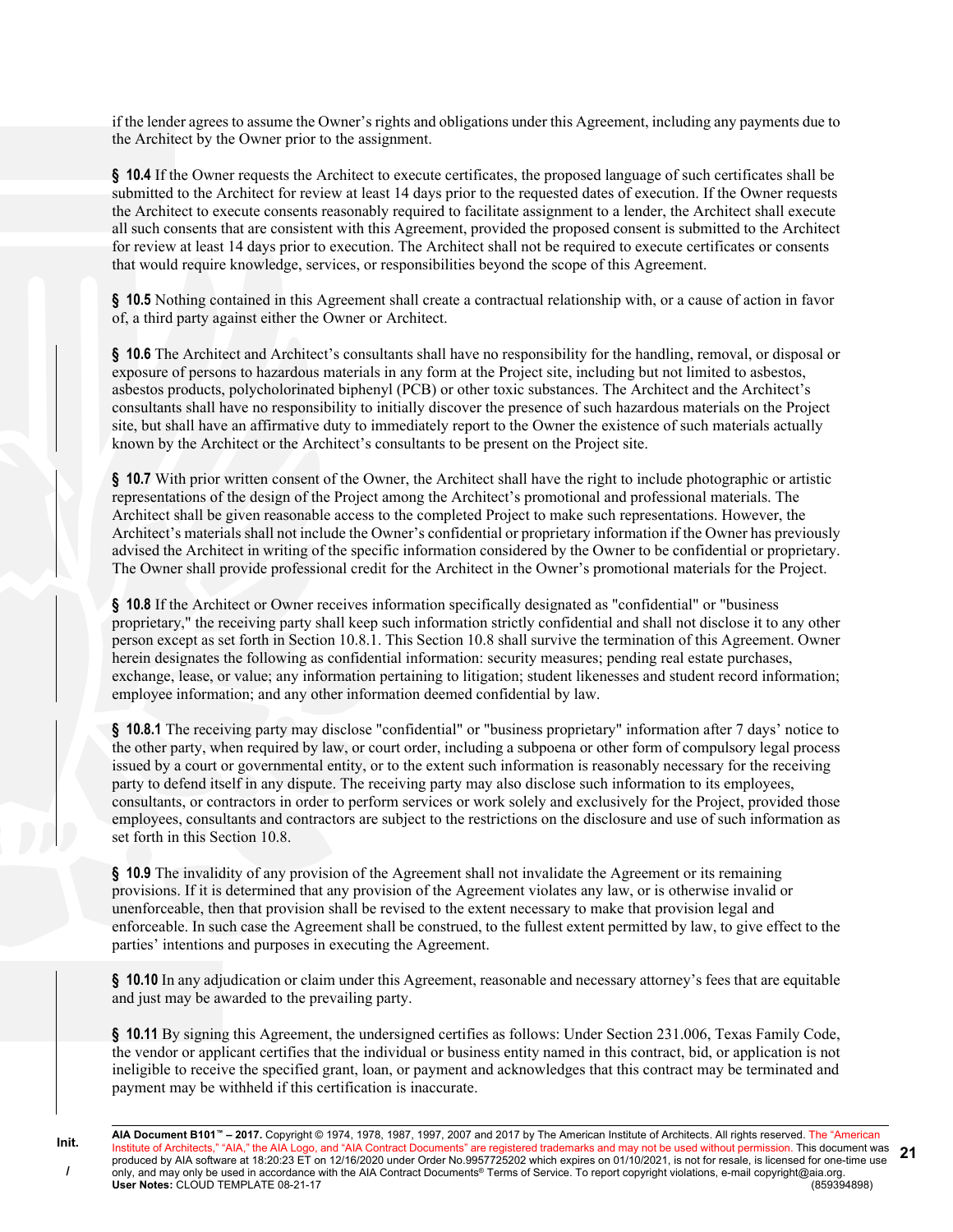if the lender agrees to assume the Owner's rights and obligations under this Agreement, including any payments due to the Architect by the Owner prior to the assignment.

**§ 10.4** If the Owner requests the Architect to execute certificates, the proposed language of such certificates shall be submitted to the Architect for review at least 14 days prior to the requested dates of execution. If the Owner requests the Architect to execute consents reasonably required to facilitate assignment to a lender, the Architect shall execute all such consents that are consistent with this Agreement, provided the proposed consent is submitted to the Architect for review at least 14 days prior to execution. The Architect shall not be required to execute certificates or consents that would require knowledge, services, or responsibilities beyond the scope of this Agreement.

**§ 10.5** Nothing contained in this Agreement shall create a contractual relationship with, or a cause of action in favor of, a third party against either the Owner or Architect.

**§ 10.6** The Architect and Architect's consultants shall have no responsibility for the handling, removal, or disposal or exposure of persons to hazardous materials in any form at the Project site, including but not limited to asbestos, asbestos products, polycholorinated biphenyl (PCB) or other toxic substances. The Architect and the Architect's consultants shall have no responsibility to initially discover the presence of such hazardous materials on the Project site, but shall have an affirmative duty to immediately report to the Owner the existence of such materials actually known by the Architect or the Architect's consultants to be present on the Project site.

**§ 10.7** With prior written consent of the Owner, the Architect shall have the right to include photographic or artistic representations of the design of the Project among the Architect's promotional and professional materials. The Architect shall be given reasonable access to the completed Project to make such representations. However, the Architect's materials shall not include the Owner's confidential or proprietary information if the Owner has previously advised the Architect in writing of the specific information considered by the Owner to be confidential or proprietary. The Owner shall provide professional credit for the Architect in the Owner's promotional materials for the Project.

**§ 10.8** If the Architect or Owner receives information specifically designated as "confidential" or "business proprietary," the receiving party shall keep such information strictly confidential and shall not disclose it to any other person except as set forth in Section 10.8.1. This Section 10.8 shall survive the termination of this Agreement. Owner herein designates the following as confidential information: security measures; pending real estate purchases, exchange, lease, or value; any information pertaining to litigation; student likenesses and student record information; employee information; and any other information deemed confidential by law.

**§ 10.8.1** The receiving party may disclose "confidential" or "business proprietary" information after 7 days' notice to the other party, when required by law, or court order, including a subpoena or other form of compulsory legal process issued by a court or governmental entity, or to the extent such information is reasonably necessary for the receiving party to defend itself in any dispute. The receiving party may also disclose such information to its employees, consultants, or contractors in order to perform services or work solely and exclusively for the Project, provided those employees, consultants and contractors are subject to the restrictions on the disclosure and use of such information as set forth in this Section 10.8.

**§ 10.9** The invalidity of any provision of the Agreement shall not invalidate the Agreement or its remaining provisions. If it is determined that any provision of the Agreement violates any law, or is otherwise invalid or unenforceable, then that provision shall be revised to the extent necessary to make that provision legal and enforceable. In such case the Agreement shall be construed, to the fullest extent permitted by law, to give effect to the parties' intentions and purposes in executing the Agreement.

**§ 10.10** In any adjudication or claim under this Agreement, reasonable and necessary attorney's fees that are equitable and just may be awarded to the prevailing party.

**§ 10.11** By signing this Agreement, the undersigned certifies as follows: Under Section 231.006, Texas Family Code, the vendor or applicant certifies that the individual or business entity named in this contract, bid, or application is not ineligible to receive the specified grant, loan, or payment and acknowledges that this contract may be terminated and payment may be withheld if this certification is inaccurate.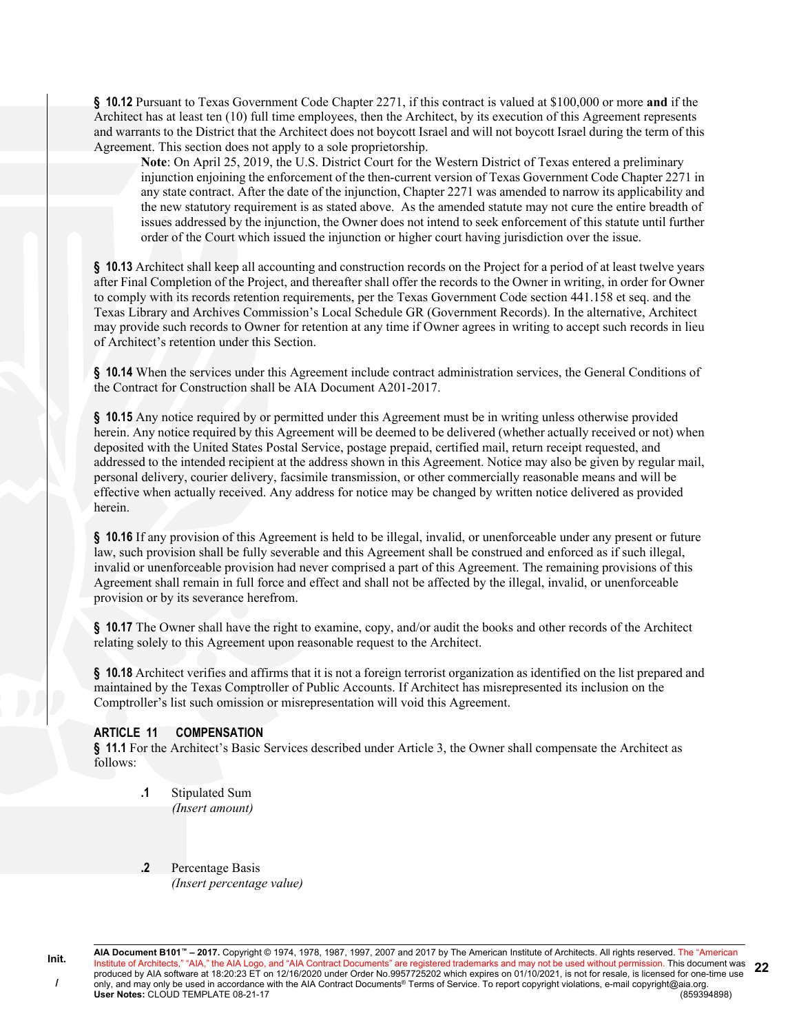**§ 10.12** Pursuant to Texas Government Code Chapter 2271, if this contract is valued at $100,000 or more **and** if the Architect has at least ten (10) full time employees, then the Architect, by its execution of this Agreement represents and warrants to the District that the Architect does not boycott Israel and will not boycott Israel during the term of this Agreement. This section does not apply to a sole proprietorship.

> **Note**: On April 25, 2019, the U.S. District Court for the Western District of Texas entered a preliminary injunction enjoining the enforcement of the then-current version of Texas Government Code Chapter 2271 in any state contract. After the date of the injunction, Chapter 2271 was amended to narrow its applicability and the new statutory requirement is as stated above. As the amended statute may not cure the entire breadth of issues addressed by the injunction, the Owner does not intend to seek enforcement of this statute until further order of the Court which issued the injunction or higher court having jurisdiction over the issue.

**§ 10.13** Architect shall keep all accounting and construction records on the Project for a period of at least twelve years after Final Completion of the Project, and thereafter shall offer the records to the Owner in writing, in order for Owner to comply with its records retention requirements, per the Texas Government Code section 441.158 et seq. and the Texas Library and Archives Commission's Local Schedule GR (Government Records). In the alternative, Architect may provide such records to Owner for retention at any time if Owner agrees in writing to accept such records in lieu of Architect's retention under this Section.

**§ 10.14** When the services under this Agreement include contract administration services, the General Conditions of the Contract for Construction shall be AIA Document A201-2017.

**§ 10.15** Any notice required by or permitted under this Agreement must be in writing unless otherwise provided herein. Any notice required by this Agreement will be deemed to be delivered (whether actually received or not) when deposited with the United States Postal Service, postage prepaid, certified mail, return receipt requested, and addressed to the intended recipient at the address shown in this Agreement. Notice may also be given by regular mail, personal delivery, courier delivery, facsimile transmission, or other commercially reasonable means and will be effective when actually received. Any address for notice may be changed by written notice delivered as provided herein.

**§ 10.16** If any provision of this Agreement is held to be illegal, invalid, or unenforceable under any present or future law, such provision shall be fully severable and this Agreement shall be construed and enforced as if such illegal, invalid or unenforceable provision had never comprised a part of this Agreement. The remaining provisions of this Agreement shall remain in full force and effect and shall not be affected by the illegal, invalid, or unenforceable provision or by its severance herefrom.

**§ 10.17** The Owner shall have the right to examine, copy, and/or audit the books and other records of the Architect relating solely to this Agreement upon reasonable request to the Architect.

**§ 10.18** Architect verifies and affirms that it is not a foreign terrorist organization as identified on the list prepared and maintained by the Texas Comptroller of Public Accounts. If Architect has misrepresented its inclusion on the Comptroller's list such omission or misrepresentation will void this Agreement.

## ARTICLE 11 COMPENSATION

**§ 11.1** For the Architect's Basic Services described under Article 3, the Owner shall compensate the Architect as follows:

**.1** Stipulated Sum
*(Insert amount)*

**.2** Percentage Basis
*(Insert percentage value)*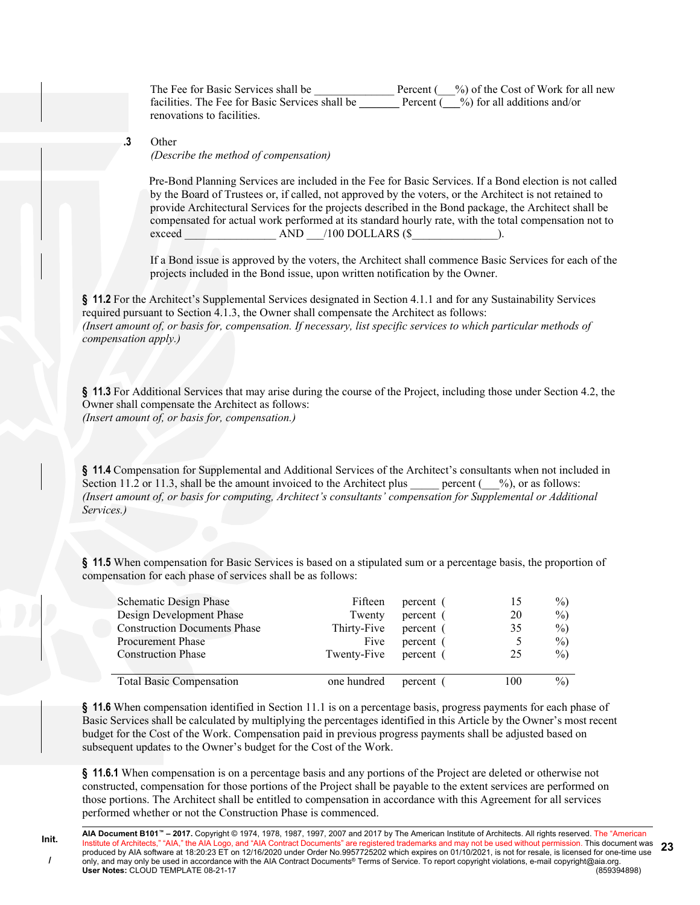The Fee for Basic Services shall be ______________ Percent (___%) of the Cost of Work for all new facilities. The Fee for Basic Services shall be _______ Percent (___%) for all additions and/or renovations to facilities.

**.3** Other
*(Describe the method of compensation)*

Pre-Bond Planning Services are included in the Fee for Basic Services. If a Bond election is not called by the Board of Trustees or, if called, not approved by the voters, or the Architect is not retained to provide Architectural Services for the projects described in the Bond package, the Architect shall be compensated for actual work performed at its standard hourly rate, with the total compensation not to exceed ________________ AND ___/100 DOLLARS ($_______________).

If a Bond issue is approved by the voters, the Architect shall commence Basic Services for each of the projects included in the Bond issue, upon written notification by the Owner.

**§ 11.2** For the Architect's Supplemental Services designated in Section 4.1.1 and for any Sustainability Services required pursuant to Section 4.1.3, the Owner shall compensate the Architect as follows:
*(Insert amount of, or basis for, compensation. If necessary, list specific services to which particular methods of compensation apply.)*

**§ 11.3** For Additional Services that may arise during the course of the Project, including those under Section 4.2, the Owner shall compensate the Architect as follows:
*(Insert amount of, or basis for, compensation.)*

**§ 11.4** Compensation for Supplemental and Additional Services of the Architect's consultants when not included in Section 11.2 or 11.3, shall be the amount invoiced to the Architect plus _____ percent (___%), or as follows:
*(Insert amount of, or basis for computing, Architect's consultants' compensation for Supplemental or Additional Services.)*

**§ 11.5** When compensation for Basic Services is based on a stipulated sum or a percentage basis, the proportion of compensation for each phase of services shall be as follows:

| | | | | |
|---|---|---|---|---|
| Schematic Design Phase | Fifteen | percent ( | 15 | %) |
| Design Development Phase | Twenty | percent ( | 20 | %) |
| Construction Documents Phase | Thirty-Five | percent ( | 35 | %) |
| Procurement Phase | Five | percent ( | 5 | %) |
| Construction Phase | Twenty-Five | percent ( | 25 | %) |
| Total Basic Compensation | one hundred | percent ( | 100 | %) |

**§ 11.6** When compensation identified in Section 11.1 is on a percentage basis, progress payments for each phase of Basic Services shall be calculated by multiplying the percentages identified in this Article by the Owner's most recent budget for the Cost of the Work. Compensation paid in previous progress payments shall be adjusted based on subsequent updates to the Owner's budget for the Cost of the Work.

**§ 11.6.1** When compensation is on a percentage basis and any portions of the Project are deleted or otherwise not constructed, compensation for those portions of the Project shall be payable to the extent services are performed on those portions. The Architect shall be entitled to compensation in accordance with this Agreement for all services performed whether or not the Construction Phase is commenced.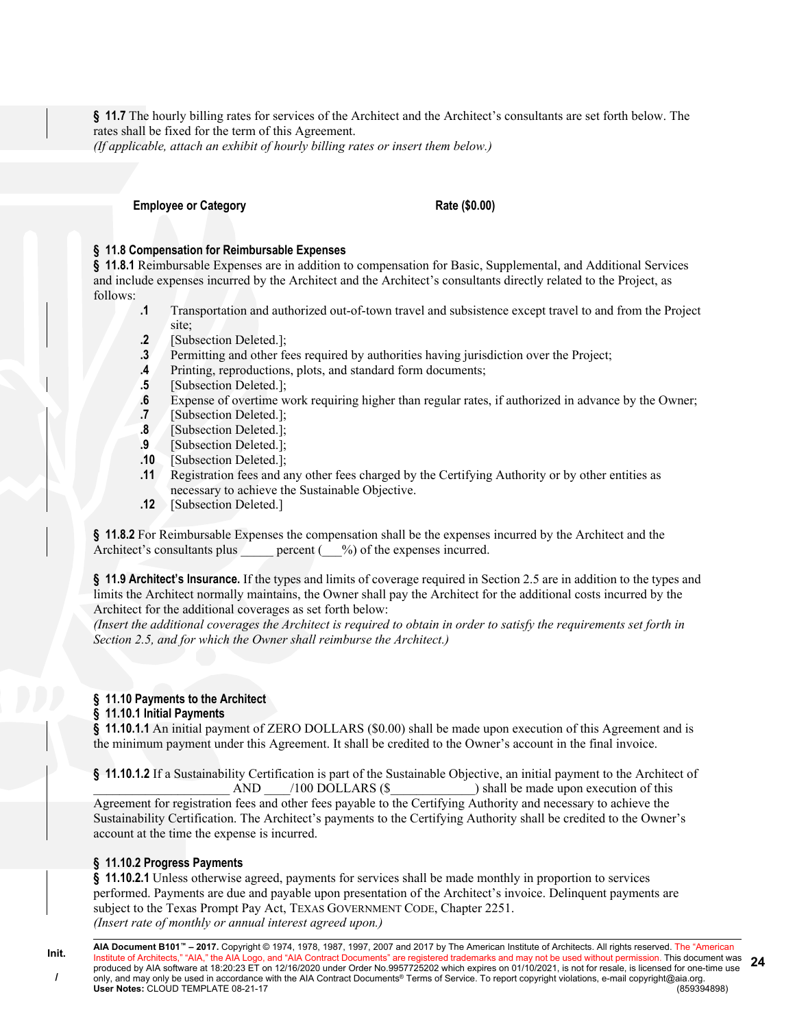**§ 11.7** The hourly billing rates for services of the Architect and the Architect's consultants are set forth below. The rates shall be fixed for the term of this Agreement.
*(If applicable, attach an exhibit of hourly billing rates or insert them below.)*

| Employee or Category | Rate ($0.00) |
|---|---|

**§ 11.8 Compensation for Reimbursable Expenses**
**§ 11.8.1** Reimbursable Expenses are in addition to compensation for Basic, Supplemental, and Additional Services and include expenses incurred by the Architect and the Architect's consultants directly related to the Project, as follows:

- **.1** Transportation and authorized out-of-town travel and subsistence except travel to and from the Project site;
- **.2** [Subsection Deleted.];
- **.3** Permitting and other fees required by authorities having jurisdiction over the Project;
- **.4** Printing, reproductions, plots, and standard form documents;
- **.5** [Subsection Deleted.];
- **.6** Expense of overtime work requiring higher than regular rates, if authorized in advance by the Owner;
- **.7** [Subsection Deleted.];
- **.8** [Subsection Deleted.];
- **.9** [Subsection Deleted.];
- **.10** [Subsection Deleted.];
- **.11** Registration fees and any other fees charged by the Certifying Authority or by other entities as necessary to achieve the Sustainable Objective.
- **.12** [Subsection Deleted.]

**§ 11.8.2** For Reimbursable Expenses the compensation shall be the expenses incurred by the Architect and the Architect's consultants plus _____ percent (___%) of the expenses incurred.

**§ 11.9 Architect's Insurance.** If the types and limits of coverage required in Section 2.5 are in addition to the types and limits the Architect normally maintains, the Owner shall pay the Architect for the additional costs incurred by the Architect for the additional coverages as set forth below:
*(Insert the additional coverages the Architect is required to obtain in order to satisfy the requirements set forth in Section 2.5, and for which the Owner shall reimburse the Architect.)*

**§ 11.10 Payments to the Architect**
**§ 11.10.1 Initial Payments**
**§ 11.10.1.1** An initial payment of ZERO DOLLARS ($0.00) shall be made upon execution of this Agreement and is the minimum payment under this Agreement. It shall be credited to the Owner's account in the final invoice.

**§ 11.10.1.2** If a Sustainability Certification is part of the Sustainable Objective, an initial payment to the Architect of _____________________ AND ____/100 DOLLARS ($_____________) shall be made upon execution of this Agreement for registration fees and other fees payable to the Certifying Authority and necessary to achieve the Sustainability Certification. The Architect's payments to the Certifying Authority shall be credited to the Owner's account at the time the expense is incurred.

**§ 11.10.2 Progress Payments**
**§ 11.10.2.1** Unless otherwise agreed, payments for services shall be made monthly in proportion to services performed. Payments are due and payable upon presentation of the Architect's invoice. Delinquent payments are subject to the Texas Prompt Pay Act, TEXAS GOVERNMENT CODE, Chapter 2251.
*(Insert rate of monthly or annual interest agreed upon.)*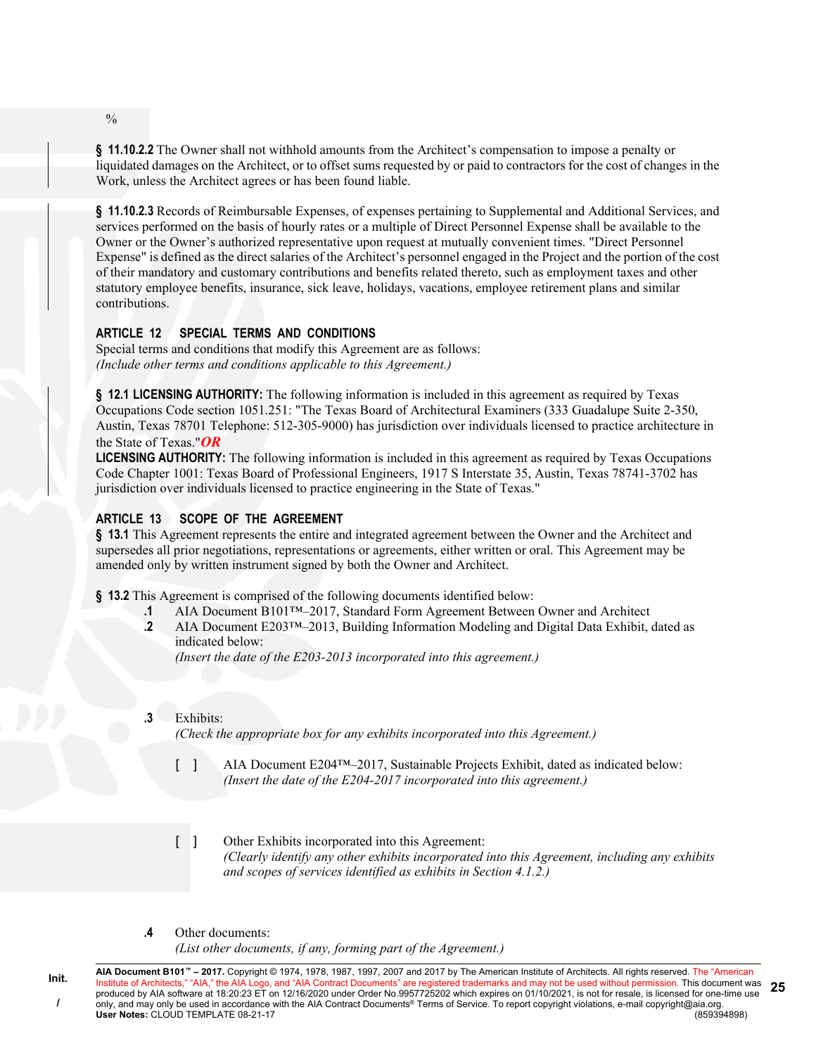%

**§ 11.10.2.2** The Owner shall not withhold amounts from the Architect's compensation to impose a penalty or liquidated damages on the Architect, or to offset sums requested by or paid to contractors for the cost of changes in the Work, unless the Architect agrees or has been found liable.

**§ 11.10.2.3** Records of Reimbursable Expenses, of expenses pertaining to Supplemental and Additional Services, and services performed on the basis of hourly rates or a multiple of Direct Personnel Expense shall be available to the Owner or the Owner's authorized representative upon request at mutually convenient times. "Direct Personnel Expense" is defined as the direct salaries of the Architect's personnel engaged in the Project and the portion of the cost of their mandatory and customary contributions and benefits related thereto, such as employment taxes and other statutory employee benefits, insurance, sick leave, holidays, vacations, employee retirement plans and similar contributions.

## ARTICLE 12 SPECIAL TERMS AND CONDITIONS

Special terms and conditions that modify this Agreement are as follows:
*(Include other terms and conditions applicable to this Agreement.)*

**§ 12.1 LICENSING AUTHORITY:** The following information is included in this agreement as required by Texas Occupations Code section 1051.251: "The Texas Board of Architectural Examiners (333 Guadalupe Suite 2-350, Austin, Texas 78701 Telephone: 512-305-9000) has jurisdiction over individuals licensed to practice architecture in the State of Texas."***OR***
**LICENSING AUTHORITY:** The following information is included in this agreement as required by Texas Occupations Code Chapter 1001: Texas Board of Professional Engineers, 1917 S Interstate 35, Austin, Texas 78741-3702 has jurisdiction over individuals licensed to practice engineering in the State of Texas."

## ARTICLE 13 SCOPE OF THE AGREEMENT

**§ 13.1** This Agreement represents the entire and integrated agreement between the Owner and the Architect and supersedes all prior negotiations, representations or agreements, either written or oral. This Agreement may be amended only by written instrument signed by both the Owner and Architect.

**§ 13.2** This Agreement is comprised of the following documents identified below:

**.1** AIA Document B101™–2017, Standard Form Agreement Between Owner and Architect

**.2** AIA Document E203™–2013, Building Information Modeling and Digital Data Exhibit, dated as indicated below:
*(Insert the date of the E203-2013 incorporated into this agreement.)*

**.3** Exhibits:
*(Check the appropriate box for any exhibits incorporated into this Agreement.)*

[ ] AIA Document E204™–2017, Sustainable Projects Exhibit, dated as indicated below:
*(Insert the date of the E204-2017 incorporated into this agreement.)*

[ ] Other Exhibits incorporated into this Agreement:
*(Clearly identify any other exhibits incorporated into this Agreement, including any exhibits and scopes of services identified as exhibits in Section 4.1.2.)*

**.4** Other documents:
*(List other documents, if any, forming part of the Agreement.)*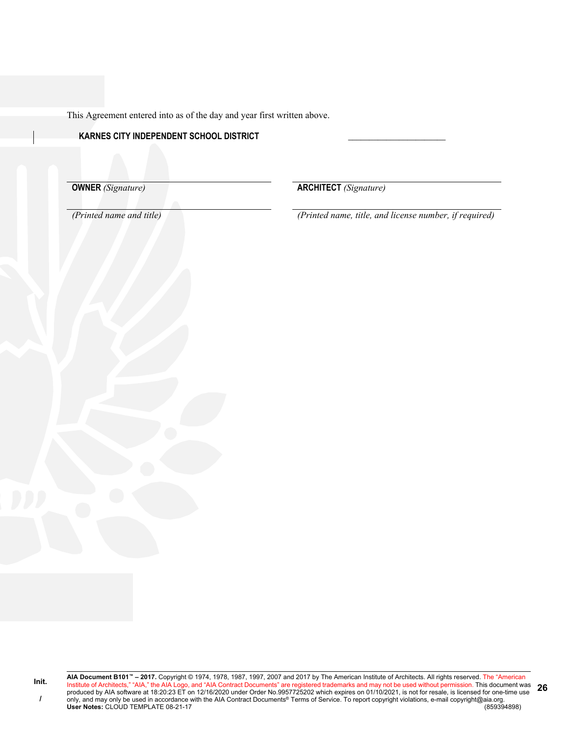This Agreement entered into as of the day and year first written above.

**KARNES CITY INDEPENDENT SCHOOL DISTRICT** ______________________

| | |
|---|---|
| **OWNER** *(Signature)* | **ARCHITECT** *(Signature)* |
| *(Printed name and title)* | *(Printed name, title, and license number, if required)* |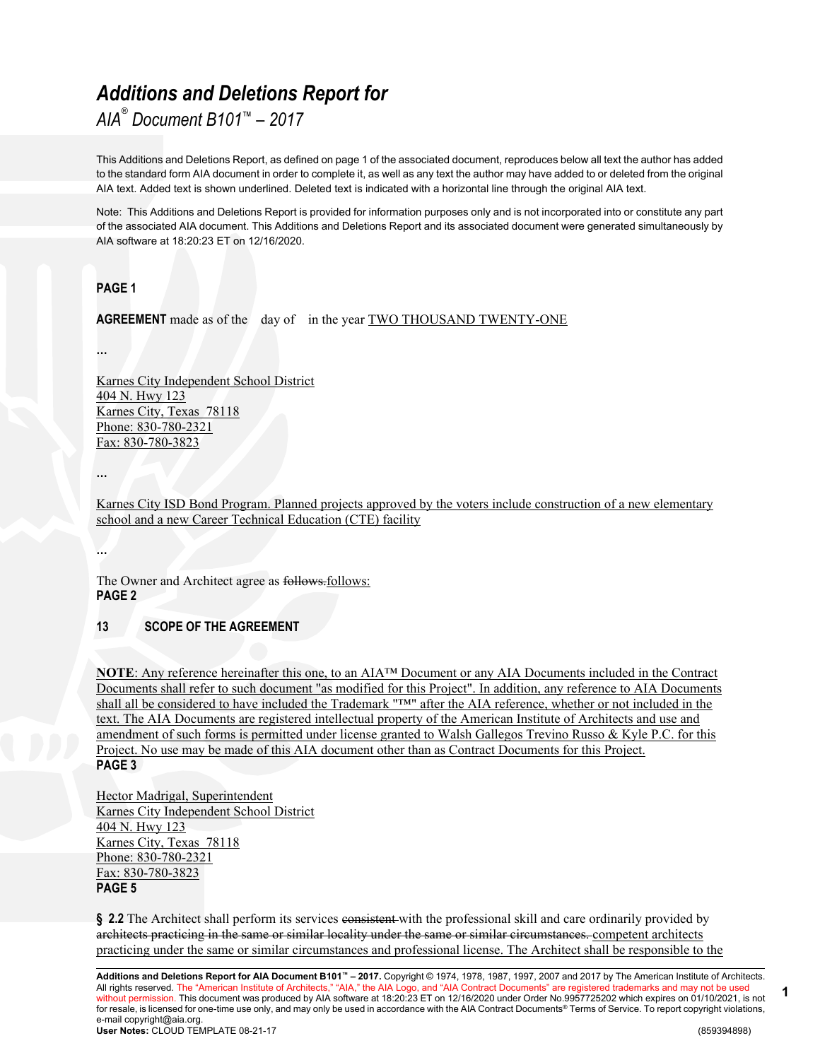# *Additions and Deletions Report for*

*AIA® Document B101™ – 2017*

This Additions and Deletions Report, as defined on page 1 of the associated document, reproduces below all text the author has added to the standard form AIA document in order to complete it, as well as any text the author may have added to or deleted from the original AIA text. Added text is shown underlined. Deleted text is indicated with a horizontal line through the original AIA text.

Note: This Additions and Deletions Report is provided for information purposes only and is not incorporated into or constitute any part of the associated AIA document. This Additions and Deletions Report and its associated document were generated simultaneously by AIA software at 18:20:23 ET on 12/16/2020.

**PAGE 1**

**AGREEMENT** made as of the day of in the year TWO THOUSAND TWENTY-ONE

...

Karnes City Independent School District
404 N. Hwy 123
Karnes City, Texas 78118
Phone: 830-780-2321
Fax: 830-780-3823

...

Karnes City ISD Bond Program. Planned projects approved by the voters include construction of a new elementary school and a new Career Technical Education (CTE) facility

...

The Owner and Architect agree as ~~follows.~~follows:

**PAGE 2**

**13 SCOPE OF THE AGREEMENT**

**NOTE**: Any reference hereinafter this one, to an AIA™ Document or any AIA Documents included in the Contract Documents shall refer to such document "as modified for this Project". In addition, any reference to AIA Documents shall all be considered to have included the Trademark "™" after the AIA reference, whether or not included in the text. The AIA Documents are registered intellectual property of the American Institute of Architects and use and amendment of such forms is permitted under license granted to Walsh Gallegos Trevino Russo & Kyle P.C. for this Project. No use may be made of this AIA document other than as Contract Documents for this Project.

**PAGE 3**

Hector Madrigal, Superintendent
Karnes City Independent School District
404 N. Hwy 123
Karnes City, Texas 78118
Phone: 830-780-2321
Fax: 830-780-3823

**PAGE 5**

**§ 2.2** The Architect shall perform its services ~~consistent~~ with the professional skill and care ordinarily provided by ~~architects practicing in the same or similar locality under the same or similar circumstances.~~ competent architects practicing under the same or similar circumstances and professional license. The Architect shall be responsible to the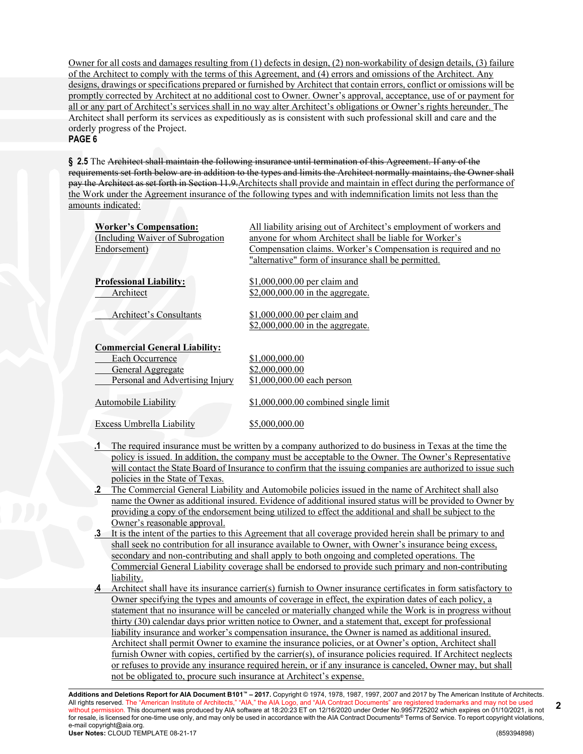Owner for all costs and damages resulting from (1) defects in design, (2) non-workability of design details, (3) failure of the Architect to comply with the terms of this Agreement, and (4) errors and omissions of the Architect. Any designs, drawings or specifications prepared or furnished by Architect that contain errors, conflict or omissions will be promptly corrected by Architect at no additional cost to Owner. Owner's approval, acceptance, use of or payment for all or any part of Architect's services shall in no way alter Architect's obligations or Owner's rights hereunder. The Architect shall perform its services as expeditiously as is consistent with such professional skill and care and the orderly progress of the Project.

**PAGE 6**

**§ 2.5** The ~~Architect shall maintain the following insurance until termination of this Agreement. If any of the requirements set forth below are in addition to the types and limits the Architect normally maintains, the Owner shall pay the Architect as set forth in Section 11.9.~~Architects shall provide and maintain in effect during the performance of the Work under the Agreement insurance of the following types and with indemnification limits not less than the amounts indicated:

| | |
|---|---|
| **Worker's Compensation:** (Including Waiver of Subrogation Endorsement) | All liability arising out of Architect's employment of workers and anyone for whom Architect shall be liable for Worker's Compensation claims. Worker's Compensation is required and no "alternative" form of insurance shall be permitted. |
| **Professional Liability:** | |
| Architect | $1,000,000.00 per claim and $2,000,000.00 in the aggregate. |
| Architect's Consultants | $1,000,000.00 per claim and $2,000,000.00 in the aggregate. |
| **Commercial General Liability:** | |
| Each Occurrence | $1,000,000.00 |
| General Aggregate | $2,000,000.00 |
| Personal and Advertising Injury | $1,000,000.00 each person |
| Automobile Liability | $1,000,000.00 combined single limit |
| Excess Umbrella Liability | $5,000,000.00 |

**.1** The required insurance must be written by a company authorized to do business in Texas at the time the policy is issued. In addition, the company must be acceptable to the Owner. The Owner's Representative will contact the State Board of Insurance to confirm that the issuing companies are authorized to issue such policies in the State of Texas.

**.2** The Commercial General Liability and Automobile policies issued in the name of Architect shall also name the Owner as additional insured. Evidence of additional insured status will be provided to Owner by providing a copy of the endorsement being utilized to effect the additional and shall be subject to the Owner's reasonable approval.

**.3** It is the intent of the parties to this Agreement that all coverage provided herein shall be primary to and shall seek no contribution for all insurance available to Owner, with Owner's insurance being excess, secondary and non-contributing and shall apply to both ongoing and completed operations. The Commercial General Liability coverage shall be endorsed to provide such primary and non-contributing liability.

**.4** Architect shall have its insurance carrier(s) furnish to Owner insurance certificates in form satisfactory to Owner specifying the types and amounts of coverage in effect, the expiration dates of each policy, a statement that no insurance will be canceled or materially changed while the Work is in progress without thirty (30) calendar days prior written notice to Owner, and a statement that, except for professional liability insurance and worker's compensation insurance, the Owner is named as additional insured. Architect shall permit Owner to examine the insurance policies, or at Owner's option, Architect shall furnish Owner with copies, certified by the carrier(s), of insurance policies required. If Architect neglects or refuses to provide any insurance required herein, or if any insurance is canceled, Owner may, but shall not be obligated to, procure such insurance at Architect's expense.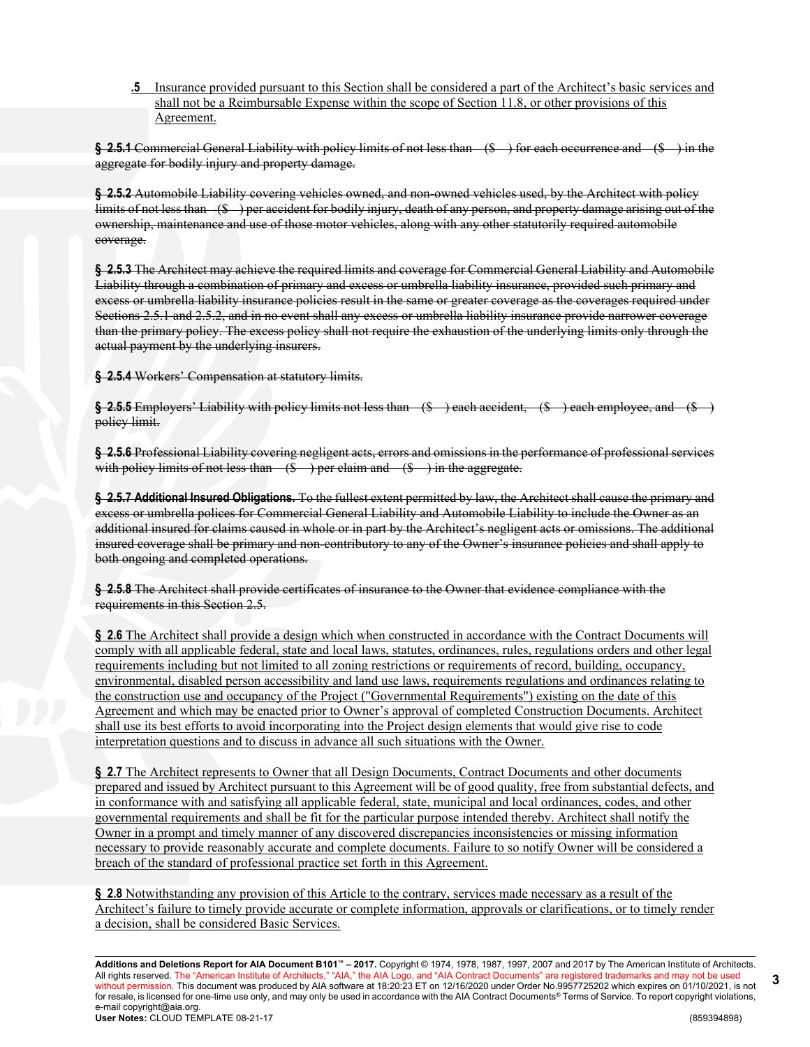**.5** Insurance provided pursuant to this Section shall be considered a part of the Architect's basic services and shall not be a Reimbursable Expense within the scope of Section 11.8, or other provisions of this Agreement.

~~**§ 2.5.1** Commercial General Liability with policy limits of not less than ($ ) for each occurrence and ($ ) in the aggregate for bodily injury and property damage.~~

~~**§ 2.5.2** Automobile Liability covering vehicles owned, and non-owned vehicles used, by the Architect with policy limits of not less than ($ ) per accident for bodily injury, death of any person, and property damage arising out of the ownership, maintenance and use of those motor vehicles, along with any other statutorily required automobile coverage.~~

~~**§ 2.5.3** The Architect may achieve the required limits and coverage for Commercial General Liability and Automobile Liability through a combination of primary and excess or umbrella liability insurance, provided such primary and excess or umbrella liability insurance policies result in the same or greater coverage as the coverages required under Sections 2.5.1 and 2.5.2, and in no event shall any excess or umbrella liability insurance provide narrower coverage than the primary policy. The excess policy shall not require the exhaustion of the underlying limits only through the actual payment by the underlying insurers.~~

~~**§ 2.5.4** Workers' Compensation at statutory limits.~~

~~**§ 2.5.5** Employers' Liability with policy limits not less than ($ ) each accident, ($ ) each employee, and ($ ) policy limit.~~

~~**§ 2.5.6** Professional Liability covering negligent acts, errors and omissions in the performance of professional services with policy limits of not less than ($ ) per claim and ($ ) in the aggregate.~~

~~**§ 2.5.7 Additional Insured Obligations.** To the fullest extent permitted by law, the Architect shall cause the primary and excess or umbrella polices for Commercial General Liability and Automobile Liability to include the Owner as an additional insured for claims caused in whole or in part by the Architect's negligent acts or omissions. The additional insured coverage shall be primary and non-contributory to any of the Owner's insurance policies and shall apply to both ongoing and completed operations.~~

~~**§ 2.5.8** The Architect shall provide certificates of insurance to the Owner that evidence compliance with the requirements in this Section 2.5.~~

**§ 2.6** The Architect shall provide a design which when constructed in accordance with the Contract Documents will comply with all applicable federal, state and local laws, statutes, ordinances, rules, regulations orders and other legal requirements including but not limited to all zoning restrictions or requirements of record, building, occupancy, environmental, disabled person accessibility and land use laws, requirements regulations and ordinances relating to the construction use and occupancy of the Project ("Governmental Requirements") existing on the date of this Agreement and which may be enacted prior to Owner's approval of completed Construction Documents. Architect shall use its best efforts to avoid incorporating into the Project design elements that would give rise to code interpretation questions and to discuss in advance all such situations with the Owner.

**§ 2.7** The Architect represents to Owner that all Design Documents, Contract Documents and other documents prepared and issued by Architect pursuant to this Agreement will be of good quality, free from substantial defects, and in conformance with and satisfying all applicable federal, state, municipal and local ordinances, codes, and other governmental requirements and shall be fit for the particular purpose intended thereby. Architect shall notify the Owner in a prompt and timely manner of any discovered discrepancies inconsistencies or missing information necessary to provide reasonably accurate and complete documents. Failure to so notify Owner will be considered a breach of the standard of professional practice set forth in this Agreement.

**§ 2.8** Notwithstanding any provision of this Article to the contrary, services made necessary as a result of the Architect's failure to timely provide accurate or complete information, approvals or clarifications, or to timely render a decision, shall be considered Basic Services.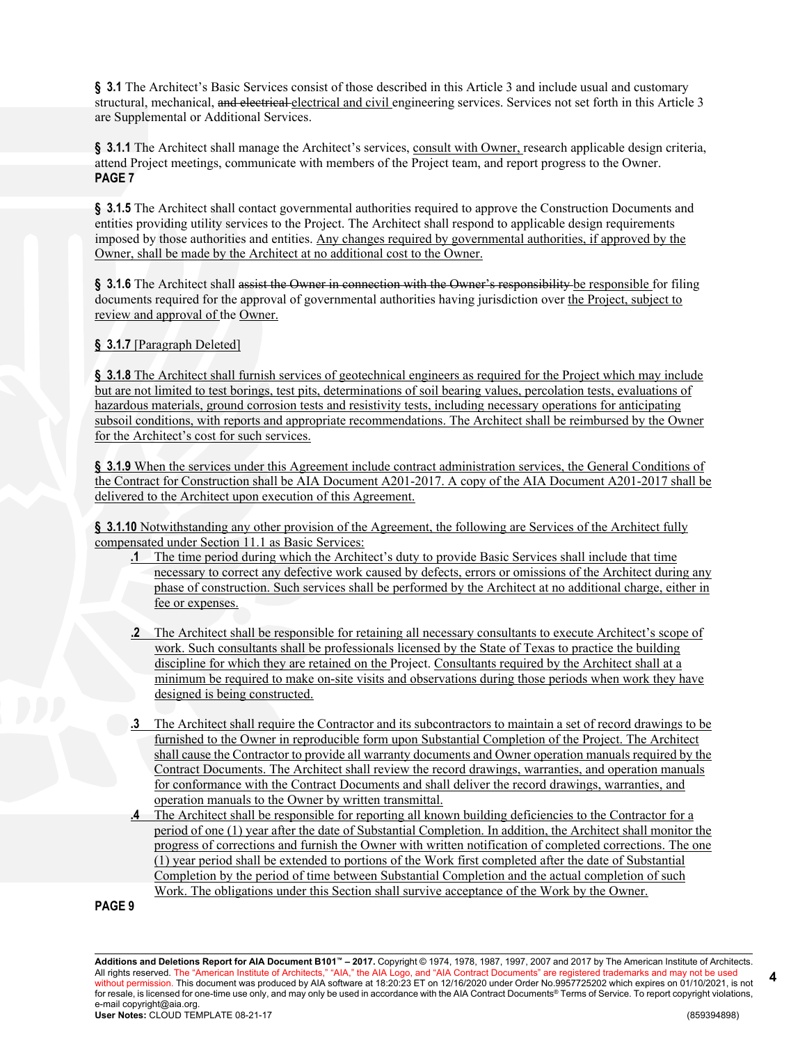**§ 3.1** The Architect's Basic Services consist of those described in this Article 3 and include usual and customary structural, mechanical, ~~and electrical~~ electrical and civil engineering services. Services not set forth in this Article 3 are Supplemental or Additional Services.

**§ 3.1.1** The Architect shall manage the Architect's services, consult with Owner, research applicable design criteria, attend Project meetings, communicate with members of the Project team, and report progress to the Owner.

**PAGE 7**

**§ 3.1.5** The Architect shall contact governmental authorities required to approve the Construction Documents and entities providing utility services to the Project. The Architect shall respond to applicable design requirements imposed by those authorities and entities. Any changes required by governmental authorities, if approved by the Owner, shall be made by the Architect at no additional cost to the Owner.

**§ 3.1.6** The Architect shall ~~assist the Owner in connection with the Owner's responsibility~~ be responsible for filing documents required for the approval of governmental authorities having jurisdiction over the Project, subject to review and approval of the Owner.

**§ 3.1.7** [Paragraph Deleted]

**§ 3.1.8** The Architect shall furnish services of geotechnical engineers as required for the Project which may include but are not limited to test borings, test pits, determinations of soil bearing values, percolation tests, evaluations of hazardous materials, ground corrosion tests and resistivity tests, including necessary operations for anticipating subsoil conditions, with reports and appropriate recommendations. The Architect shall be reimbursed by the Owner for the Architect's cost for such services.

**§ 3.1.9** When the services under this Agreement include contract administration services, the General Conditions of the Contract for Construction shall be AIA Document A201-2017. A copy of the AIA Document A201-2017 shall be delivered to the Architect upon execution of this Agreement.

**§ 3.1.10** Notwithstanding any other provision of the Agreement, the following are Services of the Architect fully compensated under Section 11.1 as Basic Services:

- **.1** The time period during which the Architect's duty to provide Basic Services shall include that time necessary to correct any defective work caused by defects, errors or omissions of the Architect during any phase of construction. Such services shall be performed by the Architect at no additional charge, either in fee or expenses.

- **.2** The Architect shall be responsible for retaining all necessary consultants to execute Architect's scope of work. Such consultants shall be professionals licensed by the State of Texas to practice the building discipline for which they are retained on the Project. Consultants required by the Architect shall at a minimum be required to make on-site visits and observations during those periods when work they have designed is being constructed.

- **.3** The Architect shall require the Contractor and its subcontractors to maintain a set of record drawings to be furnished to the Owner in reproducible form upon Substantial Completion of the Project. The Architect shall cause the Contractor to provide all warranty documents and Owner operation manuals required by the Contract Documents. The Architect shall review the record drawings, warranties, and operation manuals for conformance with the Contract Documents and shall deliver the record drawings, warranties, and operation manuals to the Owner by written transmittal.

- **.4** The Architect shall be responsible for reporting all known building deficiencies to the Contractor for a period of one (1) year after the date of Substantial Completion. In addition, the Architect shall monitor the progress of corrections and furnish the Owner with written notification of completed corrections. The one (1) year period shall be extended to portions of the Work first completed after the date of Substantial Completion by the period of time between Substantial Completion and the actual completion of such Work. The obligations under this Section shall survive acceptance of the Work by the Owner.

**PAGE 9**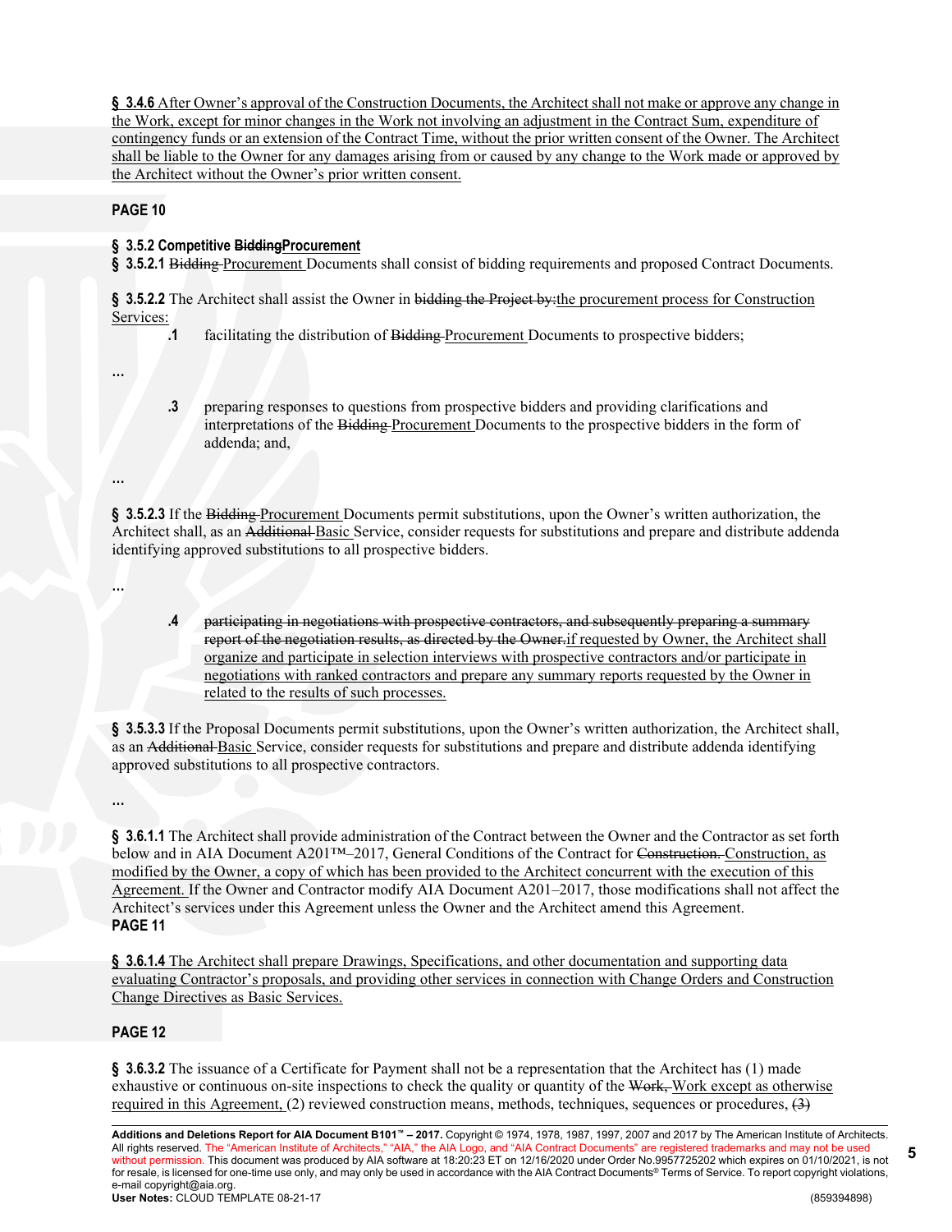**§ 3.4.6** After Owner's approval of the Construction Documents, the Architect shall not make or approve any change in the Work, except for minor changes in the Work not involving an adjustment in the Contract Sum, expenditure of contingency funds or an extension of the Contract Time, without the prior written consent of the Owner. The Architect shall be liable to the Owner for any damages arising from or caused by any change to the Work made or approved by the Architect without the Owner's prior written consent.

**PAGE 10**

**§ 3.5.2 Competitive ~~Bidding~~Procurement**

**§ 3.5.2.1** ~~Bidding~~ Procurement Documents shall consist of bidding requirements and proposed Contract Documents.

**§ 3.5.2.2** The Architect shall assist the Owner in ~~bidding the Project by:~~the procurement process for Construction Services:

**.1** facilitating the distribution of ~~Bidding~~ Procurement Documents to prospective bidders;

…

**.3** preparing responses to questions from prospective bidders and providing clarifications and interpretations of the ~~Bidding~~ Procurement Documents to the prospective bidders in the form of addenda; and,

…

**§ 3.5.2.3** If the ~~Bidding~~ Procurement Documents permit substitutions, upon the Owner's written authorization, the Architect shall, as an ~~Additional~~ Basic Service, consider requests for substitutions and prepare and distribute addenda identifying approved substitutions to all prospective bidders.

…

**.4** ~~participating in negotiations with prospective contractors, and subsequently preparing a summary report of the negotiation results, as directed by the Owner.~~if requested by Owner, the Architect shall organize and participate in selection interviews with prospective contractors and/or participate in negotiations with ranked contractors and prepare any summary reports requested by the Owner in related to the results of such processes.

**§ 3.5.3.3** If the Proposal Documents permit substitutions, upon the Owner's written authorization, the Architect shall, as an ~~Additional~~ Basic Service, consider requests for substitutions and prepare and distribute addenda identifying approved substitutions to all prospective contractors.

…

**§ 3.6.1.1** The Architect shall provide administration of the Contract between the Owner and the Contractor as set forth below and in AIA Document A201™–2017, General Conditions of the Contract for ~~Construction.~~ Construction, as modified by the Owner, a copy of which has been provided to the Architect concurrent with the execution of this Agreement. If the Owner and Contractor modify AIA Document A201–2017, those modifications shall not affect the Architect's services under this Agreement unless the Owner and the Architect amend this Agreement.

**PAGE 11**

**§ 3.6.1.4** The Architect shall prepare Drawings, Specifications, and other documentation and supporting data evaluating Contractor's proposals, and providing other services in connection with Change Orders and Construction Change Directives as Basic Services.

**PAGE 12**

**§ 3.6.3.2** The issuance of a Certificate for Payment shall not be a representation that the Architect has (1) made exhaustive or continuous on-site inspections to check the quality or quantity of the ~~Work,~~ Work except as otherwise required in this Agreement, (2) reviewed construction means, methods, techniques, sequences or procedures, ~~(3)~~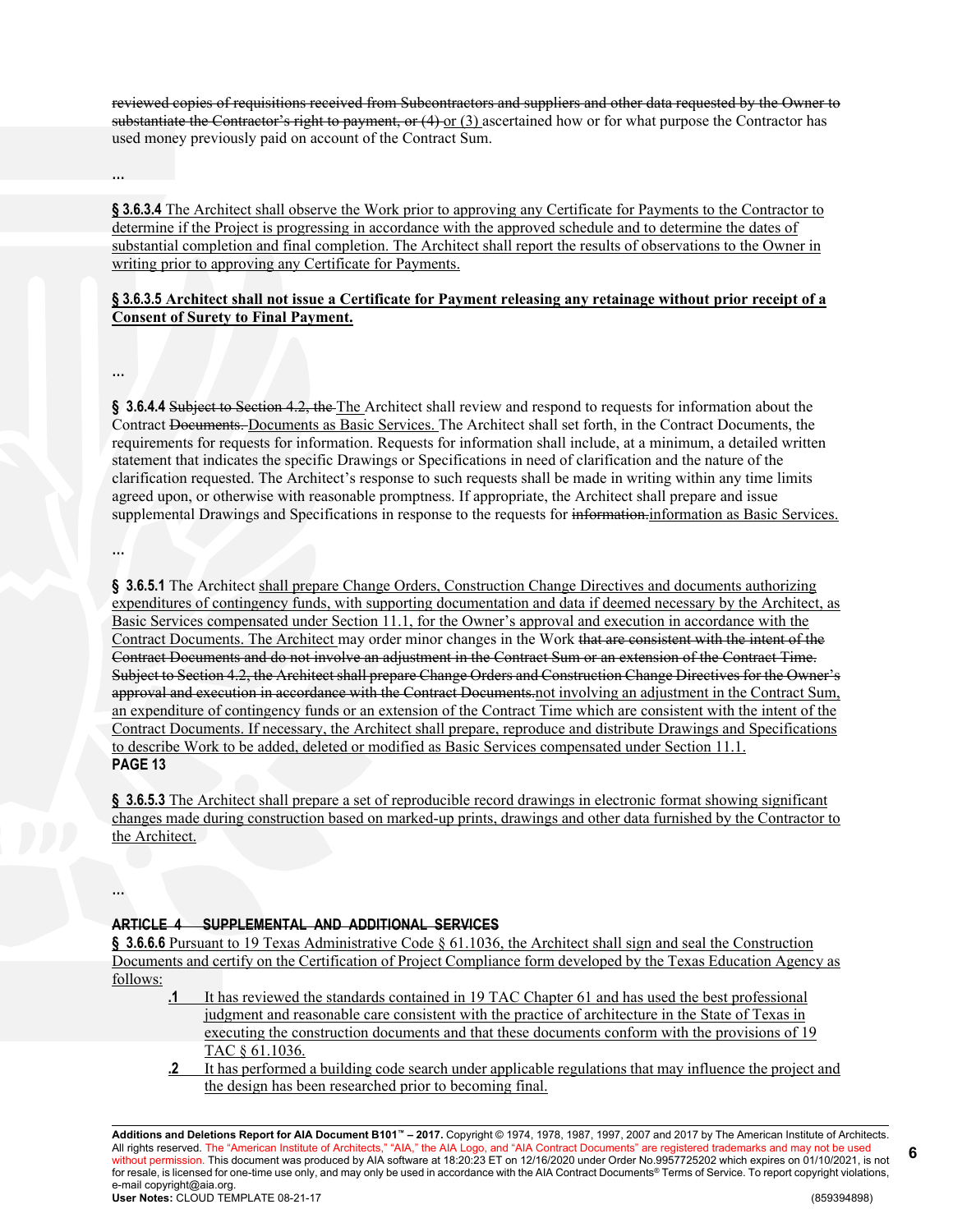reviewed copies of requisitions received from Subcontractors and suppliers and other data requested by the Owner to substantiate the Contractor's right to payment, or (4) or (3) ascertained how or for what purpose the Contractor has used money previously paid on account of the Contract Sum.

...

**§ 3.6.3.4** The Architect shall observe the Work prior to approving any Certificate for Payments to the Contractor to determine if the Project is progressing in accordance with the approved schedule and to determine the dates of substantial completion and final completion. The Architect shall report the results of observations to the Owner in writing prior to approving any Certificate for Payments.

**§ 3.6.3.5 Architect shall not issue a Certificate for Payment releasing any retainage without prior receipt of a Consent of Surety to Final Payment.**

...

**§ 3.6.4.4** Subject to Section 4.2, the The Architect shall review and respond to requests for information about the Contract Documents. Documents as Basic Services. The Architect shall set forth, in the Contract Documents, the requirements for requests for information. Requests for information shall include, at a minimum, a detailed written statement that indicates the specific Drawings or Specifications in need of clarification and the nature of the clarification requested. The Architect's response to such requests shall be made in writing within any time limits agreed upon, or otherwise with reasonable promptness. If appropriate, the Architect shall prepare and issue supplemental Drawings and Specifications in response to the requests for information. information as Basic Services.

...

**§ 3.6.5.1** The Architect shall prepare Change Orders, Construction Change Directives and documents authorizing expenditures of contingency funds, with supporting documentation and data if deemed necessary by the Architect, as Basic Services compensated under Section 11.1, for the Owner's approval and execution in accordance with the Contract Documents. The Architect may order minor changes in the Work that are consistent with the intent of the Contract Documents and do not involve an adjustment in the Contract Sum or an extension of the Contract Time. Subject to Section 4.2, the Architect shall prepare Change Orders and Construction Change Directives for the Owner's approval and execution in accordance with the Contract Documents. not involving an adjustment in the Contract Sum, an expenditure of contingency funds or an extension of the Contract Time which are consistent with the intent of the Contract Documents. If necessary, the Architect shall prepare, reproduce and distribute Drawings and Specifications to describe Work to be added, deleted or modified as Basic Services compensated under Section 11.1.

**PAGE 13**

**§ 3.6.5.3** The Architect shall prepare a set of reproducible record drawings in electronic format showing significant changes made during construction based on marked-up prints, drawings and other data furnished by the Contractor to the Architect.

...

**ARTICLE 4 SUPPLEMENTAL AND ADDITIONAL SERVICES**

**§ 3.6.6.6** Pursuant to 19 Texas Administrative Code § 61.1036, the Architect shall sign and seal the Construction Documents and certify on the Certification of Project Compliance form developed by the Texas Education Agency as follows:

- **.1** It has reviewed the standards contained in 19 TAC Chapter 61 and has used the best professional judgment and reasonable care consistent with the practice of architecture in the State of Texas in executing the construction documents and that these documents conform with the provisions of 19 TAC § 61.1036.
- **.2** It has performed a building code search under applicable regulations that may influence the project and the design has been researched prior to becoming final.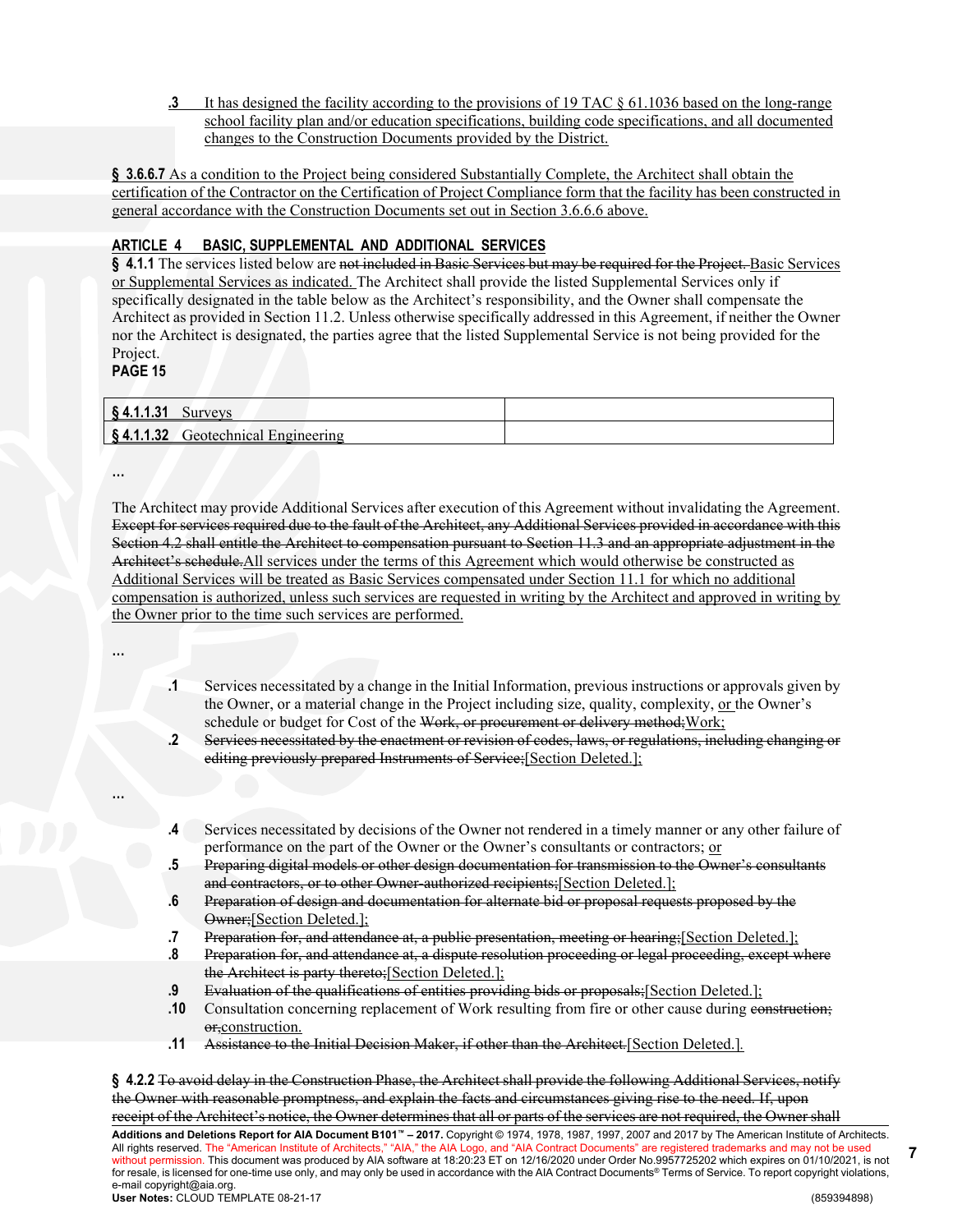**.3** It has designed the facility according to the provisions of 19 TAC § 61.1036 based on the long-range school facility plan and/or education specifications, building code specifications, and all documented changes to the Construction Documents provided by the District.

**§ 3.6.6.7** As a condition to the Project being considered Substantially Complete, the Architect shall obtain the certification of the Contractor on the Certification of Project Compliance form that the facility has been constructed in general accordance with the Construction Documents set out in Section 3.6.6.6 above.

**ARTICLE 4 BASIC, SUPPLEMENTAL AND ADDITIONAL SERVICES**

**§ 4.1.1** The services listed below are ~~not included in Basic Services but may be required for the Project.~~ Basic Services or Supplemental Services as indicated. The Architect shall provide the listed Supplemental Services only if specifically designated in the table below as the Architect's responsibility, and the Owner shall compensate the Architect as provided in Section 11.2. Unless otherwise specifically addressed in this Agreement, if neither the Owner nor the Architect is designated, the parties agree that the listed Supplemental Service is not being provided for the Project.

**PAGE 15**

| | |
|---|---|
| **§ 4.1.1.31** Surveys | |
| **§ 4.1.1.32** Geotechnical Engineering | |

...

The Architect may provide Additional Services after execution of this Agreement without invalidating the Agreement. ~~Except for services required due to the fault of the Architect, any Additional Services provided in accordance with this Section 4.2 shall entitle the Architect to compensation pursuant to Section 11.3 and an appropriate adjustment in the Architect's schedule.~~All services under the terms of this Agreement which would otherwise be constructed as Additional Services will be treated as Basic Services compensated under Section 11.1 for which no additional compensation is authorized, unless such services are requested in writing by the Architect and approved in writing by the Owner prior to the time such services are performed.

...

**.1** Services necessitated by a change in the Initial Information, previous instructions or approvals given by the Owner, or a material change in the Project including size, quality, complexity, or the Owner's schedule or budget for Cost of the ~~Work, or procurement or delivery method;~~Work;

**.2** ~~Services necessitated by the enactment or revision of codes, laws, or regulations, including changing or editing previously prepared Instruments of Service;~~[Section Deleted.];

...

**.4** Services necessitated by decisions of the Owner not rendered in a timely manner or any other failure of performance on the part of the Owner or the Owner's consultants or contractors; or

**.5** ~~Preparing digital models or other design documentation for transmission to the Owner's consultants and contractors, or to other Owner-authorized recipients;~~[Section Deleted.];

**.6** ~~Preparation of design and documentation for alternate bid or proposal requests proposed by the Owner;~~[Section Deleted.];

**.7** ~~Preparation for, and attendance at, a public presentation, meeting or hearing;~~[Section Deleted.];

**.8** ~~Preparation for, and attendance at, a dispute resolution proceeding or legal proceeding, except where the Architect is party thereto;~~[Section Deleted.];

**.9** ~~Evaluation of the qualifications of entities providing bids or proposals;~~[Section Deleted.];

**.10** Consultation concerning replacement of Work resulting from fire or other cause during ~~construction; or,~~construction.

**.11** ~~Assistance to the Initial Decision Maker, if other than the Architect.~~[Section Deleted.].

**§ 4.2.2** ~~To avoid delay in the Construction Phase, the Architect shall provide the following Additional Services, notify the Owner with reasonable promptness, and explain the facts and circumstances giving rise to the need. If, upon receipt of the Architect's notice, the Owner determines that all or parts of the services are not required, the Owner shall~~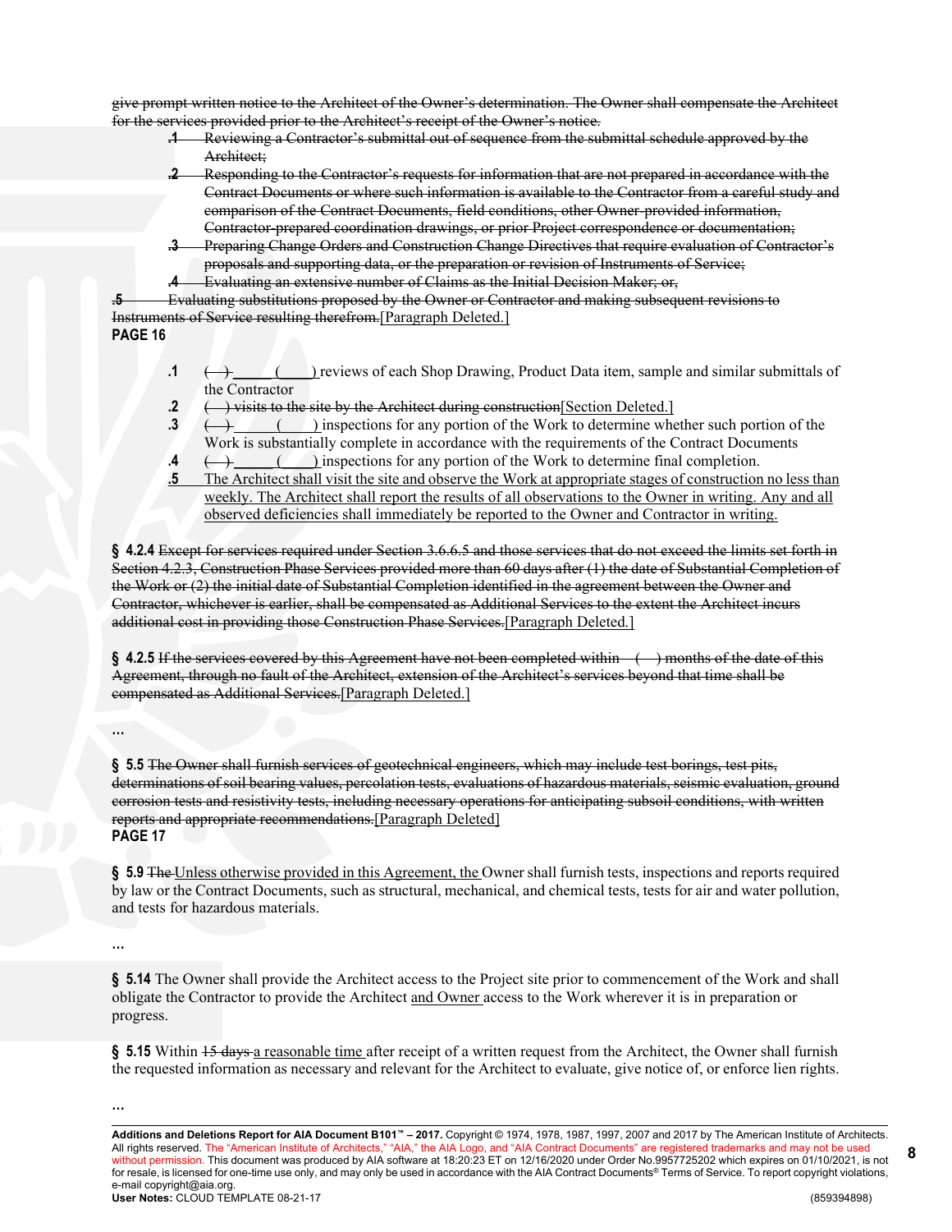~~give prompt written notice to the Architect of the Owner's determination. The Owner shall compensate the Architect for the services provided prior to the Architect's receipt of the Owner's notice.~~

~~.1 Reviewing a Contractor's submittal out of sequence from the submittal schedule approved by the Architect;~~

~~.2 Responding to the Contractor's requests for information that are not prepared in accordance with the Contract Documents or where such information is available to the Contractor from a careful study and comparison of the Contract Documents, field conditions, other Owner-provided information, Contractor-prepared coordination drawings, or prior Project correspondence or documentation;~~

~~.3 Preparing Change Orders and Construction Change Directives that require evaluation of Contractor's proposals and supporting data, or the preparation or revision of Instruments of Service;~~

~~.4 Evaluating an extensive number of Claims as the Initial Decision Maker; or,~~

~~.5 Evaluating substitutions proposed by the Owner or Contractor and making subsequent revisions to Instruments of Service resulting therefrom.~~[Paragraph Deleted.]

**PAGE 16**

**.1** ~~( )~~ _____ (____) reviews of each Shop Drawing, Product Data item, sample and similar submittals of the Contractor

**.2** ~~( ) visits to the site by the Architect during construction~~[Section Deleted.]

**.3** ~~( )~~ _____ (____) inspections for any portion of the Work to determine whether such portion of the Work is substantially complete in accordance with the requirements of the Contract Documents

**.4** ~~( )~~ _____ (____) inspections for any portion of the Work to determine final completion.

**.5** The Architect shall visit the site and observe the Work at appropriate stages of construction no less than weekly. The Architect shall report the results of all observations to the Owner in writing. Any and all observed deficiencies shall immediately be reported to the Owner and Contractor in writing.

**§ 4.2.4** ~~Except for services required under Section 3.6.6.5 and those services that do not exceed the limits set forth in Section 4.2.3, Construction Phase Services provided more than 60 days after (1) the date of Substantial Completion of the Work or (2) the initial date of Substantial Completion identified in the agreement between the Owner and Contractor, whichever is earlier, shall be compensated as Additional Services to the extent the Architect incurs additional cost in providing those Construction Phase Services.~~[Paragraph Deleted.]

**§ 4.2.5** ~~If the services covered by this Agreement have not been completed within ( ) months of the date of this Agreement, through no fault of the Architect, extension of the Architect's services beyond that time shall be compensated as Additional Services.~~[Paragraph Deleted.]

…

**§ 5.5** ~~The Owner shall furnish services of geotechnical engineers, which may include test borings, test pits, determinations of soil bearing values, percolation tests, evaluations of hazardous materials, seismic evaluation, ground corrosion tests and resistivity tests, including necessary operations for anticipating subsoil conditions, with written reports and appropriate recommendations.~~[Paragraph Deleted]

**PAGE 17**

**§ 5.9** ~~The~~ Unless otherwise provided in this Agreement, the Owner shall furnish tests, inspections and reports required by law or the Contract Documents, such as structural, mechanical, and chemical tests, tests for air and water pollution, and tests for hazardous materials.

…

**§ 5.14** The Owner shall provide the Architect access to the Project site prior to commencement of the Work and shall obligate the Contractor to provide the Architect and Owner access to the Work wherever it is in preparation or progress.

**§ 5.15** Within ~~15 days~~ a reasonable time after receipt of a written request from the Architect, the Owner shall furnish the requested information as necessary and relevant for the Architect to evaluate, give notice of, or enforce lien rights.

…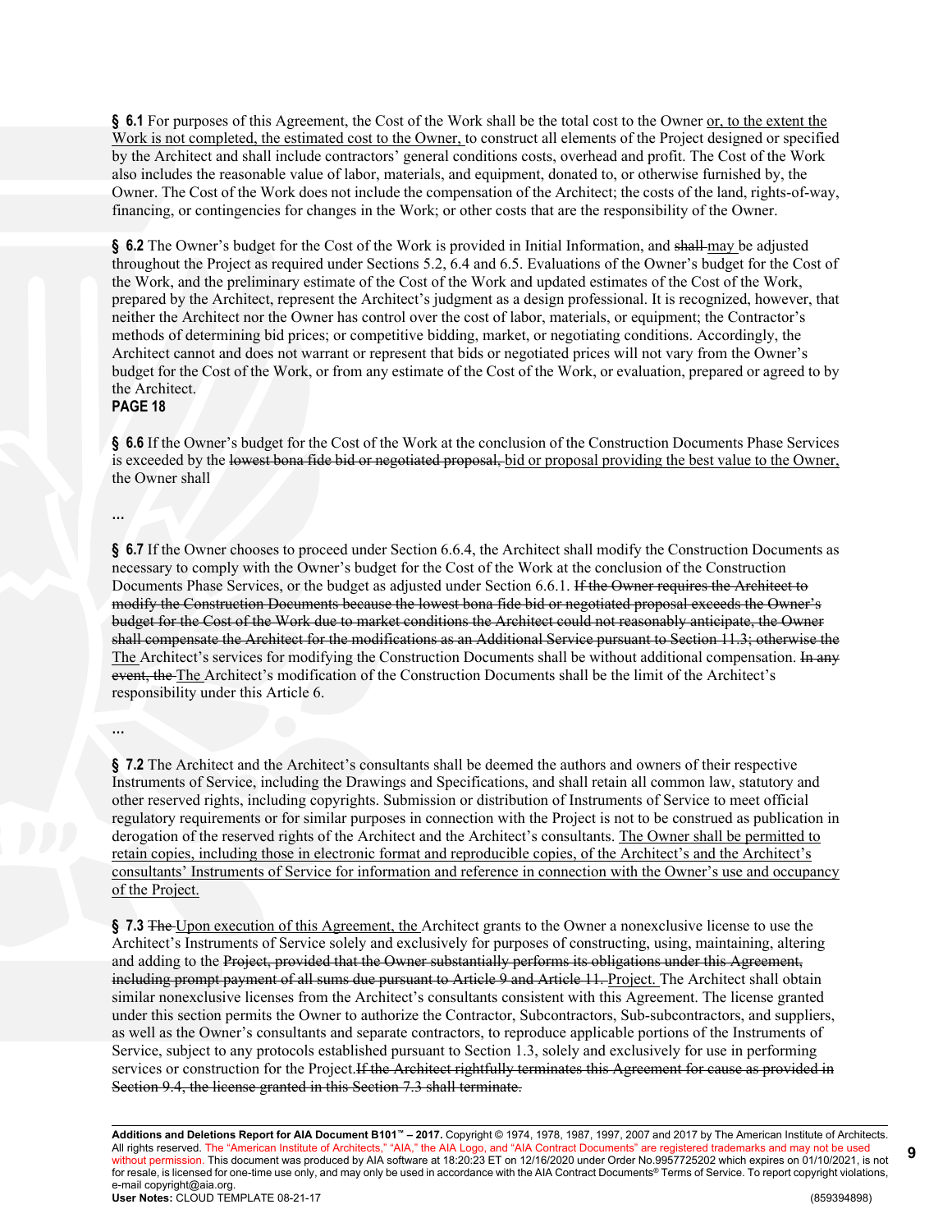**§ 6.1** For purposes of this Agreement, the Cost of the Work shall be the total cost to the Owner or, to the extent the Work is not completed, the estimated cost to the Owner, to construct all elements of the Project designed or specified by the Architect and shall include contractors' general conditions costs, overhead and profit. The Cost of the Work also includes the reasonable value of labor, materials, and equipment, donated to, or otherwise furnished by, the Owner. The Cost of the Work does not include the compensation of the Architect; the costs of the land, rights-of-way, financing, or contingencies for changes in the Work; or other costs that are the responsibility of the Owner.

**§ 6.2** The Owner's budget for the Cost of the Work is provided in Initial Information, and ~~shall~~ may be adjusted throughout the Project as required under Sections 5.2, 6.4 and 6.5. Evaluations of the Owner's budget for the Cost of the Work, and the preliminary estimate of the Cost of the Work and updated estimates of the Cost of the Work, prepared by the Architect, represent the Architect's judgment as a design professional. It is recognized, however, that neither the Architect nor the Owner has control over the cost of labor, materials, or equipment; the Contractor's methods of determining bid prices; or competitive bidding, market, or negotiating conditions. Accordingly, the Architect cannot and does not warrant or represent that bids or negotiated prices will not vary from the Owner's budget for the Cost of the Work, or from any estimate of the Cost of the Work, or evaluation, prepared or agreed to by the Architect.

**PAGE 18**

**§ 6.6** If the Owner's budget for the Cost of the Work at the conclusion of the Construction Documents Phase Services is exceeded by the ~~lowest bona fide bid or negotiated proposal,~~ bid or proposal providing the best value to the Owner, the Owner shall

...

**§ 6.7** If the Owner chooses to proceed under Section 6.6.4, the Architect shall modify the Construction Documents as necessary to comply with the Owner's budget for the Cost of the Work at the conclusion of the Construction Documents Phase Services, or the budget as adjusted under Section 6.6.1. ~~If the Owner requires the Architect to modify the Construction Documents because the lowest bona fide bid or negotiated proposal exceeds the Owner's budget for the Cost of the Work due to market conditions the Architect could not reasonably anticipate, the Owner shall compensate the Architect for the modifications as an Additional Service pursuant to Section 11.3; otherwise the~~ The Architect's services for modifying the Construction Documents shall be without additional compensation. ~~In any event, the~~ The Architect's modification of the Construction Documents shall be the limit of the Architect's responsibility under this Article 6.

...

**§ 7.2** The Architect and the Architect's consultants shall be deemed the authors and owners of their respective Instruments of Service, including the Drawings and Specifications, and shall retain all common law, statutory and other reserved rights, including copyrights. Submission or distribution of Instruments of Service to meet official regulatory requirements or for similar purposes in connection with the Project is not to be construed as publication in derogation of the reserved rights of the Architect and the Architect's consultants. The Owner shall be permitted to retain copies, including those in electronic format and reproducible copies, of the Architect's and the Architect's consultants' Instruments of Service for information and reference in connection with the Owner's use and occupancy of the Project.

**§ 7.3** ~~The~~ Upon execution of this Agreement, the Architect grants to the Owner a nonexclusive license to use the Architect's Instruments of Service solely and exclusively for purposes of constructing, using, maintaining, altering and adding to the ~~Project, provided that the Owner substantially performs its obligations under this Agreement, including prompt payment of all sums due pursuant to Article 9 and Article 11.~~ Project. The Architect shall obtain similar nonexclusive licenses from the Architect's consultants consistent with this Agreement. The license granted under this section permits the Owner to authorize the Contractor, Subcontractors, Sub-subcontractors, and suppliers, as well as the Owner's consultants and separate contractors, to reproduce applicable portions of the Instruments of Service, subject to any protocols established pursuant to Section 1.3, solely and exclusively for use in performing services or construction for the Project.~~If the Architect rightfully terminates this Agreement for cause as provided in Section 9.4, the license granted in this Section 7.3 shall terminate.~~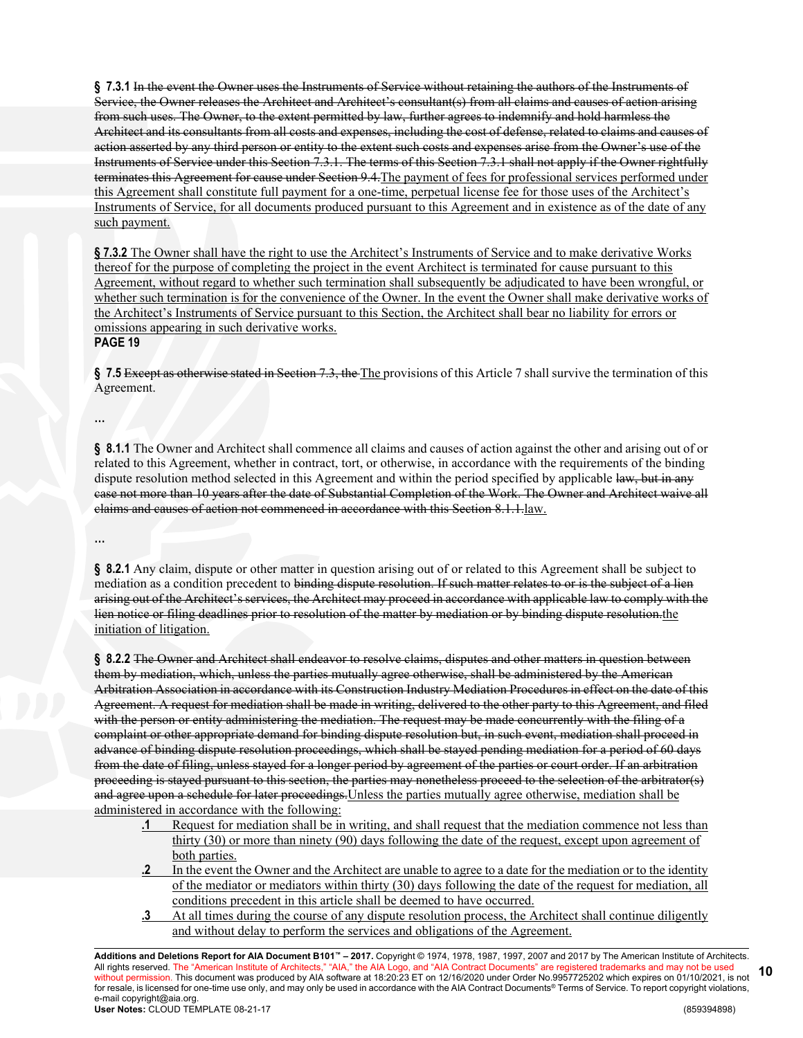**§ 7.3.1** ~~In the event the Owner uses the Instruments of Service without retaining the authors of the Instruments of Service, the Owner releases the Architect and Architect's consultant(s) from all claims and causes of action arising from such uses. The Owner, to the extent permitted by law, further agrees to indemnify and hold harmless the Architect and its consultants from all costs and expenses, including the cost of defense, related to claims and causes of action asserted by any third person or entity to the extent such costs and expenses arise from the Owner's use of the Instruments of Service under this Section 7.3.1. The terms of this Section 7.3.1 shall not apply if the Owner rightfully terminates this Agreement for cause under Section 9.4.~~<u>The payment of fees for professional services performed under this Agreement shall constitute full payment for a one-time, perpetual license fee for those uses of the Architect's Instruments of Service, for all documents produced pursuant to this Agreement and in existence as of the date of any such payment.</u>

**<u>§ 7.3.2</u>** <u>The Owner shall have the right to use the Architect's Instruments of Service and to make derivative Works thereof for the purpose of completing the project in the event Architect is terminated for cause pursuant to this Agreement, without regard to whether such termination shall subsequently be adjudicated to have been wrongful, or whether such termination is for the convenience of the Owner. In the event the Owner shall make derivative works of the Architect's Instruments of Service pursuant to this Section, the Architect shall bear no liability for errors or omissions appearing in such derivative works.</u>

**PAGE 19**

**§ 7.5** ~~Except as otherwise stated in Section 7.3, the~~ <u>The</u> provisions of this Article 7 shall survive the termination of this Agreement.

...

**§ 8.1.1** The Owner and Architect shall commence all claims and causes of action against the other and arising out of or related to this Agreement, whether in contract, tort, or otherwise, in accordance with the requirements of the binding dispute resolution method selected in this Agreement and within the period specified by applicable ~~law, but in any case not more than 10 years after the date of Substantial Completion of the Work. The Owner and Architect waive all claims and causes of action not commenced in accordance with this Section 8.1.1.~~<u>law.</u>

...

**§ 8.2.1** Any claim, dispute or other matter in question arising out of or related to this Agreement shall be subject to mediation as a condition precedent to ~~binding dispute resolution. If such matter relates to or is the subject of a lien arising out of the Architect's services, the Architect may proceed in accordance with applicable law to comply with the lien notice or filing deadlines prior to resolution of the matter by mediation or by binding dispute resolution.~~<u>the initiation of litigation.</u>

**§ 8.2.2** ~~The Owner and Architect shall endeavor to resolve claims, disputes and other matters in question between them by mediation, which, unless the parties mutually agree otherwise, shall be administered by the American Arbitration Association in accordance with its Construction Industry Mediation Procedures in effect on the date of this Agreement. A request for mediation shall be made in writing, delivered to the other party to this Agreement, and filed with the person or entity administering the mediation. The request may be made concurrently with the filing of a complaint or other appropriate demand for binding dispute resolution but, in such event, mediation shall proceed in advance of binding dispute resolution proceedings, which shall be stayed pending mediation for a period of 60 days from the date of filing, unless stayed for a longer period by agreement of the parties or court order. If an arbitration proceeding is stayed pursuant to this section, the parties may nonetheless proceed to the selection of the arbitrator(s) and agree upon a schedule for later proceedings.~~<u>Unless the parties mutually agree otherwise, mediation shall be administered in accordance with the following:</u>

- **<u>.1</u>** <u>Request for mediation shall be in writing, and shall request that the mediation commence not less than thirty (30) or more than ninety (90) days following the date of the request, except upon agreement of both parties.</u>
- **<u>.2</u>** <u>In the event the Owner and the Architect are unable to agree to a date for the mediation or to the identity of the mediator or mediators within thirty (30) days following the date of the request for mediation, all conditions precedent in this article shall be deemed to have occurred.</u>
- **<u>.3</u>** <u>At all times during the course of any dispute resolution process, the Architect shall continue diligently and without delay to perform the services and obligations of the Agreement.</u>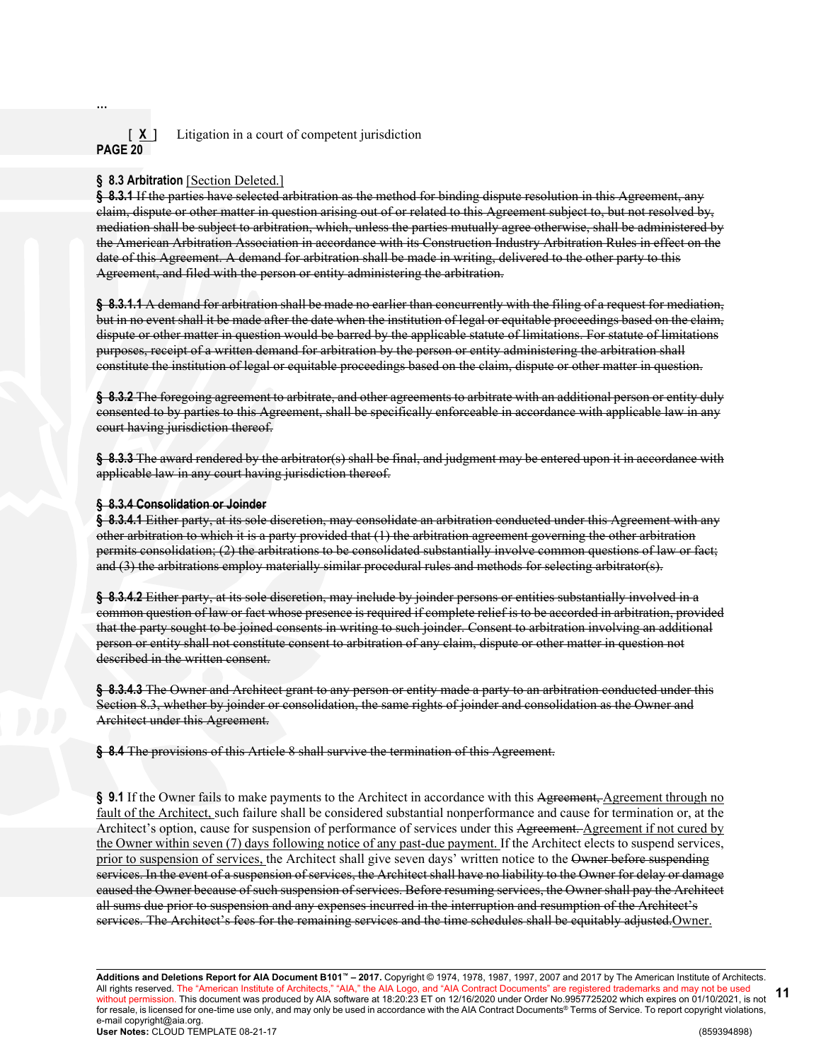...

[ **X** ] Litigation in a court of competent jurisdiction

**PAGE 20**

**§ 8.3 Arbitration** [Section Deleted.]

~~**§ 8.3.1** If the parties have selected arbitration as the method for binding dispute resolution in this Agreement, any claim, dispute or other matter in question arising out of or related to this Agreement subject to, but not resolved by, mediation shall be subject to arbitration, which, unless the parties mutually agree otherwise, shall be administered by the American Arbitration Association in accordance with its Construction Industry Arbitration Rules in effect on the date of this Agreement. A demand for arbitration shall be made in writing, delivered to the other party to this Agreement, and filed with the person or entity administering the arbitration.~~

~~**§ 8.3.1.1** A demand for arbitration shall be made no earlier than concurrently with the filing of a request for mediation, but in no event shall it be made after the date when the institution of legal or equitable proceedings based on the claim, dispute or other matter in question would be barred by the applicable statute of limitations. For statute of limitations purposes, receipt of a written demand for arbitration by the person or entity administering the arbitration shall constitute the institution of legal or equitable proceedings based on the claim, dispute or other matter in question.~~

~~**§ 8.3.2** The foregoing agreement to arbitrate, and other agreements to arbitrate with an additional person or entity duly consented to by parties to this Agreement, shall be specifically enforceable in accordance with applicable law in any court having jurisdiction thereof.~~

~~**§ 8.3.3** The award rendered by the arbitrator(s) shall be final, and judgment may be entered upon it in accordance with applicable law in any court having jurisdiction thereof.~~

~~**§ 8.3.4 Consolidation or Joinder**~~

~~**§ 8.3.4.1** Either party, at its sole discretion, may consolidate an arbitration conducted under this Agreement with any other arbitration to which it is a party provided that (1) the arbitration agreement governing the other arbitration permits consolidation; (2) the arbitrations to be consolidated substantially involve common questions of law or fact; and (3) the arbitrations employ materially similar procedural rules and methods for selecting arbitrator(s).~~

~~**§ 8.3.4.2** Either party, at its sole discretion, may include by joinder persons or entities substantially involved in a common question of law or fact whose presence is required if complete relief is to be accorded in arbitration, provided that the party sought to be joined consents in writing to such joinder. Consent to arbitration involving an additional person or entity shall not constitute consent to arbitration of any claim, dispute or other matter in question not described in the written consent.~~

~~**§ 8.3.4.3** The Owner and Architect grant to any person or entity made a party to an arbitration conducted under this Section 8.3, whether by joinder or consolidation, the same rights of joinder and consolidation as the Owner and Architect under this Agreement.~~

~~**§ 8.4** The provisions of this Article 8 shall survive the termination of this Agreement.~~

**§ 9.1** If the Owner fails to make payments to the Architect in accordance with this ~~Agreement,~~ <u>Agreement through no fault of the Architect,</u> such failure shall be considered substantial nonperformance and cause for termination or, at the Architect's option, cause for suspension of performance of services under this ~~Agreement.~~ <u>Agreement if not cured by the Owner within seven (7) days following notice of any past-due payment.</u> If the Architect elects to suspend services, <u>prior to suspension of services,</u> the Architect shall give seven days' written notice to the ~~Owner before suspending services. In the event of a suspension of services, the Architect shall have no liability to the Owner for delay or damage caused the Owner because of such suspension of services. Before resuming services, the Owner shall pay the Architect all sums due prior to suspension and any expenses incurred in the interruption and resumption of the Architect's services. The Architect's fees for the remaining services and the time schedules shall be equitably adjusted.~~ <u>Owner.</u>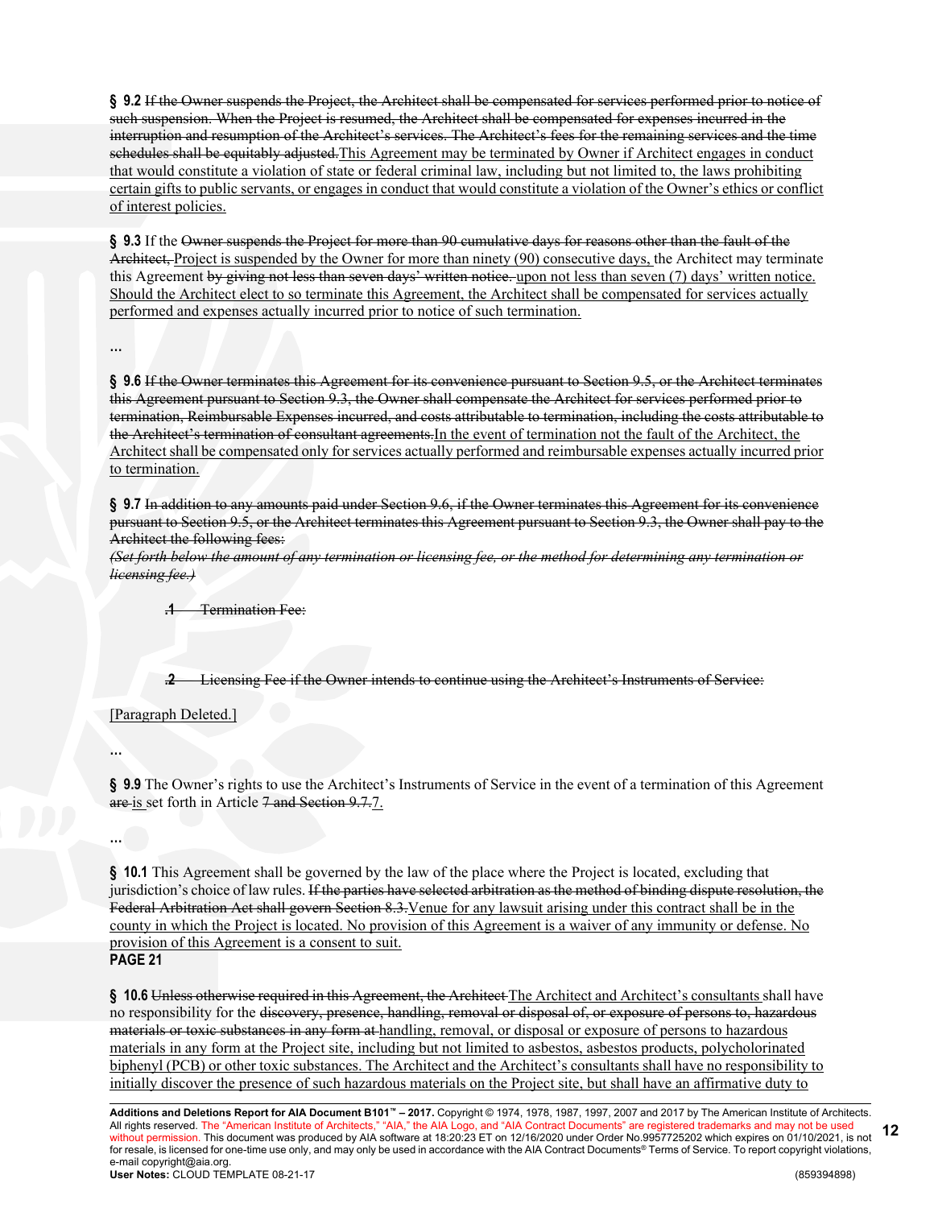**§ 9.2** ~~If the Owner suspends the Project, the Architect shall be compensated for services performed prior to notice of such suspension. When the Project is resumed, the Architect shall be compensated for expenses incurred in the interruption and resumption of the Architect's services. The Architect's fees for the remaining services and the time schedules shall be equitably adjusted.~~This Agreement may be terminated by Owner if Architect engages in conduct that would constitute a violation of state or federal criminal law, including but not limited to, the laws prohibiting certain gifts to public servants, or engages in conduct that would constitute a violation of the Owner's ethics or conflict of interest policies.

**§ 9.3** If the ~~Owner suspends the Project for more than 90 cumulative days for reasons other than the fault of the Architect,~~ Project is suspended by the Owner for more than ninety (90) consecutive days, the Architect may terminate this Agreement ~~by giving not less than seven days' written notice.~~ upon not less than seven (7) days' written notice. Should the Architect elect to so terminate this Agreement, the Architect shall be compensated for services actually performed and expenses actually incurred prior to notice of such termination.

…

**§ 9.6** ~~If the Owner terminates this Agreement for its convenience pursuant to Section 9.5, or the Architect terminates this Agreement pursuant to Section 9.3, the Owner shall compensate the Architect for services performed prior to termination, Reimbursable Expenses incurred, and costs attributable to termination, including the costs attributable to the Architect's termination of consultant agreements.~~In the event of termination not the fault of the Architect, the Architect shall be compensated only for services actually performed and reimbursable expenses actually incurred prior to termination.

**§ 9.7** ~~In addition to any amounts paid under Section 9.6, if the Owner terminates this Agreement for its convenience pursuant to Section 9.5, or the Architect terminates this Agreement pursuant to Section 9.3, the Owner shall pay to the Architect the following fees:~~
~~*(Set forth below the amount of any termination or licensing fee, or the method for determining any termination or licensing fee.)*~~

~~**.1** Termination Fee:~~

~~**.2** Licensing Fee if the Owner intends to continue using the Architect's Instruments of Service:~~

[Paragraph Deleted.]

…

**§ 9.9** The Owner's rights to use the Architect's Instruments of Service in the event of a termination of this Agreement ~~are~~ is set forth in Article ~~7 and Section 9.7.~~7.

…

**§ 10.1** This Agreement shall be governed by the law of the place where the Project is located, excluding that jurisdiction's choice of law rules. ~~If the parties have selected arbitration as the method of binding dispute resolution, the Federal Arbitration Act shall govern Section 8.3.~~Venue for any lawsuit arising under this contract shall be in the county in which the Project is located. No provision of this Agreement is a waiver of any immunity or defense. No provision of this Agreement is a consent to suit.

**PAGE 21**

**§ 10.6** ~~Unless otherwise required in this Agreement, the Architect~~ The Architect and Architect's consultants shall have no responsibility for the ~~discovery, presence, handling, removal or disposal of, or exposure of persons to, hazardous materials or toxic substances in any form at~~ handling, removal, or disposal or exposure of persons to hazardous materials in any form at the Project site, including but not limited to asbestos, asbestos products, polycholorinated biphenyl (PCB) or other toxic substances. The Architect and the Architect's consultants shall have no responsibility to initially discover the presence of such hazardous materials on the Project site, but shall have an affirmative duty to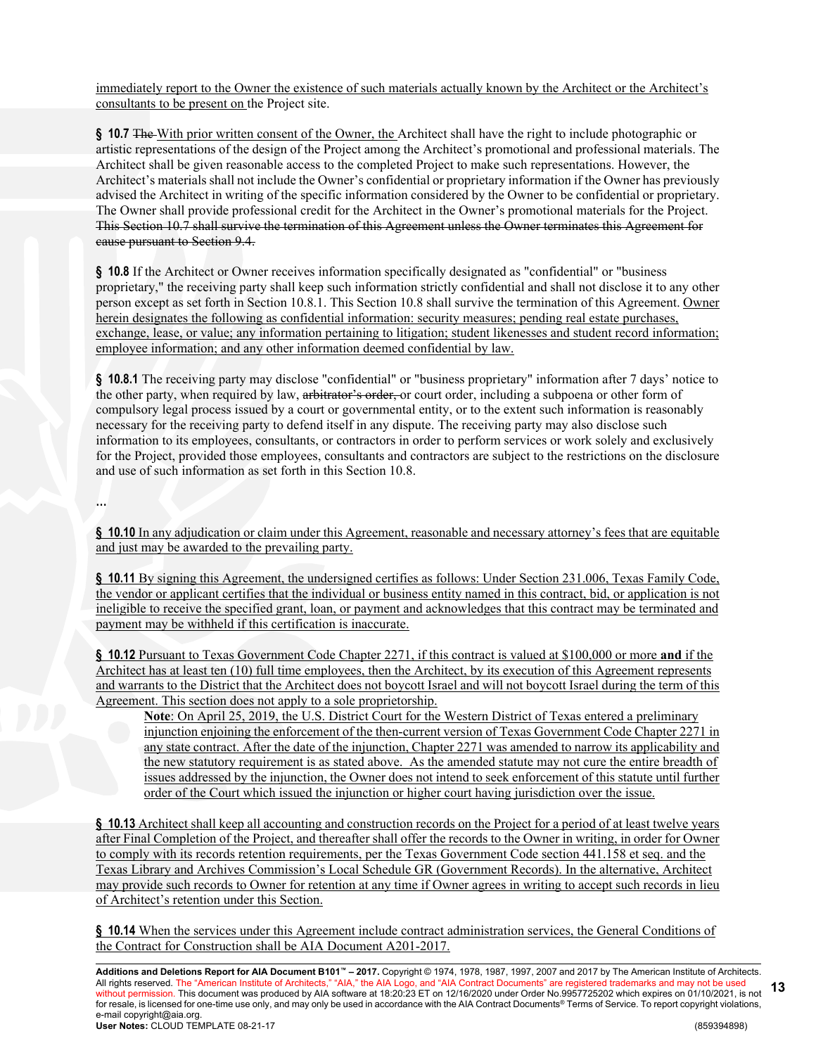immediately report to the Owner the existence of such materials actually known by the Architect or the Architect's consultants to be present on the Project site.

**§ 10.7** ~~The~~ With prior written consent of the Owner, the Architect shall have the right to include photographic or artistic representations of the design of the Project among the Architect's promotional and professional materials. The Architect shall be given reasonable access to the completed Project to make such representations. However, the Architect's materials shall not include the Owner's confidential or proprietary information if the Owner has previously advised the Architect in writing of the specific information considered by the Owner to be confidential or proprietary. The Owner shall provide professional credit for the Architect in the Owner's promotional materials for the Project. ~~This Section 10.7 shall survive the termination of this Agreement unless the Owner terminates this Agreement for cause pursuant to Section 9.4.~~

**§ 10.8** If the Architect or Owner receives information specifically designated as "confidential" or "business proprietary," the receiving party shall keep such information strictly confidential and shall not disclose it to any other person except as set forth in Section 10.8.1. This Section 10.8 shall survive the termination of this Agreement. Owner herein designates the following as confidential information: security measures; pending real estate purchases, exchange, lease, or value; any information pertaining to litigation; student likenesses and student record information; employee information; and any other information deemed confidential by law.

**§ 10.8.1** The receiving party may disclose "confidential" or "business proprietary" information after 7 days' notice to the other party, when required by law, ~~arbitrator's order,~~ or court order, including a subpoena or other form of compulsory legal process issued by a court or governmental entity, or to the extent such information is reasonably necessary for the receiving party to defend itself in any dispute. The receiving party may also disclose such information to its employees, consultants, or contractors in order to perform services or work solely and exclusively for the Project, provided those employees, consultants and contractors are subject to the restrictions on the disclosure and use of such information as set forth in this Section 10.8.

…

**§ 10.10** In any adjudication or claim under this Agreement, reasonable and necessary attorney's fees that are equitable and just may be awarded to the prevailing party.

**§ 10.11** By signing this Agreement, the undersigned certifies as follows: Under Section 231.006, Texas Family Code, the vendor or applicant certifies that the individual or business entity named in this contract, bid, or application is not ineligible to receive the specified grant, loan, or payment and acknowledges that this contract may be terminated and payment may be withheld if this certification is inaccurate.

**§ 10.12** Pursuant to Texas Government Code Chapter 2271, if this contract is valued at $100,000 or more **and** if the Architect has at least ten (10) full time employees, then the Architect, by its execution of this Agreement represents and warrants to the District that the Architect does not boycott Israel and will not boycott Israel during the term of this Agreement. This section does not apply to a sole proprietorship.

> **Note**: On April 25, 2019, the U.S. District Court for the Western District of Texas entered a preliminary injunction enjoining the enforcement of the then-current version of Texas Government Code Chapter 2271 in any state contract. After the date of the injunction, Chapter 2271 was amended to narrow its applicability and the new statutory requirement is as stated above. As the amended statute may not cure the entire breadth of issues addressed by the injunction, the Owner does not intend to seek enforcement of this statute until further order of the Court which issued the injunction or higher court having jurisdiction over the issue.

**§ 10.13** Architect shall keep all accounting and construction records on the Project for a period of at least twelve years after Final Completion of the Project, and thereafter shall offer the records to the Owner in writing, in order for Owner to comply with its records retention requirements, per the Texas Government Code section 441.158 et seq. and the Texas Library and Archives Commission's Local Schedule GR (Government Records). In the alternative, Architect may provide such records to Owner for retention at any time if Owner agrees in writing to accept such records in lieu of Architect's retention under this Section.

**§ 10.14** When the services under this Agreement include contract administration services, the General Conditions of the Contract for Construction shall be AIA Document A201-2017.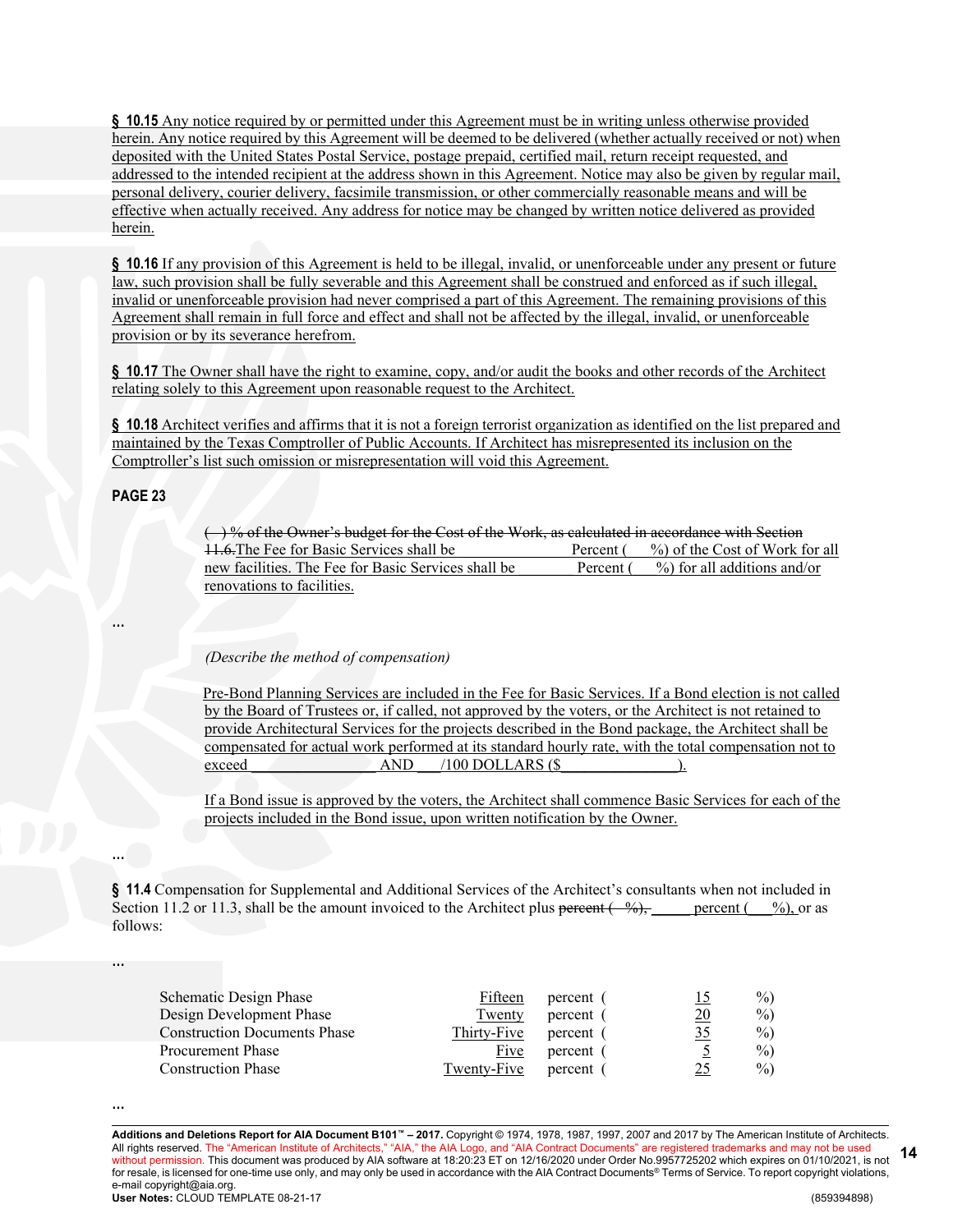**§ 10.15** Any notice required by or permitted under this Agreement must be in writing unless otherwise provided herein. Any notice required by this Agreement will be deemed to be delivered (whether actually received or not) when deposited with the United States Postal Service, postage prepaid, certified mail, return receipt requested, and addressed to the intended recipient at the address shown in this Agreement. Notice may also be given by regular mail, personal delivery, courier delivery, facsimile transmission, or other commercially reasonable means and will be effective when actually received. Any address for notice may be changed by written notice delivered as provided herein.

**§ 10.16** If any provision of this Agreement is held to be illegal, invalid, or unenforceable under any present or future law, such provision shall be fully severable and this Agreement shall be construed and enforced as if such illegal, invalid or unenforceable provision had never comprised a part of this Agreement. The remaining provisions of this Agreement shall remain in full force and effect and shall not be affected by the illegal, invalid, or unenforceable provision or by its severance herefrom.

**§ 10.17** The Owner shall have the right to examine, copy, and/or audit the books and other records of the Architect relating solely to this Agreement upon reasonable request to the Architect.

**§ 10.18** Architect verifies and affirms that it is not a foreign terrorist organization as identified on the list prepared and maintained by the Texas Comptroller of Public Accounts. If Architect has misrepresented its inclusion on the Comptroller's list such omission or misrepresentation will void this Agreement.

**PAGE 23**

~~( ) % of the Owner's budget for the Cost of the Work, as calculated in accordance with Section 11.6.~~The Fee for Basic Services shall be \_\_\_\_\_\_\_\_\_\_ Percent ( \_\_\_ %) of the Cost of Work for all new facilities. The Fee for Basic Services shall be \_\_\_\_\_\_\_\_\_\_ Percent ( \_\_\_ %) for all additions and/or renovations to facilities.

...

*(Describe the method of compensation)*

Pre-Bond Planning Services are included in the Fee for Basic Services. If a Bond election is not called by the Board of Trustees or, if called, not approved by the voters, or the Architect is not retained to provide Architectural Services for the projects described in the Bond package, the Architect shall be compensated for actual work performed at its standard hourly rate, with the total compensation not to exceed \_\_\_\_\_\_\_\_\_\_\_\_\_\_\_\_ AND \_\_\_/100 DOLLARS ($\_\_\_\_\_\_\_\_\_\_\_\_\_\_\_).

If a Bond issue is approved by the voters, the Architect shall commence Basic Services for each of the projects included in the Bond issue, upon written notification by the Owner.

...

**§ 11.4** Compensation for Supplemental and Additional Services of the Architect's consultants when not included in Section 11.2 or 11.3, shall be the amount invoiced to the Architect plus ~~percent ( %),~~ \_\_\_\_\_ percent ( \_\_\_ %), or as follows:

...

| | | | | |
|---|---|---|---|---|
| Schematic Design Phase | Fifteen | percent ( | 15 | %) |
| Design Development Phase | Twenty | percent ( | 20 | %) |
| Construction Documents Phase | Thirty-Five | percent ( | 35 | %) |
| Procurement Phase | Five | percent ( | 5 | %) |
| Construction Phase | Twenty-Five | percent ( | 25 | %) |

...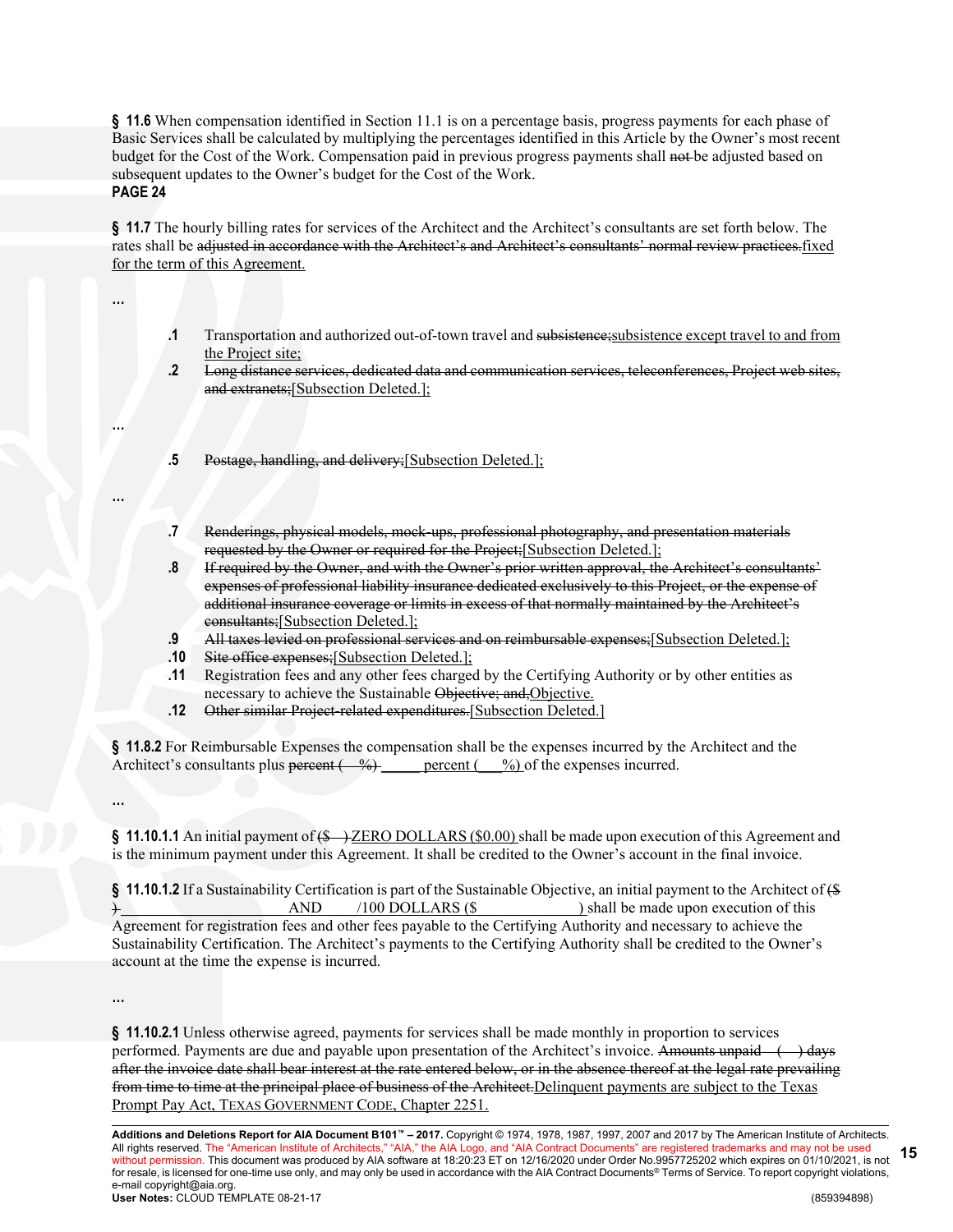**§ 11.6** When compensation identified in Section 11.1 is on a percentage basis, progress payments for each phase of Basic Services shall be calculated by multiplying the percentages identified in this Article by the Owner's most recent budget for the Cost of the Work. Compensation paid in previous progress payments shall ~~not~~ be adjusted based on subsequent updates to the Owner's budget for the Cost of the Work.

**PAGE 24**

**§ 11.7** The hourly billing rates for services of the Architect and the Architect's consultants are set forth below. The rates shall be ~~adjusted in accordance with the Architect's and Architect's consultants' normal review practices.~~fixed for the term of this Agreement.

...

**.1** Transportation and authorized out-of-town travel and ~~subsistence;~~subsistence except travel to and from the Project site;

**.2** ~~Long distance services, dedicated data and communication services, teleconferences, Project web sites, and extranets;~~[Subsection Deleted.];

...

**.5** ~~Postage, handling, and delivery;~~[Subsection Deleted.];

...

**.7** ~~Renderings, physical models, mock-ups, professional photography, and presentation materials requested by the Owner or required for the Project;~~[Subsection Deleted.];

**.8** ~~If required by the Owner, and with the Owner's prior written approval, the Architect's consultants' expenses of professional liability insurance dedicated exclusively to this Project, or the expense of additional insurance coverage or limits in excess of that normally maintained by the Architect's consultants;~~[Subsection Deleted.];

**.9** ~~All taxes levied on professional services and on reimbursable expenses;~~[Subsection Deleted.];

**.10** ~~Site office expenses;~~[Subsection Deleted.];

**.11** Registration fees and any other fees charged by the Certifying Authority or by other entities as necessary to achieve the Sustainable ~~Objective; and,~~Objective.

**.12** ~~Other similar Project-related expenditures.~~[Subsection Deleted.]

**§ 11.8.2** For Reimbursable Expenses the compensation shall be the expenses incurred by the Architect and the Architect's consultants plus ~~percent ( %)~~ _____ percent (___%) of the expenses incurred.

...

**§ 11.10.1.1** An initial payment of ~~($ )~~ ZERO DOLLARS ($0.00) shall be made upon execution of this Agreement and is the minimum payment under this Agreement. It shall be credited to the Owner's account in the final invoice.

**§ 11.10.1.2** If a Sustainability Certification is part of the Sustainable Objective, an initial payment to the Architect of ~~($ )~~ ____________________ AND ____/100 DOLLARS ($______________) shall be made upon execution of this Agreement for registration fees and other fees payable to the Certifying Authority and necessary to achieve the Sustainability Certification. The Architect's payments to the Certifying Authority shall be credited to the Owner's account at the time the expense is incurred.

...

**§ 11.10.2.1** Unless otherwise agreed, payments for services shall be made monthly in proportion to services performed. Payments are due and payable upon presentation of the Architect's invoice. ~~Amounts unpaid ( ) days after the invoice date shall bear interest at the rate entered below, or in the absence thereof at the legal rate prevailing from time to time at the principal place of business of the Architect.~~Delinquent payments are subject to the Texas Prompt Pay Act, TEXAS GOVERNMENT CODE, Chapter 2251.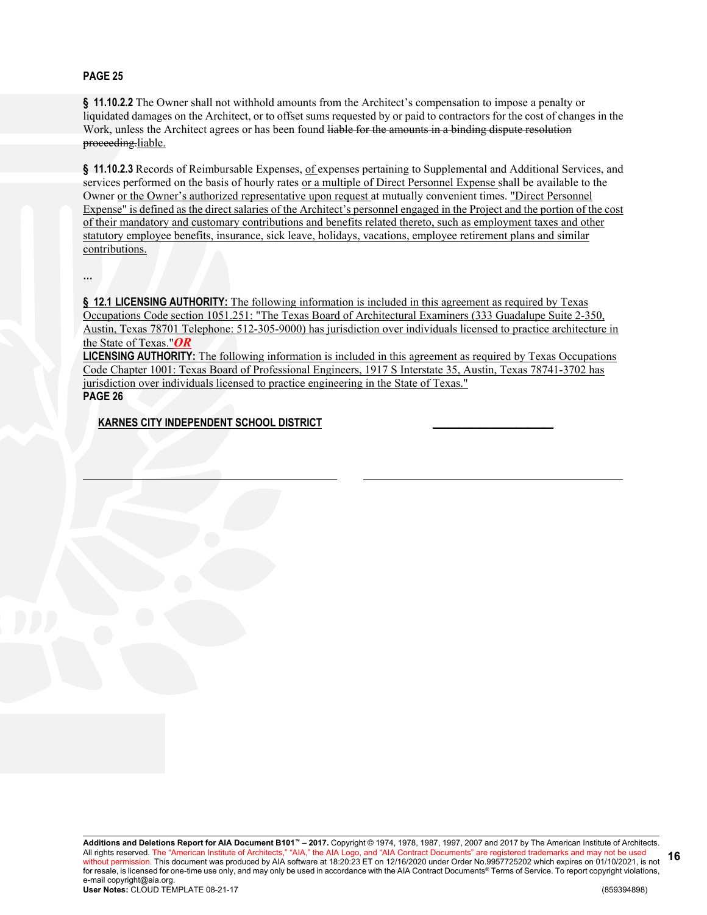**PAGE 25**

**§ 11.10.2.2** The Owner shall not withhold amounts from the Architect's compensation to impose a penalty or liquidated damages on the Architect, or to offset sums requested by or paid to contractors for the cost of changes in the Work, unless the Architect agrees or has been found ~~liable for the amounts in a binding dispute resolution proceeding.~~liable.

**§ 11.10.2.3** Records of Reimbursable Expenses, of expenses pertaining to Supplemental and Additional Services, and services performed on the basis of hourly rates or a multiple of Direct Personnel Expense shall be available to the Owner or the Owner's authorized representative upon request at mutually convenient times. "Direct Personnel Expense" is defined as the direct salaries of the Architect's personnel engaged in the Project and the portion of the cost of their mandatory and customary contributions and benefits related thereto, such as employment taxes and other statutory employee benefits, insurance, sick leave, holidays, vacations, employee retirement plans and similar contributions.

...

**§ 12.1 LICENSING AUTHORITY:** The following information is included in this agreement as required by Texas Occupations Code section 1051.251: "The Texas Board of Architectural Examiners (333 Guadalupe Suite 2-350, Austin, Texas 78701 Telephone: 512-305-9000) has jurisdiction over individuals licensed to practice architecture in the State of Texas."***OR***

**LICENSING AUTHORITY:** The following information is included in this agreement as required by Texas Occupations Code Chapter 1001: Texas Board of Professional Engineers, 1917 S Interstate 35, Austin, Texas 78741-3702 has jurisdiction over individuals licensed to practice engineering in the State of Texas."

**PAGE 26**

**KARNES CITY INDEPENDENT SCHOOL DISTRICT** ______________________

______________________________________ ______________________________________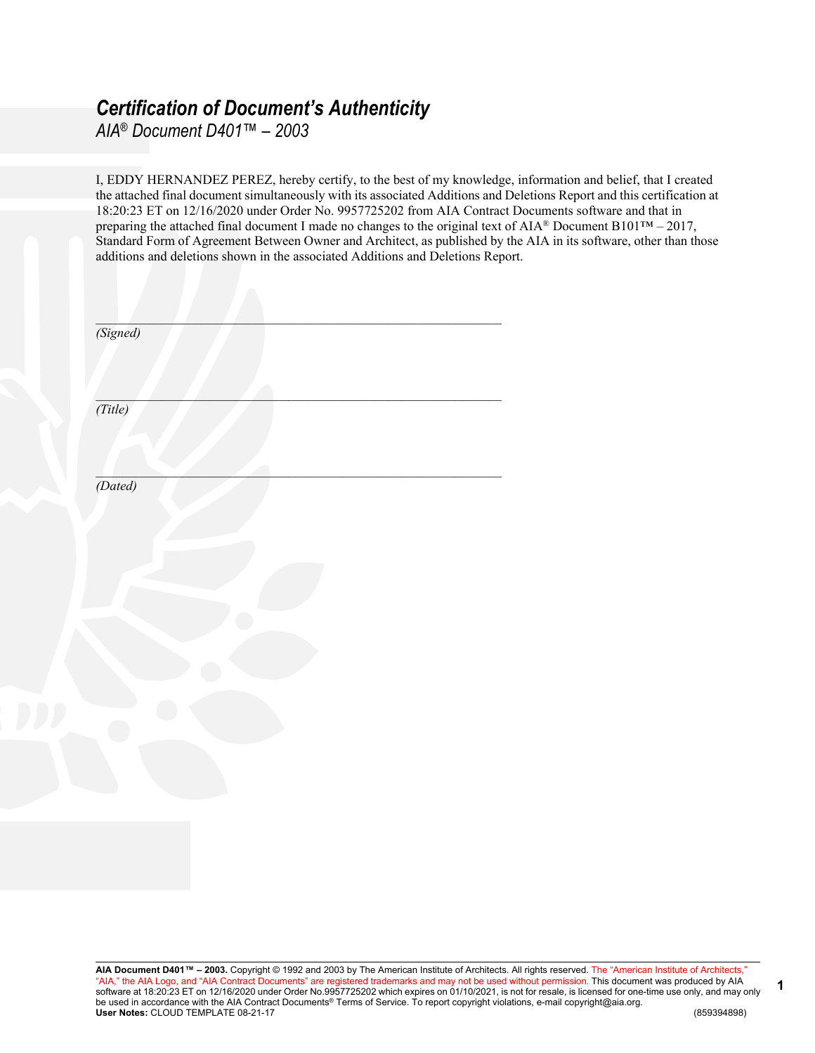# *Certification of Document's Authenticity*

*AIA® Document D401™ – 2003*

I, EDDY HERNANDEZ PEREZ, hereby certify, to the best of my knowledge, information and belief, that I created the attached final document simultaneously with its associated Additions and Deletions Report and this certification at 18:20:23 ET on 12/16/2020 under Order No. 9957725202 from AIA Contract Documents software and that in preparing the attached final document I made no changes to the original text of AIA® Document B101™ – 2017, Standard Form of Agreement Between Owner and Architect, as published by the AIA in its software, other than those additions and deletions shown in the associated Additions and Deletions Report.

______________________________________________________________

*(Signed)*

______________________________________________________________

*(Title)*

______________________________________________________________

*(Dated)*

**AIA Document D401™ – 2003.** Copyright © 1992 and 2003 by The American Institute of Architects. All rights reserved. The "American Institute of Architects," "AIA," the AIA Logo, and "AIA Contract Documents" are registered trademarks and may not be used without permission. This document was produced by AIA software at 18:20:23 ET on 12/16/2020 under Order No.9957725202 which expires on 01/10/2021, is not for resale, is licensed for one-time use only, and may only be used in accordance with the AIA Contract Documents® Terms of Service. To report copyright violations, e-mail copyright@aia.org.
**User Notes:** CLOUD TEMPLATE 08-21-17 (859394898)